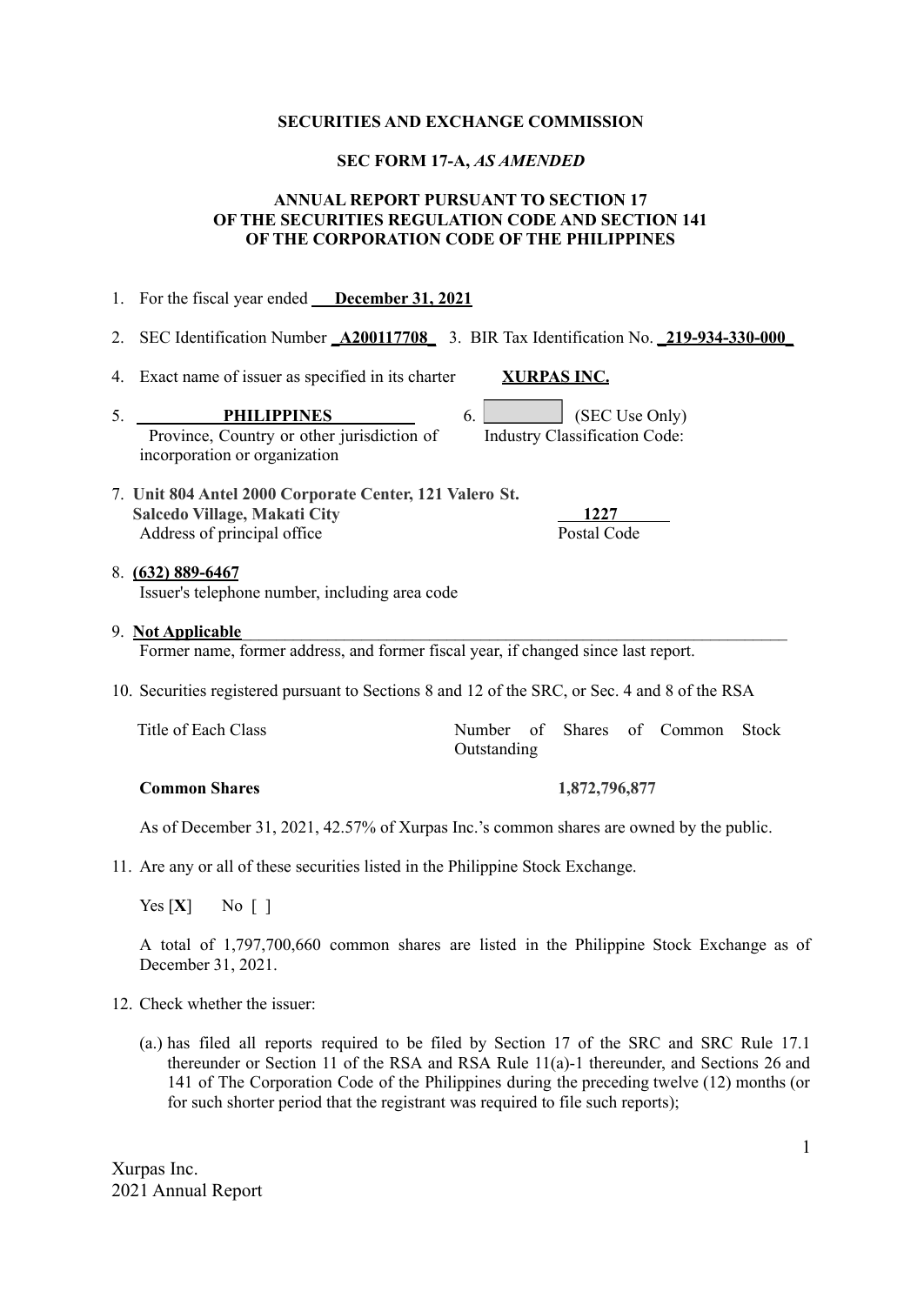**SECURITIES AND EXCHANGE COMMISSION**

**SEC FORM 17-A, *AS AMENDED***

**ANNUAL REPORT PURSUANT TO SECTION 17 OF THE SECURITIES REGULATION CODE AND SECTION 141 OF THE CORPORATION CODE OF THE PHILIPPINES**

1. For the fiscal year ended **December 31, 2021**

2. SEC Identification Number **A200117708** 3. BIR Tax Identification No. **219-934-330-000**

4. Exact name of issuer as specified in its charter **XURPAS INC.**

5. **PHILIPPINES**
   Province, Country or other jurisdiction of incorporation or organization

6. (SEC Use Only)
   Industry Classification Code:

7. **Unit 804 Antel 2000 Corporate Center, 121 Valero St. Salcedo Village, Makati City** — **1227**
   Address of principal office — Postal Code

8. **(632) 889-6467**
   Issuer's telephone number, including area code

9. **Not Applicable**
   Former name, former address, and former fiscal year, if changed since last report.

10. Securities registered pursuant to Sections 8 and 12 of the SRC, or Sec. 4 and 8 of the RSA

| Title of Each Class | Number of Shares of Common Stock Outstanding |
|---|---|
| **Common Shares** | **1,872,796,877** |

As of December 31, 2021, 42.57% of Xurpas Inc.'s common shares are owned by the public.

11. Are any or all of these securities listed in the Philippine Stock Exchange.

    Yes [**X**] No [ ]

    A total of 1,797,700,660 common shares are listed in the Philippine Stock Exchange as of December 31, 2021.

12. Check whether the issuer:

    (a.) has filed all reports required to be filed by Section 17 of the SRC and SRC Rule 17.1 thereunder or Section 11 of the RSA and RSA Rule 11(a)-1 thereunder, and Sections 26 and 141 of The Corporation Code of the Philippines during the preceding twelve (12) months (or for such shorter period that the registrant was required to file such reports);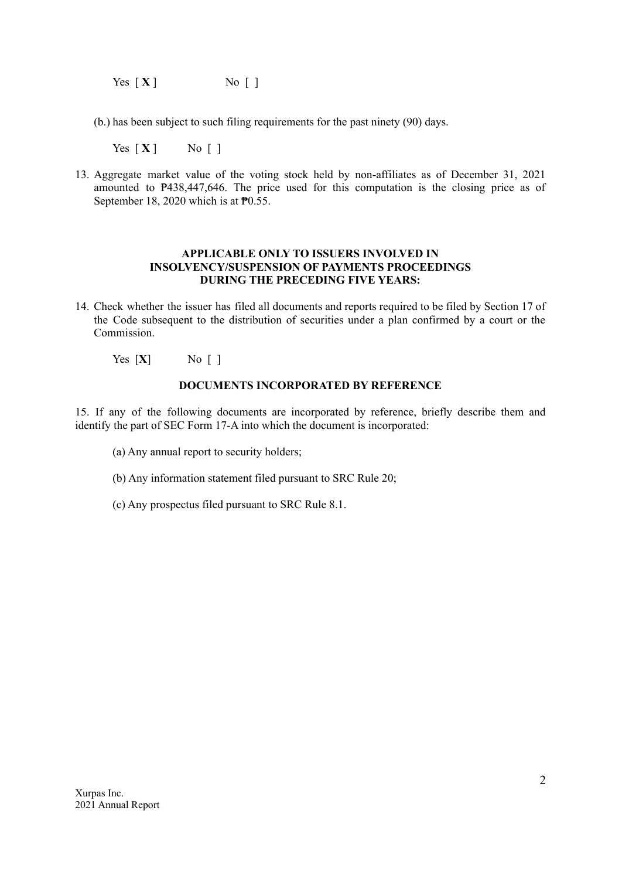Yes [ **X** ]  No [ ]

(b.) has been subject to such filing requirements for the past ninety (90) days.

Yes [ **X** ]  No [ ]

13. Aggregate market value of the voting stock held by non-affiliates as of December 31, 2021 amounted to ₱438,447,646. The price used for this computation is the closing price as of September 18, 2020 which is at ₱0.55.

**APPLICABLE ONLY TO ISSUERS INVOLVED IN INSOLVENCY/SUSPENSION OF PAYMENTS PROCEEDINGS DURING THE PRECEDING FIVE YEARS:**

14. Check whether the issuer has filed all documents and reports required to be filed by Section 17 of the Code subsequent to the distribution of securities under a plan confirmed by a court or the Commission.

Yes [**X**]  No [ ]

**DOCUMENTS INCORPORATED BY REFERENCE**

15. If any of the following documents are incorporated by reference, briefly describe them and identify the part of SEC Form 17-A into which the document is incorporated:

(a) Any annual report to security holders;

(b) Any information statement filed pursuant to SRC Rule 20;

(c) Any prospectus filed pursuant to SRC Rule 8.1.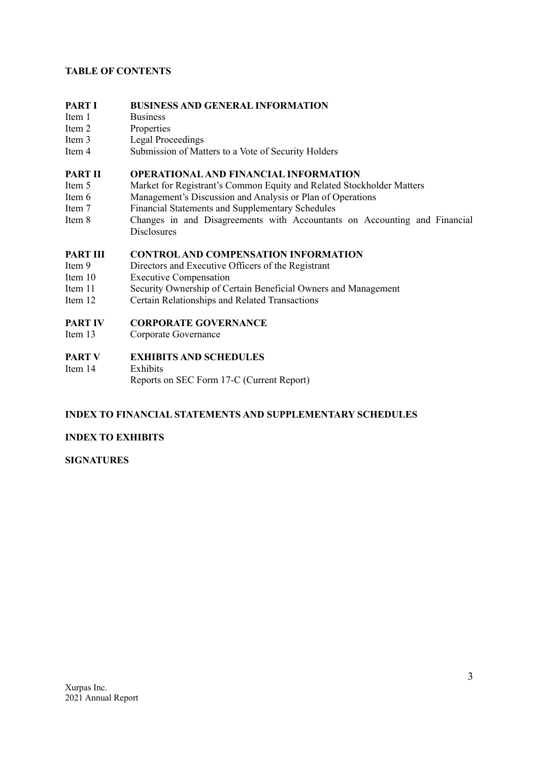**TABLE OF CONTENTS**

| | |
|---|---|
| **PART I** | **BUSINESS AND GENERAL INFORMATION** |
| Item 1 | Business |
| Item 2 | Properties |
| Item 3 | Legal Proceedings |
| Item 4 | Submission of Matters to a Vote of Security Holders |
| **PART II** | **OPERATIONAL AND FINANCIAL INFORMATION** |
| Item 5 | Market for Registrant's Common Equity and Related Stockholder Matters |
| Item 6 | Management's Discussion and Analysis or Plan of Operations |
| Item 7 | Financial Statements and Supplementary Schedules |
| Item 8 | Changes in and Disagreements with Accountants on Accounting and Financial Disclosures |
| **PART III** | **CONTROL AND COMPENSATION INFORMATION** |
| Item 9 | Directors and Executive Officers of the Registrant |
| Item 10 | Executive Compensation |
| Item 11 | Security Ownership of Certain Beneficial Owners and Management |
| Item 12 | Certain Relationships and Related Transactions |
| **PART IV** | **CORPORATE GOVERNANCE** |
| Item 13 | Corporate Governance |
| **PART V** | **EXHIBITS AND SCHEDULES** |
| Item 14 | Exhibits |
| | Reports on SEC Form 17-C (Current Report) |

**INDEX TO FINANCIAL STATEMENTS AND SUPPLEMENTARY SCHEDULES**

**INDEX TO EXHIBITS**

**SIGNATURES**

Xurpas Inc.
2021 Annual Report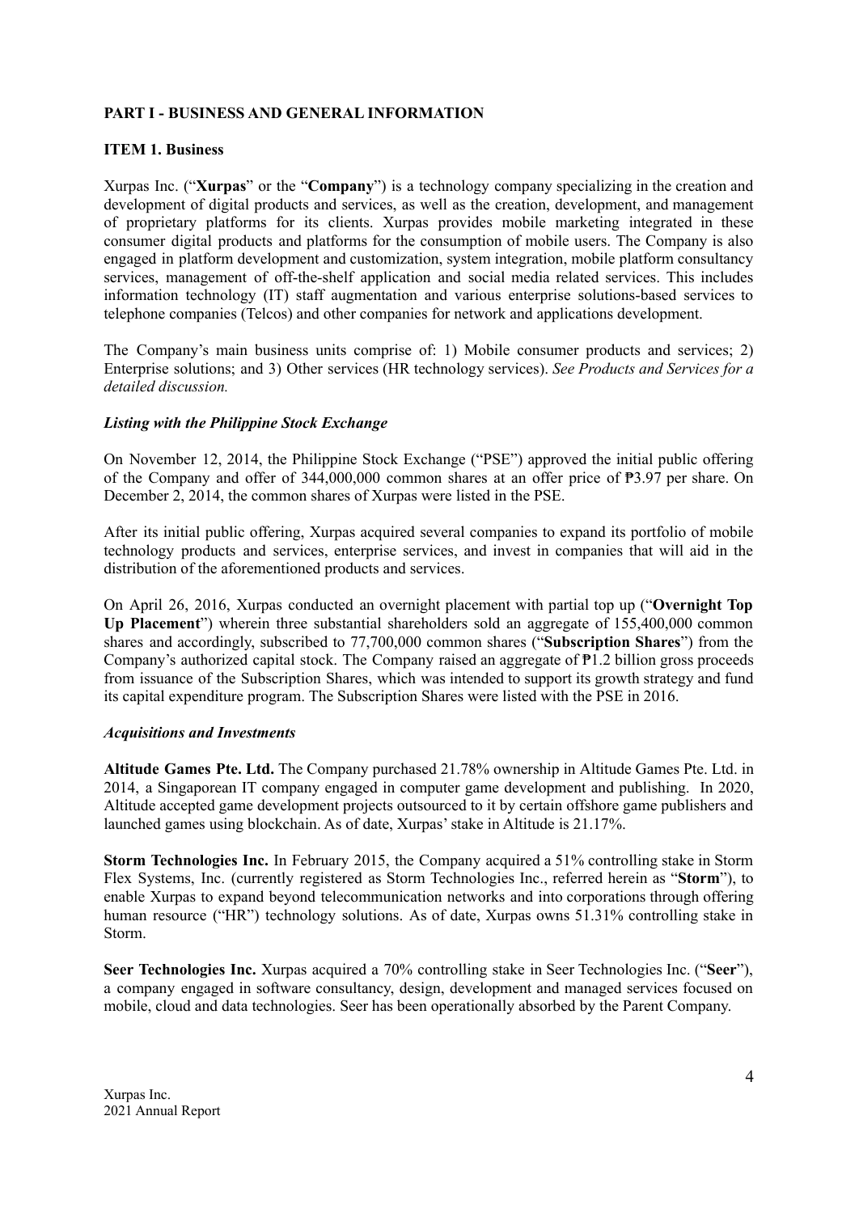## PART I - BUSINESS AND GENERAL INFORMATION

### ITEM 1. Business

Xurpas Inc. ("**Xurpas**" or the "**Company**") is a technology company specializing in the creation and development of digital products and services, as well as the creation, development, and management of proprietary platforms for its clients. Xurpas provides mobile marketing integrated in these consumer digital products and platforms for the consumption of mobile users. The Company is also engaged in platform development and customization, system integration, mobile platform consultancy services, management of off-the-shelf application and social media related services. This includes information technology (IT) staff augmentation and various enterprise solutions-based services to telephone companies (Telcos) and other companies for network and applications development.

The Company's main business units comprise of: 1) Mobile consumer products and services; 2) Enterprise solutions; and 3) Other services (HR technology services). *See Products and Services for a detailed discussion.*

***Listing with the Philippine Stock Exchange***

On November 12, 2014, the Philippine Stock Exchange ("PSE") approved the initial public offering of the Company and offer of 344,000,000 common shares at an offer price of ₱3.97 per share. On December 2, 2014, the common shares of Xurpas were listed in the PSE.

After its initial public offering, Xurpas acquired several companies to expand its portfolio of mobile technology products and services, enterprise services, and invest in companies that will aid in the distribution of the aforementioned products and services.

On April 26, 2016, Xurpas conducted an overnight placement with partial top up ("**Overnight Top Up Placement**") wherein three substantial shareholders sold an aggregate of 155,400,000 common shares and accordingly, subscribed to 77,700,000 common shares ("**Subscription Shares**") from the Company's authorized capital stock. The Company raised an aggregate of ₱1.2 billion gross proceeds from issuance of the Subscription Shares, which was intended to support its growth strategy and fund its capital expenditure program. The Subscription Shares were listed with the PSE in 2016.

***Acquisitions and Investments***

**Altitude Games Pte. Ltd.** The Company purchased 21.78% ownership in Altitude Games Pte. Ltd. in 2014, a Singaporean IT company engaged in computer game development and publishing. In 2020, Altitude accepted game development projects outsourced to it by certain offshore game publishers and launched games using blockchain. As of date, Xurpas' stake in Altitude is 21.17%.

**Storm Technologies Inc.** In February 2015, the Company acquired a 51% controlling stake in Storm Flex Systems, Inc. (currently registered as Storm Technologies Inc., referred herein as "**Storm**"), to enable Xurpas to expand beyond telecommunication networks and into corporations through offering human resource ("HR") technology solutions. As of date, Xurpas owns 51.31% controlling stake in Storm.

**Seer Technologies Inc.** Xurpas acquired a 70% controlling stake in Seer Technologies Inc. ("**Seer**"), a company engaged in software consultancy, design, development and managed services focused on mobile, cloud and data technologies. Seer has been operationally absorbed by the Parent Company.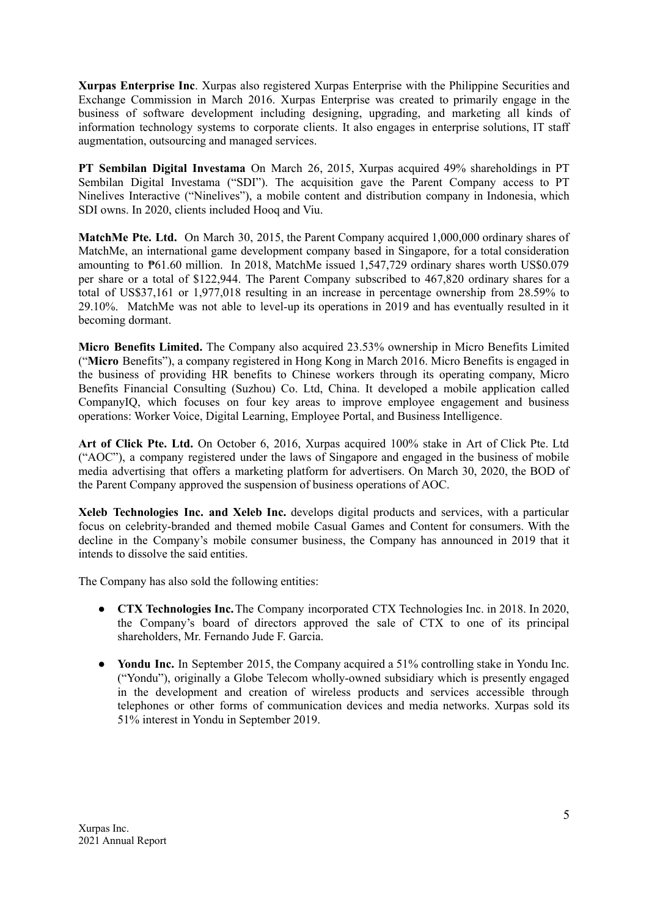**Xurpas Enterprise Inc**. Xurpas also registered Xurpas Enterprise with the Philippine Securities and Exchange Commission in March 2016. Xurpas Enterprise was created to primarily engage in the business of software development including designing, upgrading, and marketing all kinds of information technology systems to corporate clients. It also engages in enterprise solutions, IT staff augmentation, outsourcing and managed services.

**PT Sembilan Digital Investama** On March 26, 2015, Xurpas acquired 49% shareholdings in PT Sembilan Digital Investama ("SDI"). The acquisition gave the Parent Company access to PT Ninelives Interactive ("Ninelives"), a mobile content and distribution company in Indonesia, which SDI owns. In 2020, clients included Hooq and Viu.

**MatchMe Pte. Ltd.** On March 30, 2015, the Parent Company acquired 1,000,000 ordinary shares of MatchMe, an international game development company based in Singapore, for a total consideration amounting to ₱61.60 million. In 2018, MatchMe issued 1,547,729 ordinary shares worth US$0.079 per share or a total of $122,944. The Parent Company subscribed to 467,820 ordinary shares for a total of US$37,161 or 1,977,018 resulting in an increase in percentage ownership from 28.59% to 29.10%. MatchMe was not able to level-up its operations in 2019 and has eventually resulted in it becoming dormant.

**Micro Benefits Limited.** The Company also acquired 23.53% ownership in Micro Benefits Limited ("**Micro** Benefits"), a company registered in Hong Kong in March 2016. Micro Benefits is engaged in the business of providing HR benefits to Chinese workers through its operating company, Micro Benefits Financial Consulting (Suzhou) Co. Ltd, China. It developed a mobile application called CompanyIQ, which focuses on four key areas to improve employee engagement and business operations: Worker Voice, Digital Learning, Employee Portal, and Business Intelligence.

**Art of Click Pte. Ltd.** On October 6, 2016, Xurpas acquired 100% stake in Art of Click Pte. Ltd ("AOC"), a company registered under the laws of Singapore and engaged in the business of mobile media advertising that offers a marketing platform for advertisers. On March 30, 2020, the BOD of the Parent Company approved the suspension of business operations of AOC.

**Xeleb Technologies Inc. and Xeleb Inc.** develops digital products and services, with a particular focus on celebrity-branded and themed mobile Casual Games and Content for consumers. With the decline in the Company's mobile consumer business, the Company has announced in 2019 that it intends to dissolve the said entities.

The Company has also sold the following entities:

- **CTX Technologies Inc.** The Company incorporated CTX Technologies Inc. in 2018. In 2020, the Company's board of directors approved the sale of CTX to one of its principal shareholders, Mr. Fernando Jude F. Garcia.
- **Yondu Inc.** In September 2015, the Company acquired a 51% controlling stake in Yondu Inc. ("Yondu"), originally a Globe Telecom wholly-owned subsidiary which is presently engaged in the development and creation of wireless products and services accessible through telephones or other forms of communication devices and media networks. Xurpas sold its 51% interest in Yondu in September 2019.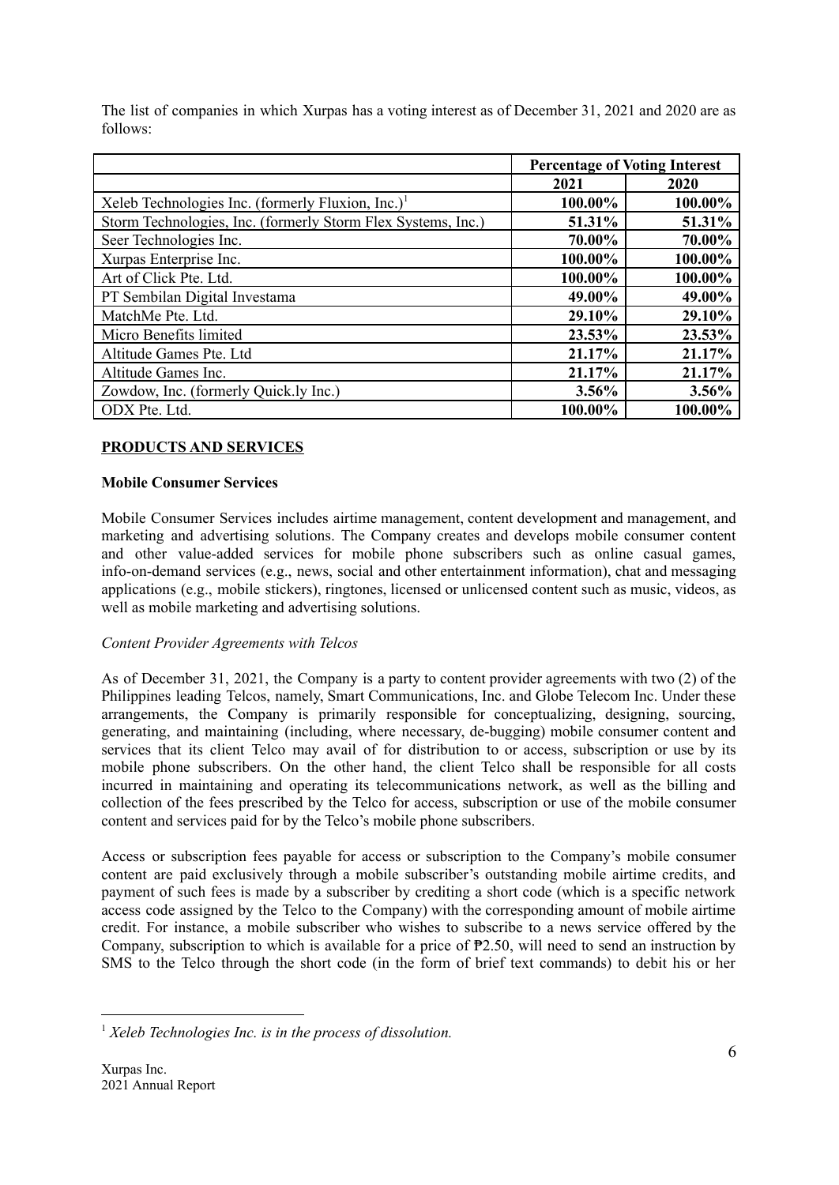The list of companies in which Xurpas has a voting interest as of December 31, 2021 and 2020 are as follows:

| | **Percentage of Voting Interest** | |
|---|---|---|
| | **2021** | **2020** |
| Xeleb Technologies Inc. (formerly Fluxion, Inc.)[1] | **100.00%** | **100.00%** |
| Storm Technologies, Inc. (formerly Storm Flex Systems, Inc.) | **51.31%** | **51.31%** |
| Seer Technologies Inc. | **70.00%** | **70.00%** |
| Xurpas Enterprise Inc. | **100.00%** | **100.00%** |
| Art of Click Pte. Ltd. | **100.00%** | **100.00%** |
| PT Sembilan Digital Investama | **49.00%** | **49.00%** |
| MatchMe Pte. Ltd. | **29.10%** | **29.10%** |
| Micro Benefits limited | **23.53%** | **23.53%** |
| Altitude Games Pte. Ltd | **21.17%** | **21.17%** |
| Altitude Games Inc. | **21.17%** | **21.17%** |
| Zowdow, Inc. (formerly Quick.ly Inc.) | **3.56%** | **3.56%** |
| ODX Pte. Ltd. | **100.00%** | **100.00%** |

**PRODUCTS AND SERVICES**

**Mobile Consumer Services**

Mobile Consumer Services includes airtime management, content development and management, and marketing and advertising solutions. The Company creates and develops mobile consumer content and other value-added services for mobile phone subscribers such as online casual games, info-on-demand services (e.g., news, social and other entertainment information), chat and messaging applications (e.g., mobile stickers), ringtones, licensed or unlicensed content such as music, videos, as well as mobile marketing and advertising solutions.

*Content Provider Agreements with Telcos*

As of December 31, 2021, the Company is a party to content provider agreements with two (2) of the Philippines leading Telcos, namely, Smart Communications, Inc. and Globe Telecom Inc. Under these arrangements, the Company is primarily responsible for conceptualizing, designing, sourcing, generating, and maintaining (including, where necessary, de-bugging) mobile consumer content and services that its client Telco may avail of for distribution to or access, subscription or use by its mobile phone subscribers. On the other hand, the client Telco shall be responsible for all costs incurred in maintaining and operating its telecommunications network, as well as the billing and collection of the fees prescribed by the Telco for access, subscription or use of the mobile consumer content and services paid for by the Telco's mobile phone subscribers.

Access or subscription fees payable for access or subscription to the Company's mobile consumer content are paid exclusively through a mobile subscriber's outstanding mobile airtime credits, and payment of such fees is made by a subscriber by crediting a short code (which is a specific network access code assigned by the Telco to the Company) with the corresponding amount of mobile airtime credit. For instance, a mobile subscriber who wishes to subscribe to a news service offered by the Company, subscription to which is available for a price of ₱2.50, will need to send an instruction by SMS to the Telco through the short code (in the form of brief text commands) to debit his or her

[1] *Xeleb Technologies Inc. is in the process of dissolution.*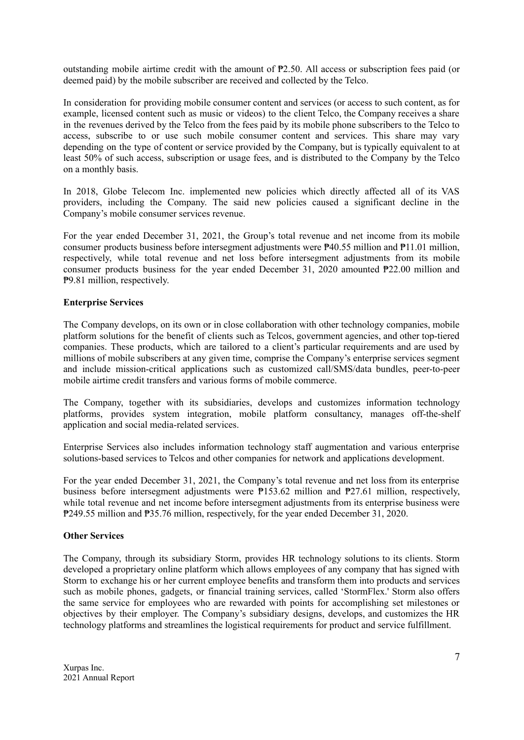outstanding mobile airtime credit with the amount of ₱2.50. All access or subscription fees paid (or deemed paid) by the mobile subscriber are received and collected by the Telco.

In consideration for providing mobile consumer content and services (or access to such content, as for example, licensed content such as music or videos) to the client Telco, the Company receives a share in the revenues derived by the Telco from the fees paid by its mobile phone subscribers to the Telco to access, subscribe to or use such mobile consumer content and services. This share may vary depending on the type of content or service provided by the Company, but is typically equivalent to at least 50% of such access, subscription or usage fees, and is distributed to the Company by the Telco on a monthly basis.

In 2018, Globe Telecom Inc. implemented new policies which directly affected all of its VAS providers, including the Company. The said new policies caused a significant decline in the Company's mobile consumer services revenue.

For the year ended December 31, 2021, the Group's total revenue and net income from its mobile consumer products business before intersegment adjustments were ₱40.55 million and ₱11.01 million, respectively, while total revenue and net loss before intersegment adjustments from its mobile consumer products business for the year ended December 31, 2020 amounted ₱22.00 million and ₱9.81 million, respectively.

**Enterprise Services**

The Company develops, on its own or in close collaboration with other technology companies, mobile platform solutions for the benefit of clients such as Telcos, government agencies, and other top-tiered companies. These products, which are tailored to a client's particular requirements and are used by millions of mobile subscribers at any given time, comprise the Company's enterprise services segment and include mission-critical applications such as customized call/SMS/data bundles, peer-to-peer mobile airtime credit transfers and various forms of mobile commerce.

The Company, together with its subsidiaries, develops and customizes information technology platforms, provides system integration, mobile platform consultancy, manages off-the-shelf application and social media-related services.

Enterprise Services also includes information technology staff augmentation and various enterprise solutions-based services to Telcos and other companies for network and applications development.

For the year ended December 31, 2021, the Company's total revenue and net loss from its enterprise business before intersegment adjustments were ₱153.62 million and ₱27.61 million, respectively, while total revenue and net income before intersegment adjustments from its enterprise business were ₱249.55 million and ₱35.76 million, respectively, for the year ended December 31, 2020.

**Other Services**

The Company, through its subsidiary Storm, provides HR technology solutions to its clients. Storm developed a proprietary online platform which allows employees of any company that has signed with Storm to exchange his or her current employee benefits and transform them into products and services such as mobile phones, gadgets, or financial training services, called 'StormFlex.' Storm also offers the same service for employees who are rewarded with points for accomplishing set milestones or objectives by their employer. The Company's subsidiary designs, develops, and customizes the HR technology platforms and streamlines the logistical requirements for product and service fulfillment.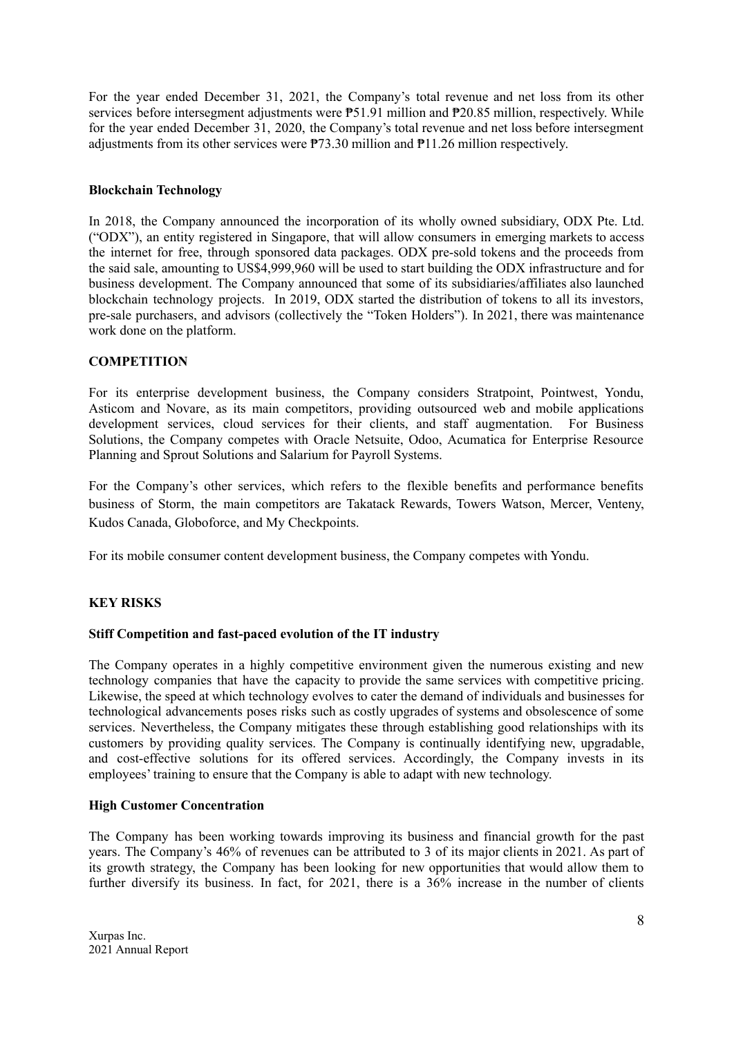For the year ended December 31, 2021, the Company's total revenue and net loss from its other services before intersegment adjustments were ₱51.91 million and ₱20.85 million, respectively. While for the year ended December 31, 2020, the Company's total revenue and net loss before intersegment adjustments from its other services were ₱73.30 million and ₱11.26 million respectively.

**Blockchain Technology**

In 2018, the Company announced the incorporation of its wholly owned subsidiary, ODX Pte. Ltd. ("ODX"), an entity registered in Singapore, that will allow consumers in emerging markets to access the internet for free, through sponsored data packages. ODX pre-sold tokens and the proceeds from the said sale, amounting to US$4,999,960 will be used to start building the ODX infrastructure and for business development. The Company announced that some of its subsidiaries/affiliates also launched blockchain technology projects. In 2019, ODX started the distribution of tokens to all its investors, pre-sale purchasers, and advisors (collectively the "Token Holders"). In 2021, there was maintenance work done on the platform.

**COMPETITION**

For its enterprise development business, the Company considers Stratpoint, Pointwest, Yondu, Asticom and Novare, as its main competitors, providing outsourced web and mobile applications development services, cloud services for their clients, and staff augmentation. For Business Solutions, the Company competes with Oracle Netsuite, Odoo, Acumatica for Enterprise Resource Planning and Sprout Solutions and Salarium for Payroll Systems.

For the Company's other services, which refers to the flexible benefits and performance benefits business of Storm, the main competitors are Takatack Rewards, Towers Watson, Mercer, Venteny, Kudos Canada, Globoforce, and My Checkpoints.

For its mobile consumer content development business, the Company competes with Yondu.

**KEY RISKS**

**Stiff Competition and fast-paced evolution of the IT industry**

The Company operates in a highly competitive environment given the numerous existing and new technology companies that have the capacity to provide the same services with competitive pricing. Likewise, the speed at which technology evolves to cater the demand of individuals and businesses for technological advancements poses risks such as costly upgrades of systems and obsolescence of some services. Nevertheless, the Company mitigates these through establishing good relationships with its customers by providing quality services. The Company is continually identifying new, upgradable, and cost-effective solutions for its offered services. Accordingly, the Company invests in its employees' training to ensure that the Company is able to adapt with new technology.

**High Customer Concentration**

The Company has been working towards improving its business and financial growth for the past years. The Company's 46% of revenues can be attributed to 3 of its major clients in 2021. As part of its growth strategy, the Company has been looking for new opportunities that would allow them to further diversify its business. In fact, for 2021, there is a 36% increase in the number of clients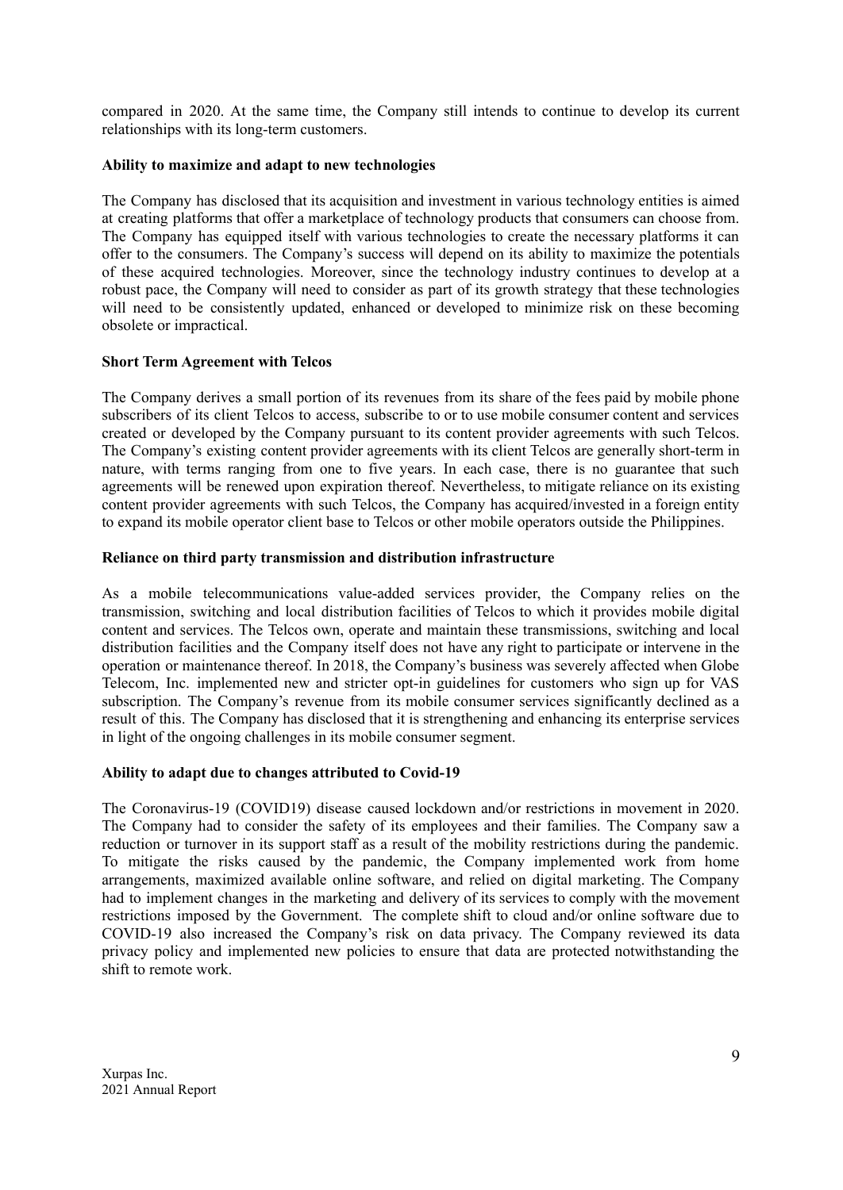compared in 2020. At the same time, the Company still intends to continue to develop its current relationships with its long-term customers.

**Ability to maximize and adapt to new technologies**

The Company has disclosed that its acquisition and investment in various technology entities is aimed at creating platforms that offer a marketplace of technology products that consumers can choose from. The Company has equipped itself with various technologies to create the necessary platforms it can offer to the consumers. The Company's success will depend on its ability to maximize the potentials of these acquired technologies. Moreover, since the technology industry continues to develop at a robust pace, the Company will need to consider as part of its growth strategy that these technologies will need to be consistently updated, enhanced or developed to minimize risk on these becoming obsolete or impractical.

**Short Term Agreement with Telcos**

The Company derives a small portion of its revenues from its share of the fees paid by mobile phone subscribers of its client Telcos to access, subscribe to or to use mobile consumer content and services created or developed by the Company pursuant to its content provider agreements with such Telcos. The Company's existing content provider agreements with its client Telcos are generally short-term in nature, with terms ranging from one to five years. In each case, there is no guarantee that such agreements will be renewed upon expiration thereof. Nevertheless, to mitigate reliance on its existing content provider agreements with such Telcos, the Company has acquired/invested in a foreign entity to expand its mobile operator client base to Telcos or other mobile operators outside the Philippines.

**Reliance on third party transmission and distribution infrastructure**

As a mobile telecommunications value-added services provider, the Company relies on the transmission, switching and local distribution facilities of Telcos to which it provides mobile digital content and services. The Telcos own, operate and maintain these transmissions, switching and local distribution facilities and the Company itself does not have any right to participate or intervene in the operation or maintenance thereof. In 2018, the Company's business was severely affected when Globe Telecom, Inc. implemented new and stricter opt-in guidelines for customers who sign up for VAS subscription. The Company's revenue from its mobile consumer services significantly declined as a result of this. The Company has disclosed that it is strengthening and enhancing its enterprise services in light of the ongoing challenges in its mobile consumer segment.

**Ability to adapt due to changes attributed to Covid-19**

The Coronavirus-19 (COVID19) disease caused lockdown and/or restrictions in movement in 2020. The Company had to consider the safety of its employees and their families. The Company saw a reduction or turnover in its support staff as a result of the mobility restrictions during the pandemic. To mitigate the risks caused by the pandemic, the Company implemented work from home arrangements, maximized available online software, and relied on digital marketing. The Company had to implement changes in the marketing and delivery of its services to comply with the movement restrictions imposed by the Government. The complete shift to cloud and/or online software due to COVID-19 also increased the Company's risk on data privacy. The Company reviewed its data privacy policy and implemented new policies to ensure that data are protected notwithstanding the shift to remote work.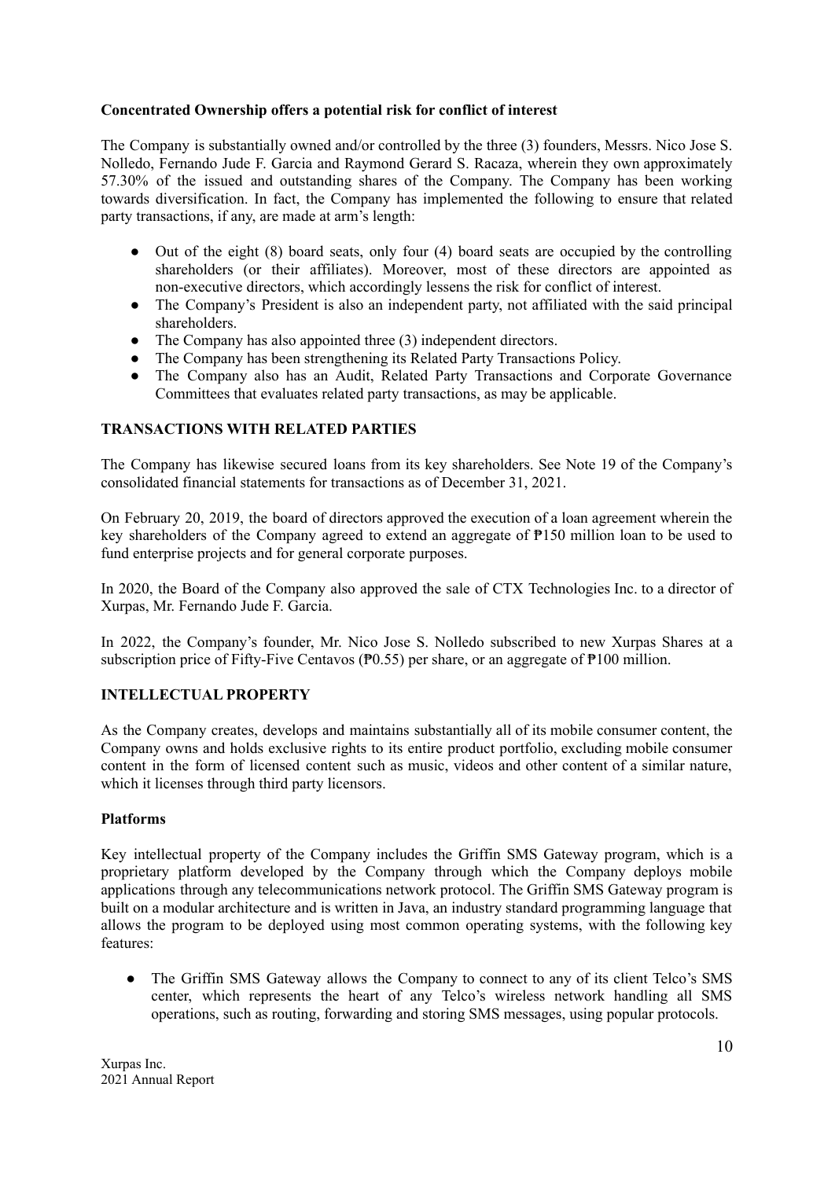**Concentrated Ownership offers a potential risk for conflict of interest**

The Company is substantially owned and/or controlled by the three (3) founders, Messrs. Nico Jose S. Nolledo, Fernando Jude F. Garcia and Raymond Gerard S. Racaza, wherein they own approximately 57.30% of the issued and outstanding shares of the Company. The Company has been working towards diversification. In fact, the Company has implemented the following to ensure that related party transactions, if any, are made at arm's length:

- Out of the eight (8) board seats, only four (4) board seats are occupied by the controlling shareholders (or their affiliates). Moreover, most of these directors are appointed as non-executive directors, which accordingly lessens the risk for conflict of interest.
- The Company's President is also an independent party, not affiliated with the said principal shareholders.
- The Company has also appointed three (3) independent directors.
- The Company has been strengthening its Related Party Transactions Policy.
- The Company also has an Audit, Related Party Transactions and Corporate Governance Committees that evaluates related party transactions, as may be applicable.

**TRANSACTIONS WITH RELATED PARTIES**

The Company has likewise secured loans from its key shareholders. See Note 19 of the Company's consolidated financial statements for transactions as of December 31, 2021.

On February 20, 2019, the board of directors approved the execution of a loan agreement wherein the key shareholders of the Company agreed to extend an aggregate of ₱150 million loan to be used to fund enterprise projects and for general corporate purposes.

In 2020, the Board of the Company also approved the sale of CTX Technologies Inc. to a director of Xurpas, Mr. Fernando Jude F. Garcia.

In 2022, the Company's founder, Mr. Nico Jose S. Nolledo subscribed to new Xurpas Shares at a subscription price of Fifty-Five Centavos (₱0.55) per share, or an aggregate of ₱100 million.

**INTELLECTUAL PROPERTY**

As the Company creates, develops and maintains substantially all of its mobile consumer content, the Company owns and holds exclusive rights to its entire product portfolio, excluding mobile consumer content in the form of licensed content such as music, videos and other content of a similar nature, which it licenses through third party licensors.

**Platforms**

Key intellectual property of the Company includes the Griffin SMS Gateway program, which is a proprietary platform developed by the Company through which the Company deploys mobile applications through any telecommunications network protocol. The Griffin SMS Gateway program is built on a modular architecture and is written in Java, an industry standard programming language that allows the program to be deployed using most common operating systems, with the following key features:

- The Griffin SMS Gateway allows the Company to connect to any of its client Telco's SMS center, which represents the heart of any Telco's wireless network handling all SMS operations, such as routing, forwarding and storing SMS messages, using popular protocols.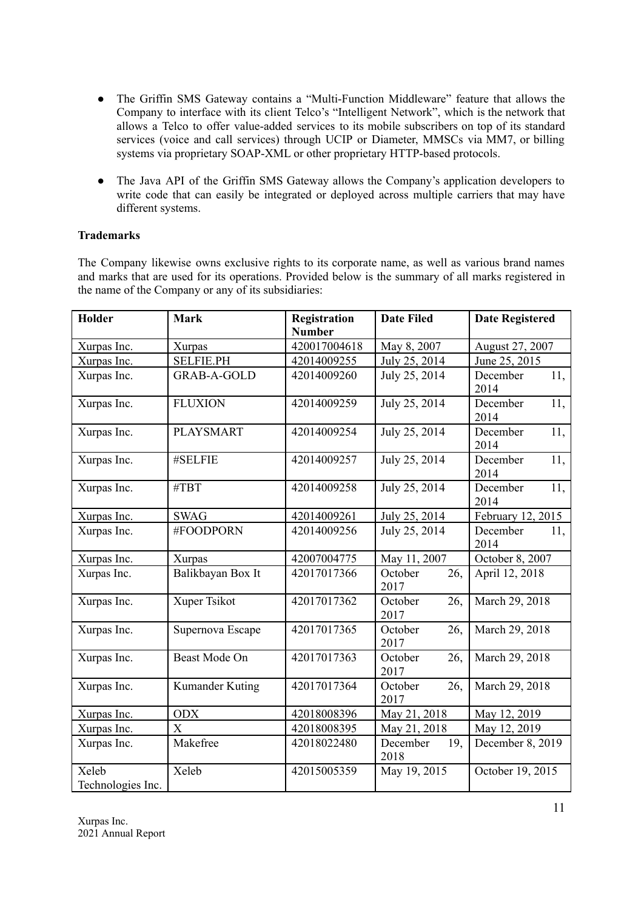- The Griffin SMS Gateway contains a "Multi-Function Middleware" feature that allows the Company to interface with its client Telco's "Intelligent Network", which is the network that allows a Telco to offer value-added services to its mobile subscribers on top of its standard services (voice and call services) through UCIP or Diameter, MMSCs via MM7, or billing systems via proprietary SOAP-XML or other proprietary HTTP-based protocols.

- The Java API of the Griffin SMS Gateway allows the Company's application developers to write code that can easily be integrated or deployed across multiple carriers that may have different systems.

**Trademarks**

The Company likewise owns exclusive rights to its corporate name, as well as various brand names and marks that are used for its operations. Provided below is the summary of all marks registered in the name of the Company or any of its subsidiaries:

| Holder | Mark | Registration Number | Date Filed | Date Registered |
|---|---|---|---|---|
| Xurpas Inc. | Xurpas | 420017004618 | May 8, 2007 | August 27, 2007 |
| Xurpas Inc. | SELFIE.PH | 42014009255 | July 25, 2014 | June 25, 2015 |
| Xurpas Inc. | GRAB-A-GOLD | 42014009260 | July 25, 2014 | December 11, 2014 |
| Xurpas Inc. | FLUXION | 42014009259 | July 25, 2014 | December 11, 2014 |
| Xurpas Inc. | PLAYSMART | 42014009254 | July 25, 2014 | December 11, 2014 |
| Xurpas Inc. | #SELFIE | 42014009257 | July 25, 2014 | December 11, 2014 |
| Xurpas Inc. | #TBT | 42014009258 | July 25, 2014 | December 11, 2014 |
| Xurpas Inc. | SWAG | 42014009261 | July 25, 2014 | February 12, 2015 |
| Xurpas Inc. | #FOODPORN | 42014009256 | July 25, 2014 | December 11, 2014 |
| Xurpas Inc. | Xurpas | 42007004775 | May 11, 2007 | October 8, 2007 |
| Xurpas Inc. | Balikbayan Box It | 42017017366 | October 26, 2017 | April 12, 2018 |
| Xurpas Inc. | Xuper Tsikot | 42017017362 | October 26, 2017 | March 29, 2018 |
| Xurpas Inc. | Supernova Escape | 42017017365 | October 26, 2017 | March 29, 2018 |
| Xurpas Inc. | Beast Mode On | 42017017363 | October 26, 2017 | March 29, 2018 |
| Xurpas Inc. | Kumander Kuting | 42017017364 | October 26, 2017 | March 29, 2018 |
| Xurpas Inc. | ODX | 42018008396 | May 21, 2018 | May 12, 2019 |
| Xurpas Inc. | X | 42018008395 | May 21, 2018 | May 12, 2019 |
| Xurpas Inc. | Makefree | 42018022480 | December 19, 2018 | December 8, 2019 |
| Xeleb Technologies Inc. | Xeleb | 42015005359 | May 19, 2015 | October 19, 2015 |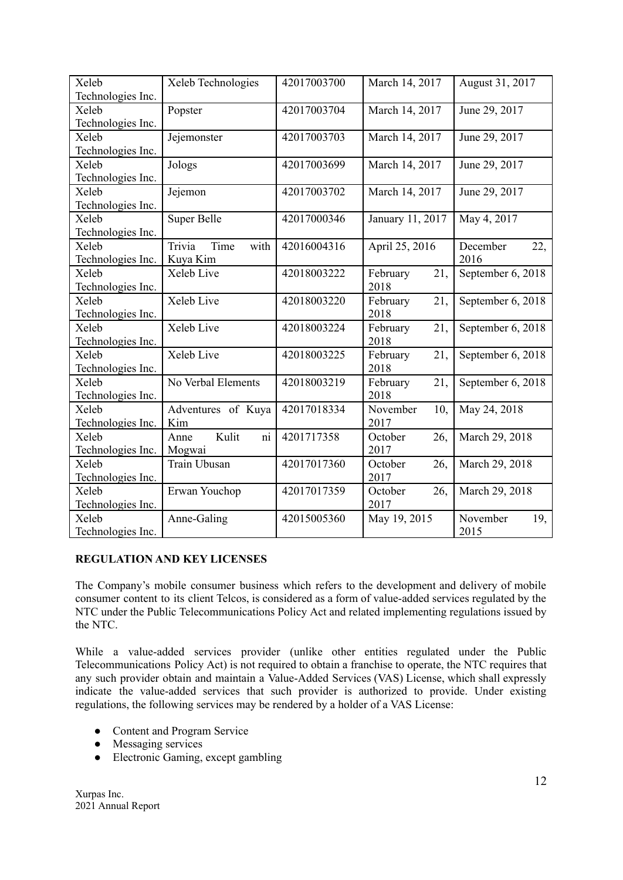| Xeleb Technologies Inc. | Xeleb Technologies | 42017003700 | March 14, 2017 | August 31, 2017 |
|---|---|---|---|---|
| Xeleb Technologies Inc. | Popster | 42017003704 | March 14, 2017 | June 29, 2017 |
| Xeleb Technologies Inc. | Jejemonster | 42017003703 | March 14, 2017 | June 29, 2017 |
| Xeleb Technologies Inc. | Jologs | 42017003699 | March 14, 2017 | June 29, 2017 |
| Xeleb Technologies Inc. | Jejemon | 42017003702 | March 14, 2017 | June 29, 2017 |
| Xeleb Technologies Inc. | Super Belle | 42017000346 | January 11, 2017 | May 4, 2017 |
| Xeleb Technologies Inc. | Trivia Time with Kuya Kim | 42016004316 | April 25, 2016 | December 22, 2016 |
| Xeleb Technologies Inc. | Xeleb Live | 42018003222 | February 21, 2018 | September 6, 2018 |
| Xeleb Technologies Inc. | Xeleb Live | 42018003220 | February 21, 2018 | September 6, 2018 |
| Xeleb Technologies Inc. | Xeleb Live | 42018003224 | February 21, 2018 | September 6, 2018 |
| Xeleb Technologies Inc. | Xeleb Live | 42018003225 | February 21, 2018 | September 6, 2018 |
| Xeleb Technologies Inc. | No Verbal Elements | 42018003219 | February 21, 2018 | September 6, 2018 |
| Xeleb Technologies Inc. | Adventures of Kuya Kim | 42017018334 | November 10, 2017 | May 24, 2018 |
| Xeleb Technologies Inc. | Anne Kulit ni Mogwai | 4201717358 | October 26, 2017 | March 29, 2018 |
| Xeleb Technologies Inc. | Train Ubusan | 42017017360 | October 26, 2017 | March 29, 2018 |
| Xeleb Technologies Inc. | Erwan Youchop | 42017017359 | October 26, 2017 | March 29, 2018 |
| Xeleb Technologies Inc. | Anne-Galing | 42015005360 | May 19, 2015 | November 19, 2015 |

**REGULATION AND KEY LICENSES**

The Company's mobile consumer business which refers to the development and delivery of mobile consumer content to its client Telcos, is considered as a form of value-added services regulated by the NTC under the Public Telecommunications Policy Act and related implementing regulations issued by the NTC.

While a value-added services provider (unlike other entities regulated under the Public Telecommunications Policy Act) is not required to obtain a franchise to operate, the NTC requires that any such provider obtain and maintain a Value-Added Services (VAS) License, which shall expressly indicate the value-added services that such provider is authorized to provide. Under existing regulations, the following services may be rendered by a holder of a VAS License:

- Content and Program Service
- Messaging services
- Electronic Gaming, except gambling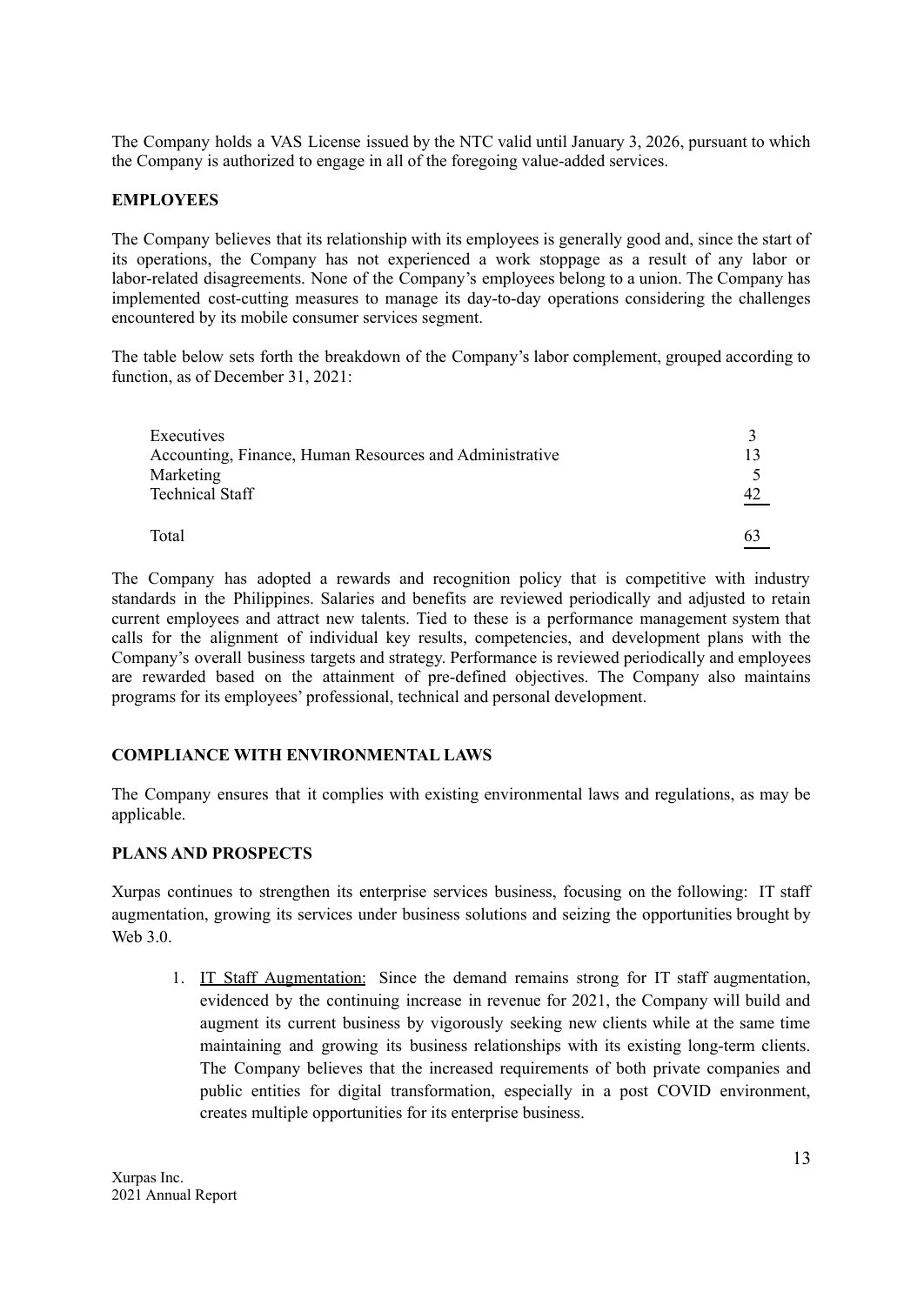The Company holds a VAS License issued by the NTC valid until January 3, 2026, pursuant to which the Company is authorized to engage in all of the foregoing value-added services.

## EMPLOYEES

The Company believes that its relationship with its employees is generally good and, since the start of its operations, the Company has not experienced a work stoppage as a result of any labor or labor-related disagreements. None of the Company's employees belong to a union. The Company has implemented cost-cutting measures to manage its day-to-day operations considering the challenges encountered by its mobile consumer services segment.

The table below sets forth the breakdown of the Company's labor complement, grouped according to function, as of December 31, 2021:

| | |
|---|---|
| Executives | 3 |
| Accounting, Finance, Human Resources and Administrative | 13 |
| Marketing | 5 |
| Technical Staff | 42 |
| Total | 63 |

The Company has adopted a rewards and recognition policy that is competitive with industry standards in the Philippines. Salaries and benefits are reviewed periodically and adjusted to retain current employees and attract new talents. Tied to these is a performance management system that calls for the alignment of individual key results, competencies, and development plans with the Company's overall business targets and strategy. Performance is reviewed periodically and employees are rewarded based on the attainment of pre-defined objectives. The Company also maintains programs for its employees' professional, technical and personal development.

## COMPLIANCE WITH ENVIRONMENTAL LAWS

The Company ensures that it complies with existing environmental laws and regulations, as may be applicable.

## PLANS AND PROSPECTS

Xurpas continues to strengthen its enterprise services business, focusing on the following: IT staff augmentation, growing its services under business solutions and seizing the opportunities brought by Web 3.0.

1. IT Staff Augmentation: Since the demand remains strong for IT staff augmentation, evidenced by the continuing increase in revenue for 2021, the Company will build and augment its current business by vigorously seeking new clients while at the same time maintaining and growing its business relationships with its existing long-term clients. The Company believes that the increased requirements of both private companies and public entities for digital transformation, especially in a post COVID environment, creates multiple opportunities for its enterprise business.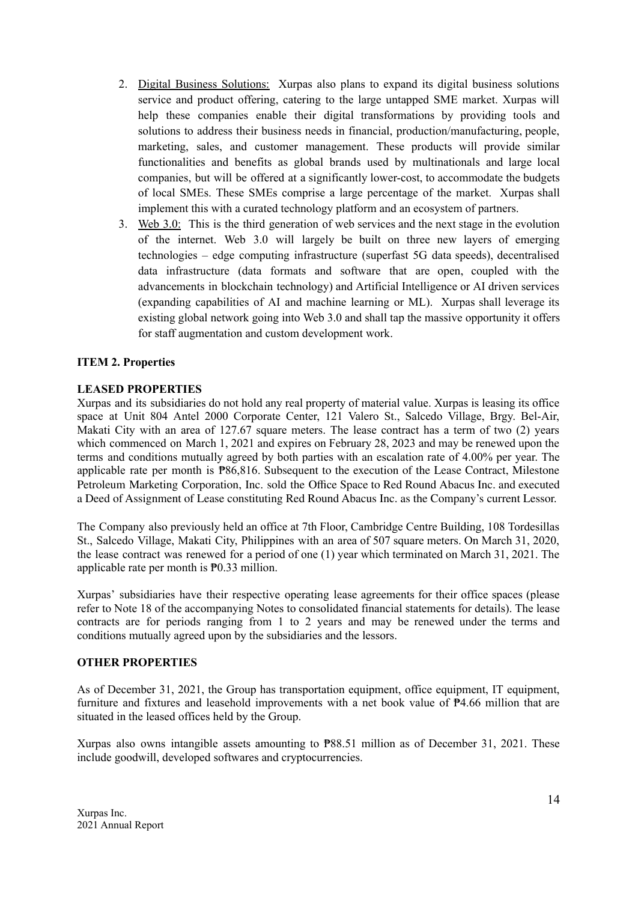2. Digital Business Solutions: Xurpas also plans to expand its digital business solutions service and product offering, catering to the large untapped SME market. Xurpas will help these companies enable their digital transformations by providing tools and solutions to address their business needs in financial, production/manufacturing, people, marketing, sales, and customer management. These products will provide similar functionalities and benefits as global brands used by multinationals and large local companies, but will be offered at a significantly lower-cost, to accommodate the budgets of local SMEs. These SMEs comprise a large percentage of the market. Xurpas shall implement this with a curated technology platform and an ecosystem of partners.
3. Web 3.0: This is the third generation of web services and the next stage in the evolution of the internet. Web 3.0 will largely be built on three new layers of emerging technologies – edge computing infrastructure (superfast 5G data speeds), decentralised data infrastructure (data formats and software that are open, coupled with the advancements in blockchain technology) and Artificial Intelligence or AI driven services (expanding capabilities of AI and machine learning or ML). Xurpas shall leverage its existing global network going into Web 3.0 and shall tap the massive opportunity it offers for staff augmentation and custom development work.

**ITEM 2. Properties**

**LEASED PROPERTIES**

Xurpas and its subsidiaries do not hold any real property of material value. Xurpas is leasing its office space at Unit 804 Antel 2000 Corporate Center, 121 Valero St., Salcedo Village, Brgy. Bel-Air, Makati City with an area of 127.67 square meters. The lease contract has a term of two (2) years which commenced on March 1, 2021 and expires on February 28, 2023 and may be renewed upon the terms and conditions mutually agreed by both parties with an escalation rate of 4.00% per year. The applicable rate per month is ₱86,816. Subsequent to the execution of the Lease Contract, Milestone Petroleum Marketing Corporation, Inc. sold the Office Space to Red Round Abacus Inc. and executed a Deed of Assignment of Lease constituting Red Round Abacus Inc. as the Company's current Lessor.

The Company also previously held an office at 7th Floor, Cambridge Centre Building, 108 Tordesillas St., Salcedo Village, Makati City, Philippines with an area of 507 square meters. On March 31, 2020, the lease contract was renewed for a period of one (1) year which terminated on March 31, 2021. The applicable rate per month is ₱0.33 million.

Xurpas' subsidiaries have their respective operating lease agreements for their office spaces (please refer to Note 18 of the accompanying Notes to consolidated financial statements for details). The lease contracts are for periods ranging from 1 to 2 years and may be renewed under the terms and conditions mutually agreed upon by the subsidiaries and the lessors.

**OTHER PROPERTIES**

As of December 31, 2021, the Group has transportation equipment, office equipment, IT equipment, furniture and fixtures and leasehold improvements with a net book value of ₱4.66 million that are situated in the leased offices held by the Group.

Xurpas also owns intangible assets amounting to ₱88.51 million as of December 31, 2021. These include goodwill, developed softwares and cryptocurrencies.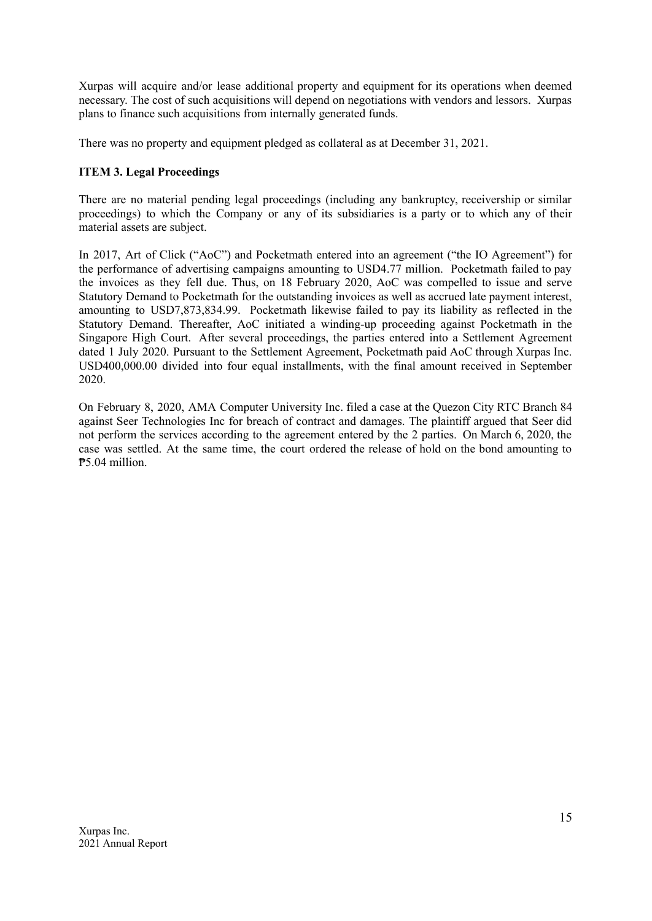Xurpas will acquire and/or lease additional property and equipment for its operations when deemed necessary. The cost of such acquisitions will depend on negotiations with vendors and lessors. Xurpas plans to finance such acquisitions from internally generated funds.

There was no property and equipment pledged as collateral as at December 31, 2021.

**ITEM 3. Legal Proceedings**

There are no material pending legal proceedings (including any bankruptcy, receivership or similar proceedings) to which the Company or any of its subsidiaries is a party or to which any of their material assets are subject.

In 2017, Art of Click ("AoC") and Pocketmath entered into an agreement ("the IO Agreement") for the performance of advertising campaigns amounting to USD4.77 million. Pocketmath failed to pay the invoices as they fell due. Thus, on 18 February 2020, AoC was compelled to issue and serve Statutory Demand to Pocketmath for the outstanding invoices as well as accrued late payment interest, amounting to USD7,873,834.99. Pocketmath likewise failed to pay its liability as reflected in the Statutory Demand. Thereafter, AoC initiated a winding-up proceeding against Pocketmath in the Singapore High Court. After several proceedings, the parties entered into a Settlement Agreement dated 1 July 2020. Pursuant to the Settlement Agreement, Pocketmath paid AoC through Xurpas Inc. USD400,000.00 divided into four equal installments, with the final amount received in September 2020.

On February 8, 2020, AMA Computer University Inc. filed a case at the Quezon City RTC Branch 84 against Seer Technologies Inc for breach of contract and damages. The plaintiff argued that Seer did not perform the services according to the agreement entered by the 2 parties. On March 6, 2020, the case was settled. At the same time, the court ordered the release of hold on the bond amounting to ₱5.04 million.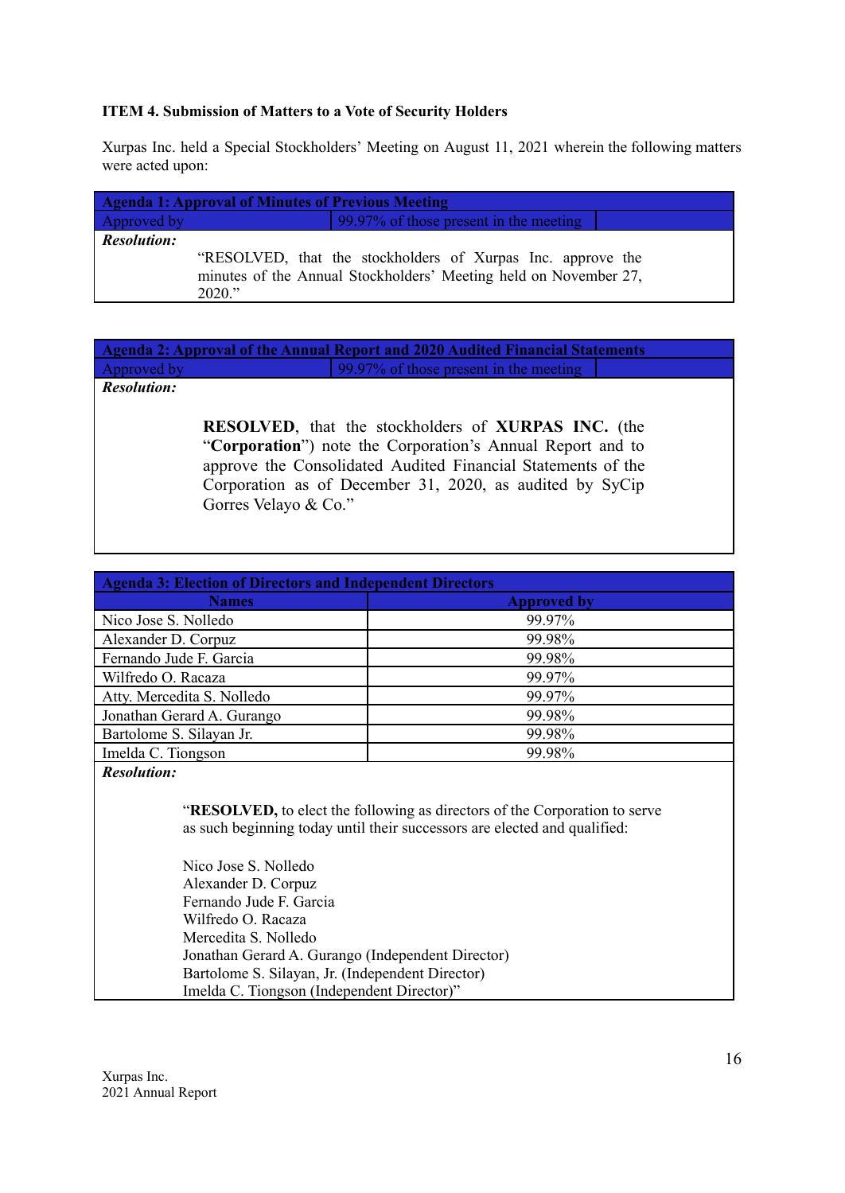**ITEM 4. Submission of Matters to a Vote of Security Holders**

Xurpas Inc. held a Special Stockholders' Meeting on August 11, 2021 wherein the following matters were acted upon:

| Agenda 1: Approval of Minutes of Previous Meeting | |
|---|---|
| Approved by | 99.97% of those present in the meeting |

***Resolution:***

"RESOLVED, that the stockholders of Xurpas Inc. approve the minutes of the Annual Stockholders' Meeting held on November 27, 2020."

| Agenda 2: Approval of the Annual Report and 2020 Audited Financial Statements | |
|---|---|
| Approved by | 99.97% of those present in the meeting |

***Resolution:***

**RESOLVED**, that the stockholders of **XURPAS INC.** (the "**Corporation**") note the Corporation's Annual Report and to approve the Consolidated Audited Financial Statements of the Corporation as of December 31, 2020, as audited by SyCip Gorres Velayo & Co."

**Agenda 3: Election of Directors and Independent Directors**

| Names | Approved by |
|---|---|
| Nico Jose S. Nolledo | 99.97% |
| Alexander D. Corpuz | 99.98% |
| Fernando Jude F. Garcia | 99.98% |
| Wilfredo O. Racaza | 99.97% |
| Atty. Mercedita S. Nolledo | 99.97% |
| Jonathan Gerard A. Gurango | 99.98% |
| Bartolome S. Silayan Jr. | 99.98% |
| Imelda C. Tiongson | 99.98% |

***Resolution:***

"**RESOLVED,** to elect the following as directors of the Corporation to serve as such beginning today until their successors are elected and qualified:

Nico Jose S. Nolledo
Alexander D. Corpuz
Fernando Jude F. Garcia
Wilfredo O. Racaza
Mercedita S. Nolledo
Jonathan Gerard A. Gurango (Independent Director)
Bartolome S. Silayan, Jr. (Independent Director)
Imelda C. Tiongson (Independent Director)"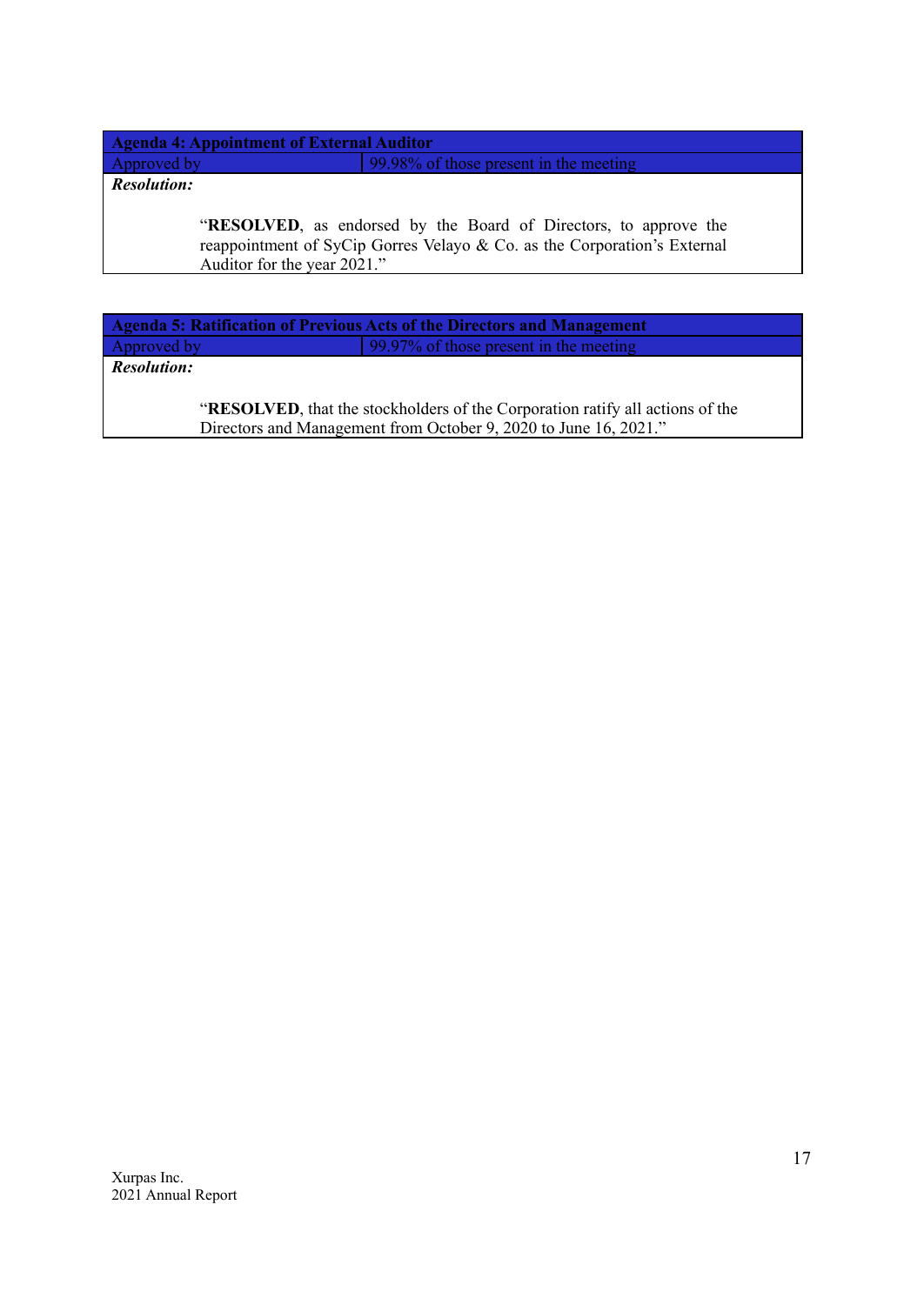| Agenda 4: Appointment of External Auditor | |
|---|---|
| Approved by | 99.98% of those present in the meeting |

***Resolution:***

> "**RESOLVED**, as endorsed by the Board of Directors, to approve the reappointment of SyCip Gorres Velayo & Co. as the Corporation's External Auditor for the year 2021."

| Agenda 5: Ratification of Previous Acts of the Directors and Management | |
|---|---|
| Approved by | 99.97% of those present in the meeting |

***Resolution:***

> "**RESOLVED**, that the stockholders of the Corporation ratify all actions of the Directors and Management from October 9, 2020 to June 16, 2021."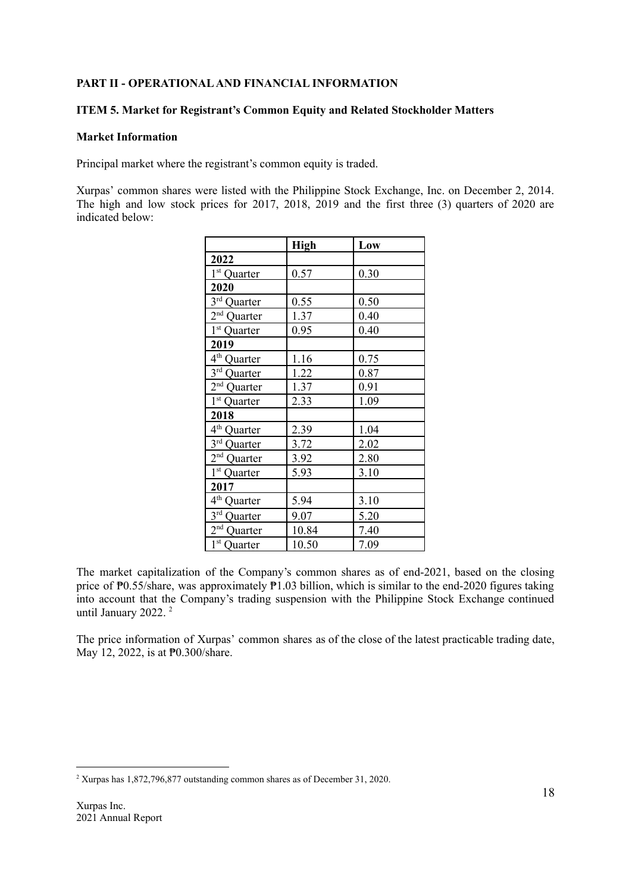**PART II - OPERATIONAL AND FINANCIAL INFORMATION**

**ITEM 5. Market for Registrant's Common Equity and Related Stockholder Matters**

**Market Information**

Principal market where the registrant's common equity is traded.

Xurpas' common shares were listed with the Philippine Stock Exchange, Inc. on December 2, 2014. The high and low stock prices for 2017, 2018, 2019 and the first three (3) quarters of 2020 are indicated below:

| | **High** | **Low** |
|---|---|---|
| **2022** | | |
| 1st Quarter | 0.57 | 0.30 |
| **2020** | | |
| 3rd Quarter | 0.55 | 0.50 |
| 2nd Quarter | 1.37 | 0.40 |
| 1st Quarter | 0.95 | 0.40 |
| **2019** | | |
| 4th Quarter | 1.16 | 0.75 |
| 3rd Quarter | 1.22 | 0.87 |
| 2nd Quarter | 1.37 | 0.91 |
| 1st Quarter | 2.33 | 1.09 |
| **2018** | | |
| 4th Quarter | 2.39 | 1.04 |
| 3rd Quarter | 3.72 | 2.02 |
| 2nd Quarter | 3.92 | 2.80 |
| 1st Quarter | 5.93 | 3.10 |
| **2017** | | |
| 4th Quarter | 5.94 | 3.10 |
| 3rd Quarter | 9.07 | 5.20 |
| 2nd Quarter | 10.84 | 7.40 |
| 1st Quarter | 10.50 | 7.09 |

The market capitalization of the Company's common shares as of end-2021, based on the closing price of ₱0.55/share, was approximately ₱1.03 billion, which is similar to the end-2020 figures taking into account that the Company's trading suspension with the Philippine Stock Exchange continued until January 2022. [2]

The price information of Xurpas' common shares as of the close of the latest practicable trading date, May 12, 2022, is at ₱0.300/share.

[2] Xurpas has 1,872,796,877 outstanding common shares as of December 31, 2020.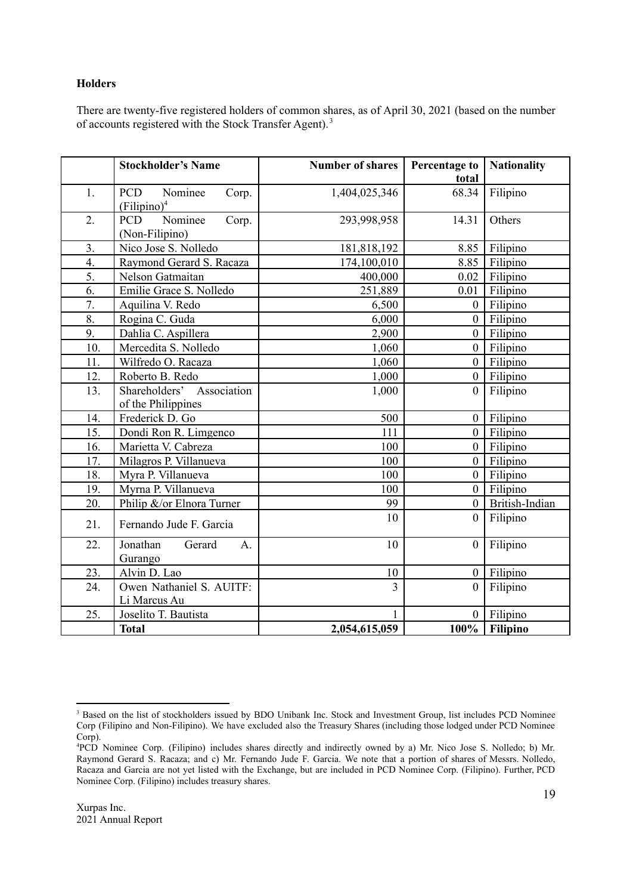**Holders**

There are twenty-five registered holders of common shares, as of April 30, 2021 (based on the number of accounts registered with the Stock Transfer Agent).[3]

| | Stockholder's Name | Number of shares | Percentage to total | Nationality |
|---|---|---|---|---|
| 1. | PCD Nominee Corp. (Filipino)[4] | 1,404,025,346 | 68.34 | Filipino |
| 2. | PCD Nominee Corp. (Non-Filipino) | 293,998,958 | 14.31 | Others |
| 3. | Nico Jose S. Nolledo | 181,818,192 | 8.85 | Filipino |
| 4. | Raymond Gerard S. Racaza | 174,100,010 | 8.85 | Filipino |
| 5. | Nelson Gatmaitan | 400,000 | 0.02 | Filipino |
| 6. | Emilie Grace S. Nolledo | 251,889 | 0.01 | Filipino |
| 7. | Aquilina V. Redo | 6,500 | 0 | Filipino |
| 8. | Rogina C. Guda | 6,000 | 0 | Filipino |
| 9. | Dahlia C. Aspillera | 2,900 | 0 | Filipino |
| 10. | Mercedita S. Nolledo | 1,060 | 0 | Filipino |
| 11. | Wilfredo O. Racaza | 1,060 | 0 | Filipino |
| 12. | Roberto B. Redo | 1,000 | 0 | Filipino |
| 13. | Shareholders' Association of the Philippines | 1,000 | 0 | Filipino |
| 14. | Frederick D. Go | 500 | 0 | Filipino |
| 15. | Dondi Ron R. Limgenco | 111 | 0 | Filipino |
| 16. | Marietta V. Cabreza | 100 | 0 | Filipino |
| 17. | Milagros P. Villanueva | 100 | 0 | Filipino |
| 18. | Myra P. Villanueva | 100 | 0 | Filipino |
| 19. | Myrna P. Villanueva | 100 | 0 | Filipino |
| 20. | Philip &/or Elnora Turner | 99 | 0 | British-Indian |
| 21. | Fernando Jude F. Garcia | 10 | 0 | Filipino |
| 22. | Jonathan Gerard A. Gurango | 10 | 0 | Filipino |
| 23. | Alvin D. Lao | 10 | 0 | Filipino |
| 24. | Owen Nathaniel S. AUITF: Li Marcus Au | 3 | 0 | Filipino |
| 25. | Joselito T. Bautista | 1 | 0 | Filipino |
| | **Total** | **2,054,615,059** | **100%** | **Filipino** |

[3] Based on the list of stockholders issued by BDO Unibank Inc. Stock and Investment Group, list includes PCD Nominee Corp (Filipino and Non-Filipino). We have excluded also the Treasury Shares (including those lodged under PCD Nominee Corp).

[4] PCD Nominee Corp. (Filipino) includes shares directly and indirectly owned by a) Mr. Nico Jose S. Nolledo; b) Mr. Raymond Gerard S. Racaza; and c) Mr. Fernando Jude F. Garcia. We note that a portion of shares of Messrs. Nolledo, Racaza and Garcia are not yet listed with the Exchange, but are included in PCD Nominee Corp. (Filipino). Further, PCD Nominee Corp. (Filipino) includes treasury shares.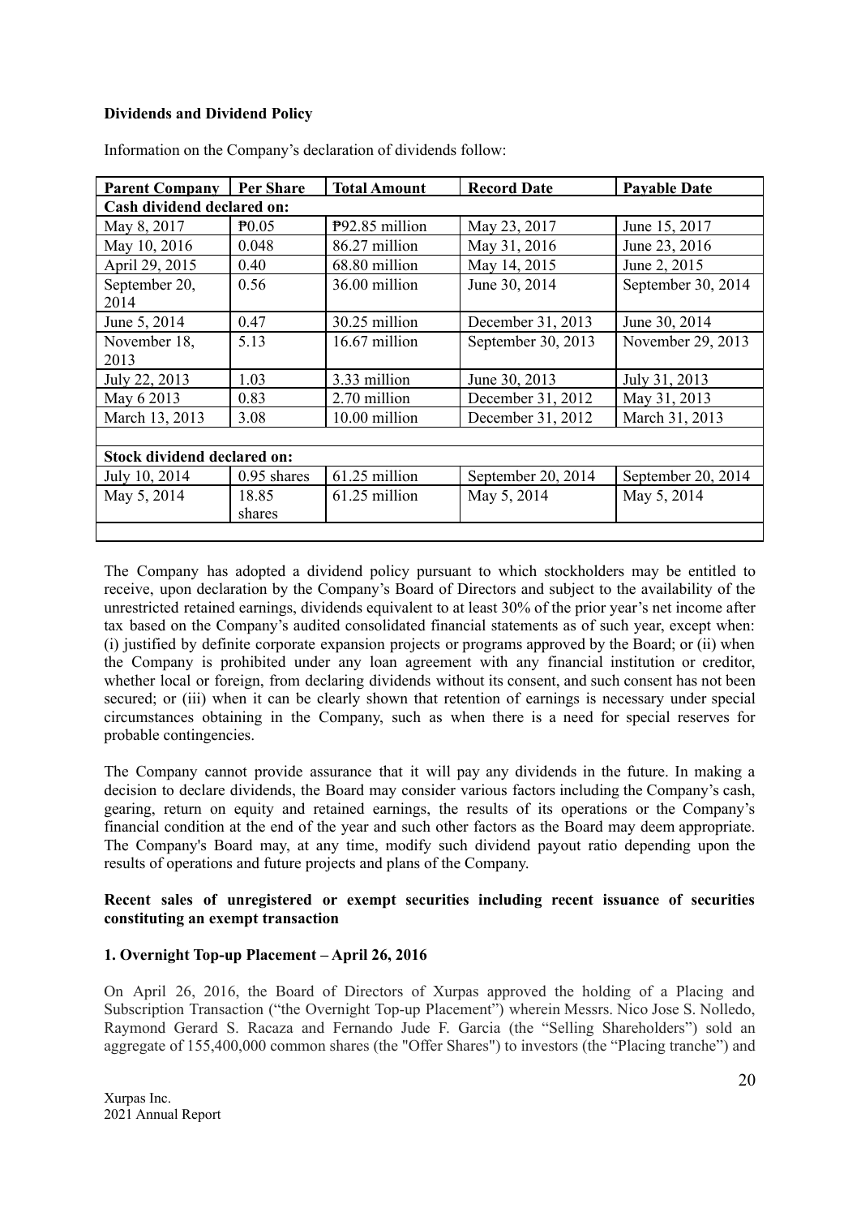**Dividends and Dividend Policy**

Information on the Company's declaration of dividends follow:

| Parent Company | Per Share | Total Amount | Record Date | Payable Date |
|---|---|---|---|---|
| **Cash dividend declared on:** | | | | |
| May 8, 2017 | ₱0.05 | ₱92.85 million | May 23, 2017 | June 15, 2017 |
| May 10, 2016 | 0.048 | 86.27 million | May 31, 2016 | June 23, 2016 |
| April 29, 2015 | 0.40 | 68.80 million | May 14, 2015 | June 2, 2015 |
| September 20, 2014 | 0.56 | 36.00 million | June 30, 2014 | September 30, 2014 |
| June 5, 2014 | 0.47 | 30.25 million | December 31, 2013 | June 30, 2014 |
| November 18, 2013 | 5.13 | 16.67 million | September 30, 2013 | November 29, 2013 |
| July 22, 2013 | 1.03 | 3.33 million | June 30, 2013 | July 31, 2013 |
| May 6 2013 | 0.83 | 2.70 million | December 31, 2012 | May 31, 2013 |
| March 13, 2013 | 3.08 | 10.00 million | December 31, 2012 | March 31, 2013 |
| | | | | |
| **Stock dividend declared on:** | | | | |
| July 10, 2014 | 0.95 shares | 61.25 million | September 20, 2014 | September 20, 2014 |
| May 5, 2014 | 18.85 shares | 61.25 million | May 5, 2014 | May 5, 2014 |
| | | | | |

The Company has adopted a dividend policy pursuant to which stockholders may be entitled to receive, upon declaration by the Company's Board of Directors and subject to the availability of the unrestricted retained earnings, dividends equivalent to at least 30% of the prior year's net income after tax based on the Company's audited consolidated financial statements as of such year, except when: (i) justified by definite corporate expansion projects or programs approved by the Board; or (ii) when the Company is prohibited under any loan agreement with any financial institution or creditor, whether local or foreign, from declaring dividends without its consent, and such consent has not been secured; or (iii) when it can be clearly shown that retention of earnings is necessary under special circumstances obtaining in the Company, such as when there is a need for special reserves for probable contingencies.

The Company cannot provide assurance that it will pay any dividends in the future. In making a decision to declare dividends, the Board may consider various factors including the Company's cash, gearing, return on equity and retained earnings, the results of its operations or the Company's financial condition at the end of the year and such other factors as the Board may deem appropriate. The Company's Board may, at any time, modify such dividend payout ratio depending upon the results of operations and future projects and plans of the Company.

**Recent sales of unregistered or exempt securities including recent issuance of securities constituting an exempt transaction**

**1. Overnight Top-up Placement – April 26, 2016**

On April 26, 2016, the Board of Directors of Xurpas approved the holding of a Placing and Subscription Transaction ("the Overnight Top-up Placement") wherein Messrs. Nico Jose S. Nolledo, Raymond Gerard S. Racaza and Fernando Jude F. Garcia (the "Selling Shareholders") sold an aggregate of 155,400,000 common shares (the "Offer Shares") to investors (the "Placing tranche") and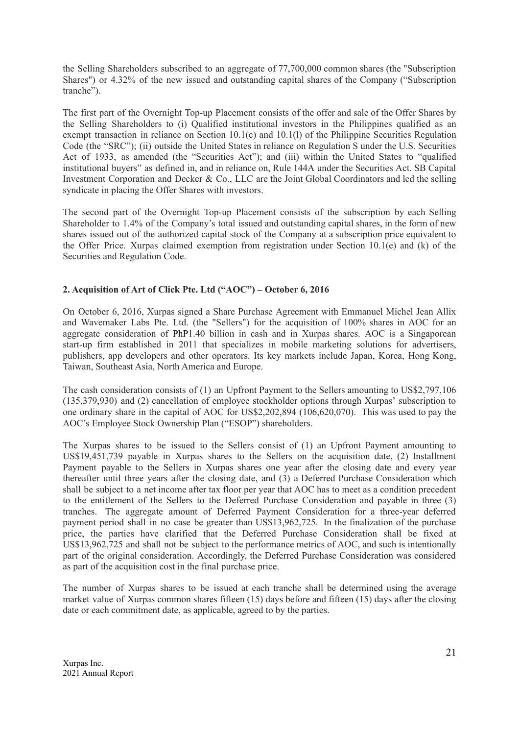the Selling Shareholders subscribed to an aggregate of 77,700,000 common shares (the "Subscription Shares") or 4.32% of the new issued and outstanding capital shares of the Company ("Subscription tranche").

The first part of the Overnight Top-up Placement consists of the offer and sale of the Offer Shares by the Selling Shareholders to (i) Qualified institutional investors in the Philippines qualified as an exempt transaction in reliance on Section 10.1(c) and 10.1(l) of the Philippine Securities Regulation Code (the "SRC"); (ii) outside the United States in reliance on Regulation S under the U.S. Securities Act of 1933, as amended (the "Securities Act"); and (iii) within the United States to "qualified institutional buyers" as defined in, and in reliance on, Rule 144A under the Securities Act. SB Capital Investment Corporation and Decker & Co., LLC are the Joint Global Coordinators and led the selling syndicate in placing the Offer Shares with investors.

The second part of the Overnight Top-up Placement consists of the subscription by each Selling Shareholder to 1.4% of the Company's total issued and outstanding capital shares, in the form of new shares issued out of the authorized capital stock of the Company at a subscription price equivalent to the Offer Price. Xurpas claimed exemption from registration under Section 10.1(e) and (k) of the Securities and Regulation Code.

**2. Acquisition of Art of Click Pte. Ltd ("AOC") – October 6, 2016**

On October 6, 2016, Xurpas signed a Share Purchase Agreement with Emmanuel Michel Jean Allix and Wavemaker Labs Pte. Ltd. (the "Sellers") for the acquisition of 100% shares in AOC for an aggregate consideration of PhP1.40 billion in cash and in Xurpas shares. AOC is a Singaporean start-up firm established in 2011 that specializes in mobile marketing solutions for advertisers, publishers, app developers and other operators. Its key markets include Japan, Korea, Hong Kong, Taiwan, Southeast Asia, North America and Europe.

The cash consideration consists of (1) an Upfront Payment to the Sellers amounting to US$2,797,106 (135,379,930) and (2) cancellation of employee stockholder options through Xurpas' subscription to one ordinary share in the capital of AOC for US$2,202,894 (106,620,070). This was used to pay the AOC's Employee Stock Ownership Plan ("ESOP") shareholders.

The Xurpas shares to be issued to the Sellers consist of (1) an Upfront Payment amounting to US$19,451,739 payable in Xurpas shares to the Sellers on the acquisition date, (2) Installment Payment payable to the Sellers in Xurpas shares one year after the closing date and every year thereafter until three years after the closing date, and (3) a Deferred Purchase Consideration which shall be subject to a net income after tax floor per year that AOC has to meet as a condition precedent to the entitlement of the Sellers to the Deferred Purchase Consideration and payable in three (3) tranches. The aggregate amount of Deferred Payment Consideration for a three-year deferred payment period shall in no case be greater than US$13,962,725. In the finalization of the purchase price, the parties have clarified that the Deferred Purchase Consideration shall be fixed at US$13,962,725 and shall not be subject to the performance metrics of AOC, and such is intentionally part of the original consideration. Accordingly, the Deferred Purchase Consideration was considered as part of the acquisition cost in the final purchase price.

The number of Xurpas shares to be issued at each tranche shall be determined using the average market value of Xurpas common shares fifteen (15) days before and fifteen (15) days after the closing date or each commitment date, as applicable, agreed to by the parties.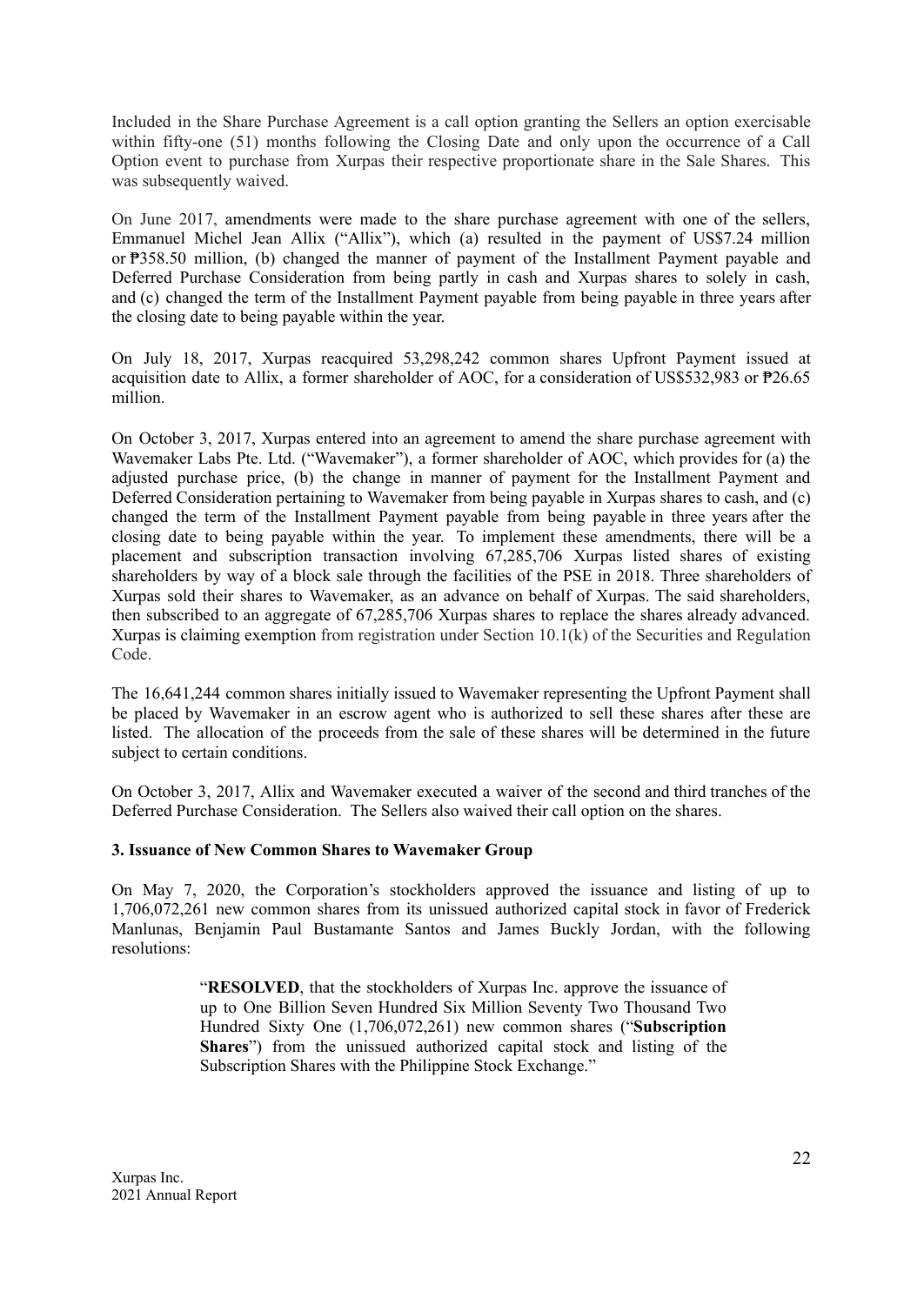Included in the Share Purchase Agreement is a call option granting the Sellers an option exercisable within fifty-one (51) months following the Closing Date and only upon the occurrence of a Call Option event to purchase from Xurpas their respective proportionate share in the Sale Shares. This was subsequently waived.

On June 2017, amendments were made to the share purchase agreement with one of the sellers, Emmanuel Michel Jean Allix ("Allix"), which (a) resulted in the payment of US$7.24 million or ₱358.50 million, (b) changed the manner of payment of the Installment Payment payable and Deferred Purchase Consideration from being partly in cash and Xurpas shares to solely in cash, and (c) changed the term of the Installment Payment payable from being payable in three years after the closing date to being payable within the year.

On July 18, 2017, Xurpas reacquired 53,298,242 common shares Upfront Payment issued at acquisition date to Allix, a former shareholder of AOC, for a consideration of US$532,983 or ₱26.65 million.

On October 3, 2017, Xurpas entered into an agreement to amend the share purchase agreement with Wavemaker Labs Pte. Ltd. ("Wavemaker"), a former shareholder of AOC, which provides for (a) the adjusted purchase price, (b) the change in manner of payment for the Installment Payment and Deferred Consideration pertaining to Wavemaker from being payable in Xurpas shares to cash, and (c) changed the term of the Installment Payment payable from being payable in three years after the closing date to being payable within the year. To implement these amendments, there will be a placement and subscription transaction involving 67,285,706 Xurpas listed shares of existing shareholders by way of a block sale through the facilities of the PSE in 2018. Three shareholders of Xurpas sold their shares to Wavemaker, as an advance on behalf of Xurpas. The said shareholders, then subscribed to an aggregate of 67,285,706 Xurpas shares to replace the shares already advanced. Xurpas is claiming exemption from registration under Section 10.1(k) of the Securities and Regulation Code.

The 16,641,244 common shares initially issued to Wavemaker representing the Upfront Payment shall be placed by Wavemaker in an escrow agent who is authorized to sell these shares after these are listed. The allocation of the proceeds from the sale of these shares will be determined in the future subject to certain conditions.

On October 3, 2017, Allix and Wavemaker executed a waiver of the second and third tranches of the Deferred Purchase Consideration. The Sellers also waived their call option on the shares.

**3. Issuance of New Common Shares to Wavemaker Group**

On May 7, 2020, the Corporation's stockholders approved the issuance and listing of up to 1,706,072,261 new common shares from its unissued authorized capital stock in favor of Frederick Manlunas, Benjamin Paul Bustamante Santos and James Buckly Jordan, with the following resolutions:

> "**RESOLVED**, that the stockholders of Xurpas Inc. approve the issuance of up to One Billion Seven Hundred Six Million Seventy Two Thousand Two Hundred Sixty One (1,706,072,261) new common shares ("**Subscription Shares**") from the unissued authorized capital stock and listing of the Subscription Shares with the Philippine Stock Exchange."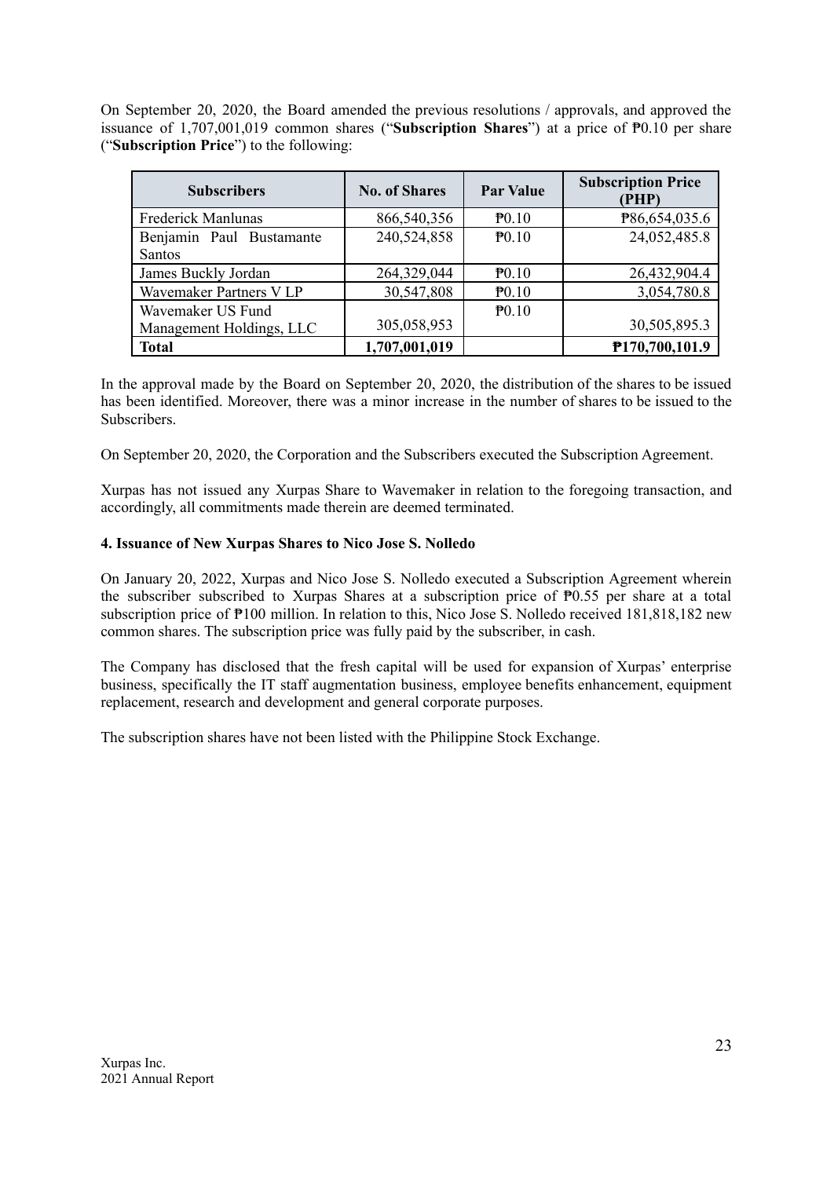On September 20, 2020, the Board amended the previous resolutions / approvals, and approved the issuance of 1,707,001,019 common shares ("**Subscription Shares**") at a price of ₱0.10 per share ("**Subscription Price**") to the following:

| Subscribers | No. of Shares | Par Value | Subscription Price (PHP) |
|---|---|---|---|
| Frederick Manlunas | 866,540,356 | ₱0.10 | ₱86,654,035.6 |
| Benjamin Paul Bustamante Santos | 240,524,858 | ₱0.10 | 24,052,485.8 |
| James Buckly Jordan | 264,329,044 | ₱0.10 | 26,432,904.4 |
| Wavemaker Partners V LP | 30,547,808 | ₱0.10 | 3,054,780.8 |
| Wavemaker US Fund Management Holdings, LLC | 305,058,953 | ₱0.10 | 30,505,895.3 |
| **Total** | **1,707,001,019** | | **₱170,700,101.9** |

In the approval made by the Board on September 20, 2020, the distribution of the shares to be issued has been identified. Moreover, there was a minor increase in the number of shares to be issued to the Subscribers.

On September 20, 2020, the Corporation and the Subscribers executed the Subscription Agreement.

Xurpas has not issued any Xurpas Share to Wavemaker in relation to the foregoing transaction, and accordingly, all commitments made therein are deemed terminated.

**4. Issuance of New Xurpas Shares to Nico Jose S. Nolledo**

On January 20, 2022, Xurpas and Nico Jose S. Nolledo executed a Subscription Agreement wherein the subscriber subscribed to Xurpas Shares at a subscription price of ₱0.55 per share at a total subscription price of ₱100 million. In relation to this, Nico Jose S. Nolledo received 181,818,182 new common shares. The subscription price was fully paid by the subscriber, in cash.

The Company has disclosed that the fresh capital will be used for expansion of Xurpas' enterprise business, specifically the IT staff augmentation business, employee benefits enhancement, equipment replacement, research and development and general corporate purposes.

The subscription shares have not been listed with the Philippine Stock Exchange.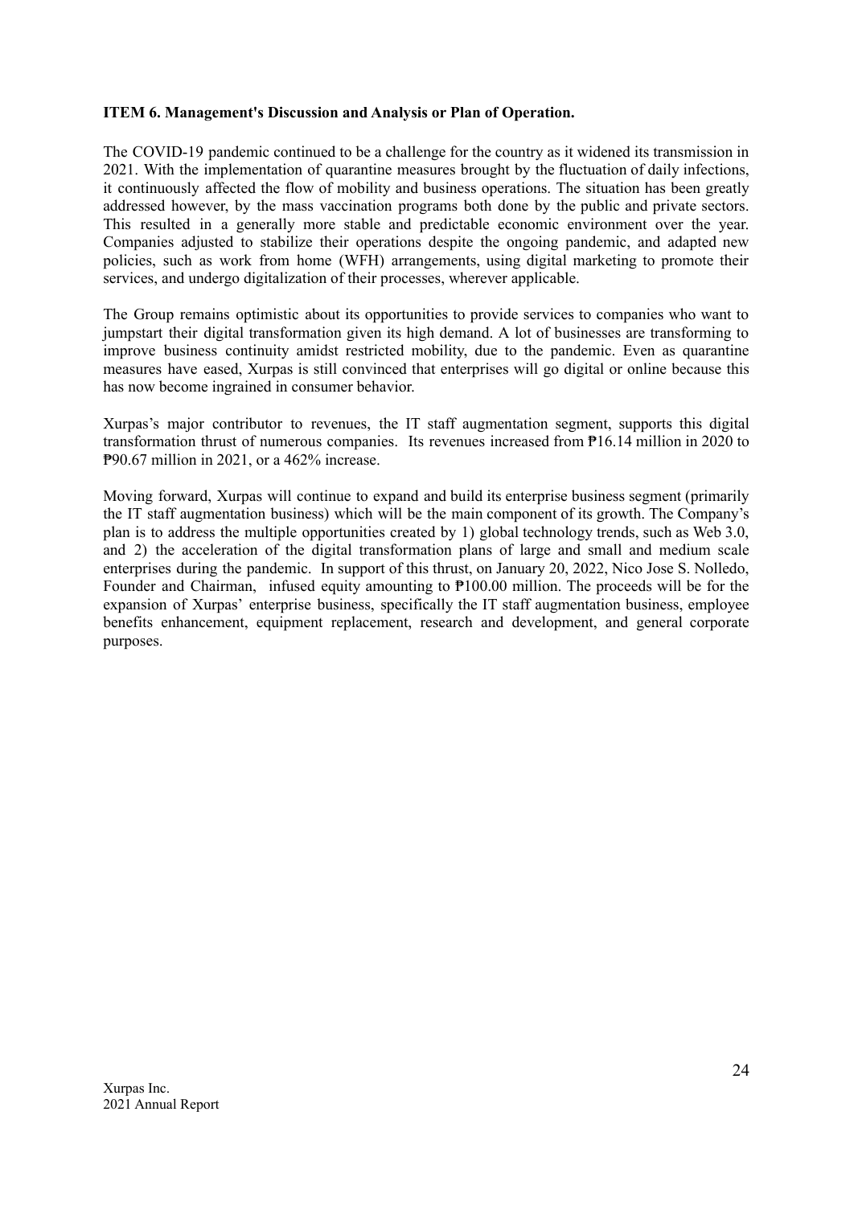**ITEM 6. Management's Discussion and Analysis or Plan of Operation.**

The COVID-19 pandemic continued to be a challenge for the country as it widened its transmission in 2021. With the implementation of quarantine measures brought by the fluctuation of daily infections, it continuously affected the flow of mobility and business operations. The situation has been greatly addressed however, by the mass vaccination programs both done by the public and private sectors. This resulted in a generally more stable and predictable economic environment over the year. Companies adjusted to stabilize their operations despite the ongoing pandemic, and adapted new policies, such as work from home (WFH) arrangements, using digital marketing to promote their services, and undergo digitalization of their processes, wherever applicable.

The Group remains optimistic about its opportunities to provide services to companies who want to jumpstart their digital transformation given its high demand. A lot of businesses are transforming to improve business continuity amidst restricted mobility, due to the pandemic. Even as quarantine measures have eased, Xurpas is still convinced that enterprises will go digital or online because this has now become ingrained in consumer behavior.

Xurpas's major contributor to revenues, the IT staff augmentation segment, supports this digital transformation thrust of numerous companies. Its revenues increased from ₱16.14 million in 2020 to ₱90.67 million in 2021, or a 462% increase.

Moving forward, Xurpas will continue to expand and build its enterprise business segment (primarily the IT staff augmentation business) which will be the main component of its growth. The Company's plan is to address the multiple opportunities created by 1) global technology trends, such as Web 3.0, and 2) the acceleration of the digital transformation plans of large and small and medium scale enterprises during the pandemic. In support of this thrust, on January 20, 2022, Nico Jose S. Nolledo, Founder and Chairman, infused equity amounting to ₱100.00 million. The proceeds will be for the expansion of Xurpas' enterprise business, specifically the IT staff augmentation business, employee benefits enhancement, equipment replacement, research and development, and general corporate purposes.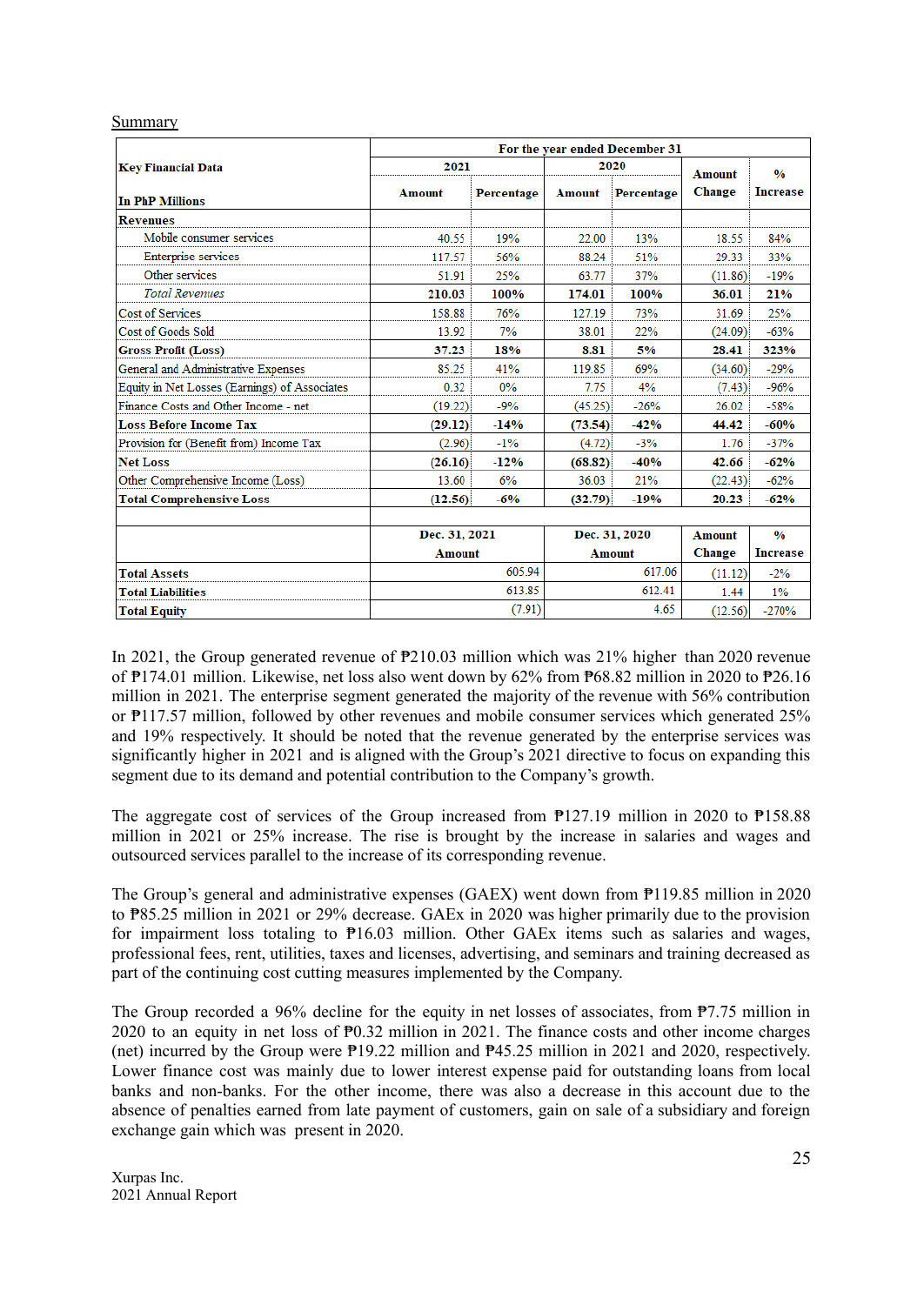Summary

| Key Financial Data<br><br>In PhP Millions | For the year ended December 31 | | | | Amount Change | % Increase |
|---|---|---|---|---|---|---|
| | 2021 | | 2020 | | | |
| | Amount | Percentage | Amount | Percentage | | |
| **Revenues** | | | | | | |
| Mobile consumer services | 40.55 | 19% | 22.00 | 13% | 18.55 | 84% |
| Enterprise services | 117.57 | 56% | 88.24 | 51% | 29.33 | 33% |
| Other services | 51.91 | 25% | 63.77 | 37% | (11.86) | -19% |
| *Total Revenues* | **210.03** | **100%** | **174.01** | **100%** | **36.01** | **21%** |
| Cost of Services | 158.88 | 76% | 127.19 | 73% | 31.69 | 25% |
| Cost of Goods Sold | 13.92 | 7% | 38.01 | 22% | (24.09) | -63% |
| **Gross Profit (Loss)** | **37.23** | **18%** | **8.81** | **5%** | **28.41** | **323%** |
| General and Administrative Expenses | 85.25 | 41% | 119.85 | 69% | (34.60) | -29% |
| Equity in Net Losses (Earnings) of Associates | 0.32 | 0% | 7.75 | 4% | (7.43) | -96% |
| Finance Costs and Other Income - net | (19.22) | -9% | (45.25) | -26% | 26.02 | -58% |
| **Loss Before Income Tax** | **(29.12)** | **-14%** | **(73.54)** | **-42%** | **44.42** | **-60%** |
| Provision for (Benefit from) Income Tax | (2.96) | -1% | (4.72) | -3% | 1.76 | -37% |
| **Net Loss** | **(26.16)** | **-12%** | **(68.82)** | **-40%** | **42.66** | **-62%** |
| Other Comprehensive Income (Loss) | 13.60 | 6% | 36.03 | 21% | (22.43) | -62% |
| **Total Comprehensive Loss** | **(12.56)** | **-6%** | **(32.79)** | **-19%** | **20.23** | **-62%** |

| | Dec. 31, 2021<br>Amount | Dec. 31, 2020<br>Amount | Amount Change | % Increase |
|---|---|---|---|---|
| **Total Assets** | 605.94 | 617.06 | (11.12) | -2% |
| **Total Liabilities** | 613.85 | 612.41 | 1.44 | 1% |
| **Total Equity** | (7.91) | 4.65 | (12.56) | -270% |

In 2021, the Group generated revenue of ₱210.03 million which was 21% higher than 2020 revenue of ₱174.01 million. Likewise, net loss also went down by 62% from ₱68.82 million in 2020 to ₱26.16 million in 2021. The enterprise segment generated the majority of the revenue with 56% contribution or ₱117.57 million, followed by other revenues and mobile consumer services which generated 25% and 19% respectively. It should be noted that the revenue generated by the enterprise services was significantly higher in 2021 and is aligned with the Group's 2021 directive to focus on expanding this segment due to its demand and potential contribution to the Company's growth.

The aggregate cost of services of the Group increased from ₱127.19 million in 2020 to ₱158.88 million in 2021 or 25% increase. The rise is brought by the increase in salaries and wages and outsourced services parallel to the increase of its corresponding revenue.

The Group's general and administrative expenses (GAEX) went down from ₱119.85 million in 2020 to ₱85.25 million in 2021 or 29% decrease. GAEx in 2020 was higher primarily due to the provision for impairment loss totaling to ₱16.03 million. Other GAEx items such as salaries and wages, professional fees, rent, utilities, taxes and licenses, advertising, and seminars and training decreased as part of the continuing cost cutting measures implemented by the Company.

The Group recorded a 96% decline for the equity in net losses of associates, from ₱7.75 million in 2020 to an equity in net loss of ₱0.32 million in 2021. The finance costs and other income charges (net) incurred by the Group were ₱19.22 million and ₱45.25 million in 2021 and 2020, respectively. Lower finance cost was mainly due to lower interest expense paid for outstanding loans from local banks and non-banks. For the other income, there was also a decrease in this account due to the absence of penalties earned from late payment of customers, gain on sale of a subsidiary and foreign exchange gain which was present in 2020.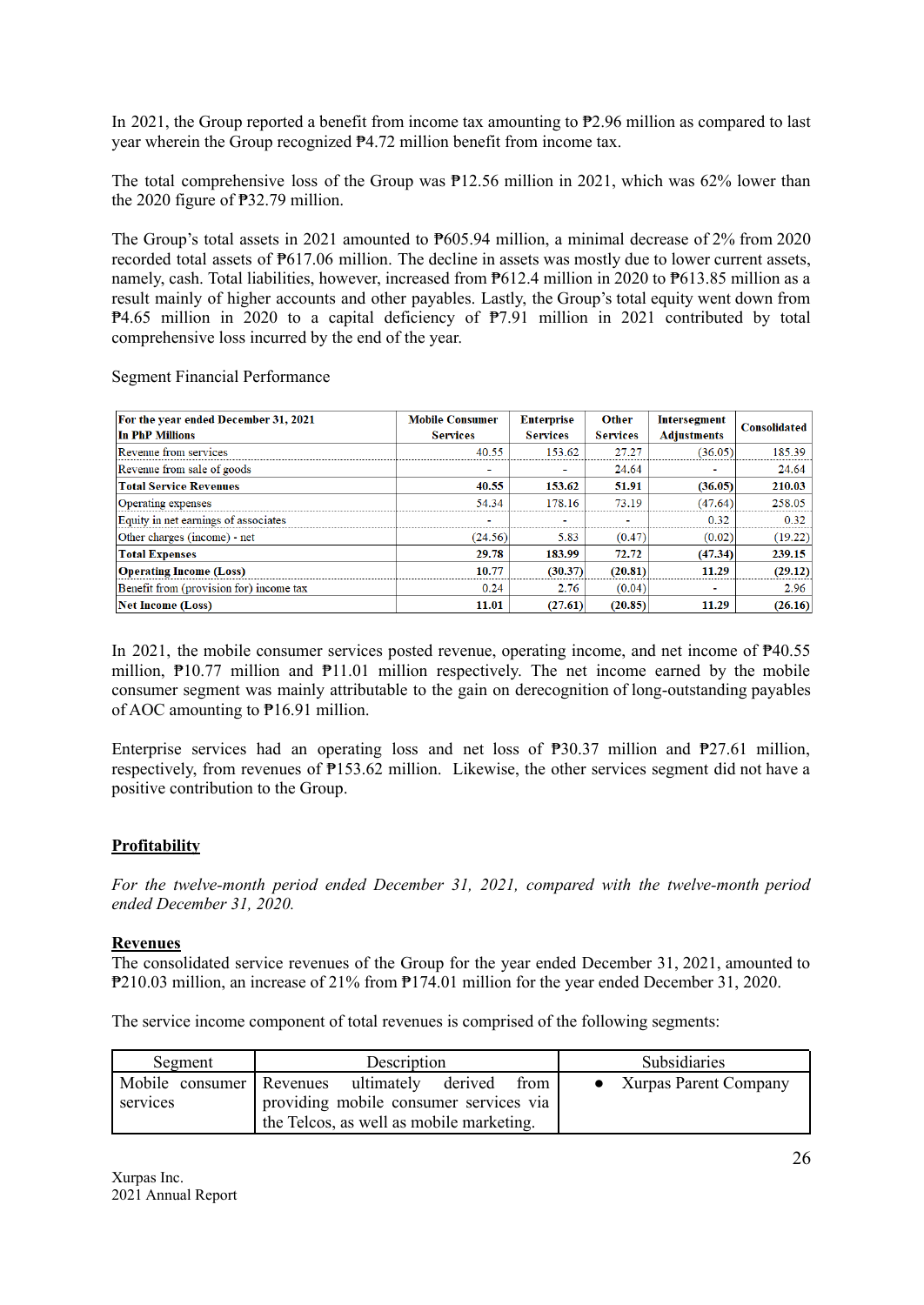In 2021, the Group reported a benefit from income tax amounting to ₱2.96 million as compared to last year wherein the Group recognized ₱4.72 million benefit from income tax.

The total comprehensive loss of the Group was ₱12.56 million in 2021, which was 62% lower than the 2020 figure of ₱32.79 million.

The Group's total assets in 2021 amounted to ₱605.94 million, a minimal decrease of 2% from 2020 recorded total assets of ₱617.06 million. The decline in assets was mostly due to lower current assets, namely, cash. Total liabilities, however, increased from ₱612.4 million in 2020 to ₱613.85 million as a result mainly of higher accounts and other payables. Lastly, the Group's total equity went down from ₱4.65 million in 2020 to a capital deficiency of ₱7.91 million in 2021 contributed by total comprehensive loss incurred by the end of the year.

Segment Financial Performance

| For the year ended December 31, 2021 In PhP Millions | Mobile Consumer Services | Enterprise Services | Other Services | Intersegment Adjustments | Consolidated |
|---|---|---|---|---|---|
| Revenue from services | 40.55 | 153.62 | 27.27 | (36.05) | 185.39 |
| Revenue from sale of goods | - | - | 24.64 | - | 24.64 |
| **Total Service Revenues** | **40.55** | **153.62** | **51.91** | **(36.05)** | **210.03** |
| Operating expenses | 54.34 | 178.16 | 73.19 | (47.64) | 258.05 |
| Equity in net earnings of associates | - | - | - | 0.32 | 0.32 |
| Other charges (income) - net | (24.56) | 5.83 | (0.47) | (0.02) | (19.22) |
| **Total Expenses** | **29.78** | **183.99** | **72.72** | **(47.34)** | **239.15** |
| **Operating Income (Loss)** | **10.77** | **(30.37)** | **(20.81)** | **11.29** | **(29.12)** |
| Benefit from (provision for) income tax | 0.24 | 2.76 | (0.04) | - | 2.96 |
| **Net Income (Loss)** | **11.01** | **(27.61)** | **(20.85)** | **11.29** | **(26.16)** |

In 2021, the mobile consumer services posted revenue, operating income, and net income of ₱40.55 million, ₱10.77 million and ₱11.01 million respectively. The net income earned by the mobile consumer segment was mainly attributable to the gain on derecognition of long-outstanding payables of AOC amounting to ₱16.91 million.

Enterprise services had an operating loss and net loss of ₱30.37 million and ₱27.61 million, respectively, from revenues of ₱153.62 million. Likewise, the other services segment did not have a positive contribution to the Group.

## Profitability

*For the twelve-month period ended December 31, 2021, compared with the twelve-month period ended December 31, 2020.*

### Revenues

The consolidated service revenues of the Group for the year ended December 31, 2021, amounted to ₱210.03 million, an increase of 21% from ₱174.01 million for the year ended December 31, 2020.

The service income component of total revenues is comprised of the following segments:

| Segment | Description | Subsidiaries |
|---|---|---|
| Mobile consumer services | Revenues ultimately derived from providing mobile consumer services via the Telcos, as well as mobile marketing. | • Xurpas Parent Company |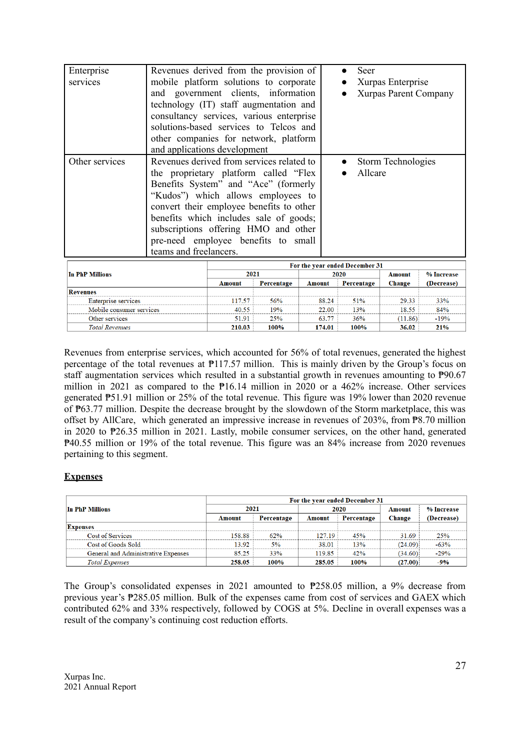| Enterprise services | Revenues derived from the provision of mobile platform solutions to corporate and government clients, information technology (IT) staff augmentation and consultancy services, various enterprise solutions-based services to Telcos and other companies for network, platform and applications development | • Seer<br>• Xurpas Enterprise<br>• Xurpas Parent Company |
|---|---|---|
| Other services | Revenues derived from services related to the proprietary platform called "Flex Benefits System" and "Ace" (formerly "Kudos") which allows employees to convert their employee benefits to other benefits which includes sale of goods; subscriptions offering HMO and other pre-need employee benefits to small teams and freelancers. | • Storm Technologies<br>• Allcare |

| In PhP Millions | For the year ended December 31 | | | | | |
|---|---|---|---|---|---|---|
| | 2021 | | 2020 | | Amount Change | % Increase (Decrease) |
| | Amount | Percentage | Amount | Percentage | | |
| **Revenues** | | | | | | |
| Enterprise services | 117.57 | 56% | 88.24 | 51% | 29.33 | 33% |
| Mobile consumer services | 40.55 | 19% | 22.00 | 13% | 18.55 | 84% |
| Other services | 51.91 | 25% | 63.77 | 36% | (11.86) | -19% |
| *Total Revenues* | **210.03** | **100%** | **174.01** | **100%** | **36.02** | **21%** |

Revenues from enterprise services, which accounted for 56% of total revenues, generated the highest percentage of the total revenues at ₱117.57 million. This is mainly driven by the Group's focus on staff augmentation services which resulted in a substantial growth in revenues amounting to ₱90.67 million in 2021 as compared to the ₱16.14 million in 2020 or a 462% increase. Other services generated ₱51.91 million or 25% of the total revenue. This figure was 19% lower than 2020 revenue of ₱63.77 million. Despite the decrease brought by the slowdown of the Storm marketplace, this was offset by AllCare, which generated an impressive increase in revenues of 203%, from ₱8.70 million in 2020 to ₱26.35 million in 2021. Lastly, mobile consumer services, on the other hand, generated ₱40.55 million or 19% of the total revenue. This figure was an 84% increase from 2020 revenues pertaining to this segment.

## Expenses

| In PhP Millions | For the year ended December 31 | | | | | |
|---|---|---|---|---|---|---|
| | 2021 | | 2020 | | Amount Change | % Increase (Decrease) |
| | Amount | Percentage | Amount | Percentage | | |
| **Expenses** | | | | | | |
| Cost of Services | 158.88 | 62% | 127.19 | 45% | 31.69 | 25% |
| Cost of Goods Sold | 13.92 | 5% | 38.01 | 13% | (24.09) | -63% |
| General and Administrative Expenses | 85.25 | 33% | 119.85 | 42% | (34.60) | -29% |
| *Total Expenses* | **258.05** | **100%** | **285.05** | **100%** | **(27.00)** | **-9%** |

The Group's consolidated expenses in 2021 amounted to ₱258.05 million, a 9% decrease from previous year's ₱285.05 million. Bulk of the expenses came from cost of services and GAEX which contributed 62% and 33% respectively, followed by COGS at 5%. Decline in overall expenses was a result of the company's continuing cost reduction efforts.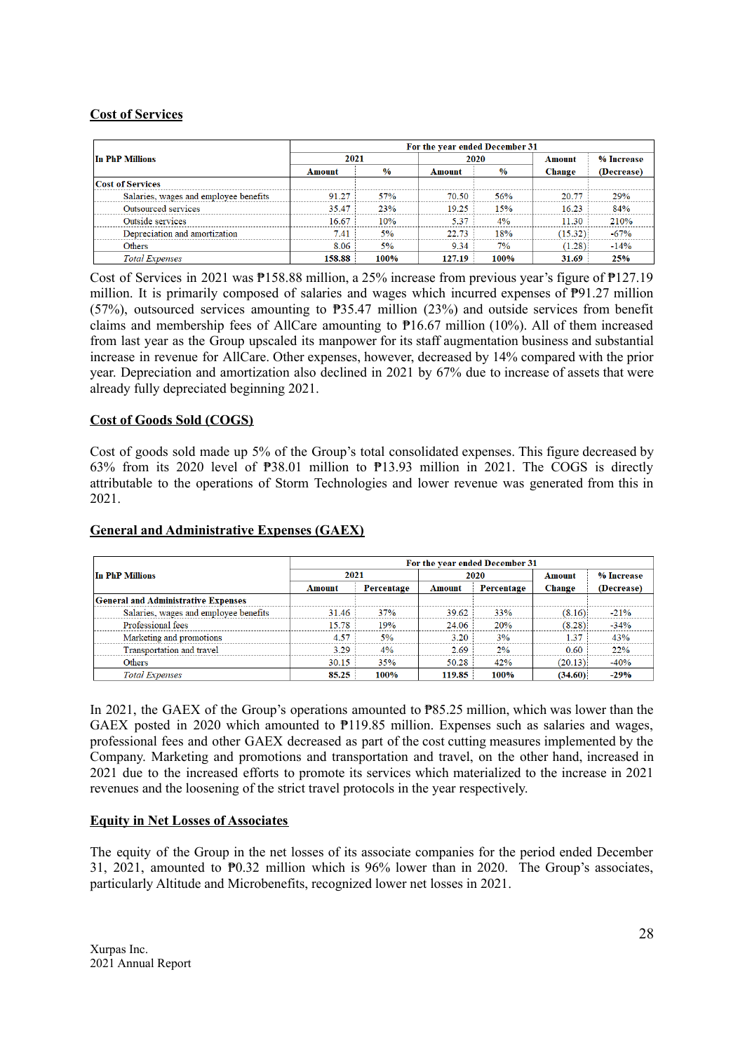## Cost of Services

| In PhP Millions | For the year ended December 31 | | | | | |
|---|---|---|---|---|---|---|
| | 2021 | | 2020 | | Amount | % Increase |
| | Amount | % | Amount | % | Change | (Decrease) |
| **Cost of Services** | | | | | | |
| Salaries, wages and employee benefits | 91.27 | 57% | 70.50 | 56% | 20.77 | 29% |
| Outsourced services | 35.47 | 23% | 19.25 | 15% | 16.23 | 84% |
| Outside services | 16.67 | 10% | 5.37 | 4% | 11.30 | 210% |
| Depreciation and amortization | 7.41 | 5% | 22.73 | 18% | (15.32) | -67% |
| Others | 8.06 | 5% | 9.34 | 7% | (1.28) | -14% |
| *Total Expenses* | **158.88** | **100%** | **127.19** | **100%** | **31.69** | **25%** |

Cost of Services in 2021 was ₱158.88 million, a 25% increase from previous year's figure of ₱127.19 million. It is primarily composed of salaries and wages which incurred expenses of ₱91.27 million (57%), outsourced services amounting to ₱35.47 million (23%) and outside services from benefit claims and membership fees of AllCare amounting to ₱16.67 million (10%). All of them increased from last year as the Group upscaled its manpower for its staff augmentation business and substantial increase in revenue for AllCare. Other expenses, however, decreased by 14% compared with the prior year. Depreciation and amortization also declined in 2021 by 67% due to increase of assets that were already fully depreciated beginning 2021.

## Cost of Goods Sold (COGS)

Cost of goods sold made up 5% of the Group's total consolidated expenses. This figure decreased by 63% from its 2020 level of ₱38.01 million to ₱13.93 million in 2021. The COGS is directly attributable to the operations of Storm Technologies and lower revenue was generated from this in 2021.

## General and Administrative Expenses (GAEX)

| In PhP Millions | For the year ended December 31 | | | | | |
|---|---|---|---|---|---|---|
| | 2021 | | 2020 | | Amount | % Increase |
| | Amount | Percentage | Amount | Percentage | Change | (Decrease) |
| **General and Administrative Expenses** | | | | | | |
| Salaries, wages and employee benefits | 31.46 | 37% | 39.62 | 33% | (8.16) | -21% |
| Professional fees | 15.78 | 19% | 24.06 | 20% | (8.28) | -34% |
| Marketing and promotions | 4.57 | 5% | 3.20 | 3% | 1.37 | 43% |
| Transportation and travel | 3.29 | 4% | 2.69 | 2% | 0.60 | 22% |
| Others | 30.15 | 35% | 50.28 | 42% | (20.13) | -40% |
| *Total Expenses* | **85.25** | **100%** | **119.85** | **100%** | **(34.60)** | **-29%** |

In 2021, the GAEX of the Group's operations amounted to ₱85.25 million, which was lower than the GAEX posted in 2020 which amounted to ₱119.85 million. Expenses such as salaries and wages, professional fees and other GAEX decreased as part of the cost cutting measures implemented by the Company. Marketing and promotions and transportation and travel, on the other hand, increased in 2021 due to the increased efforts to promote its services which materialized to the increase in 2021 revenues and the loosening of the strict travel protocols in the year respectively.

## Equity in Net Losses of Associates

The equity of the Group in the net losses of its associate companies for the period ended December 31, 2021, amounted to ₱0.32 million which is 96% lower than in 2020. The Group's associates, particularly Altitude and Microbenefits, recognized lower net losses in 2021.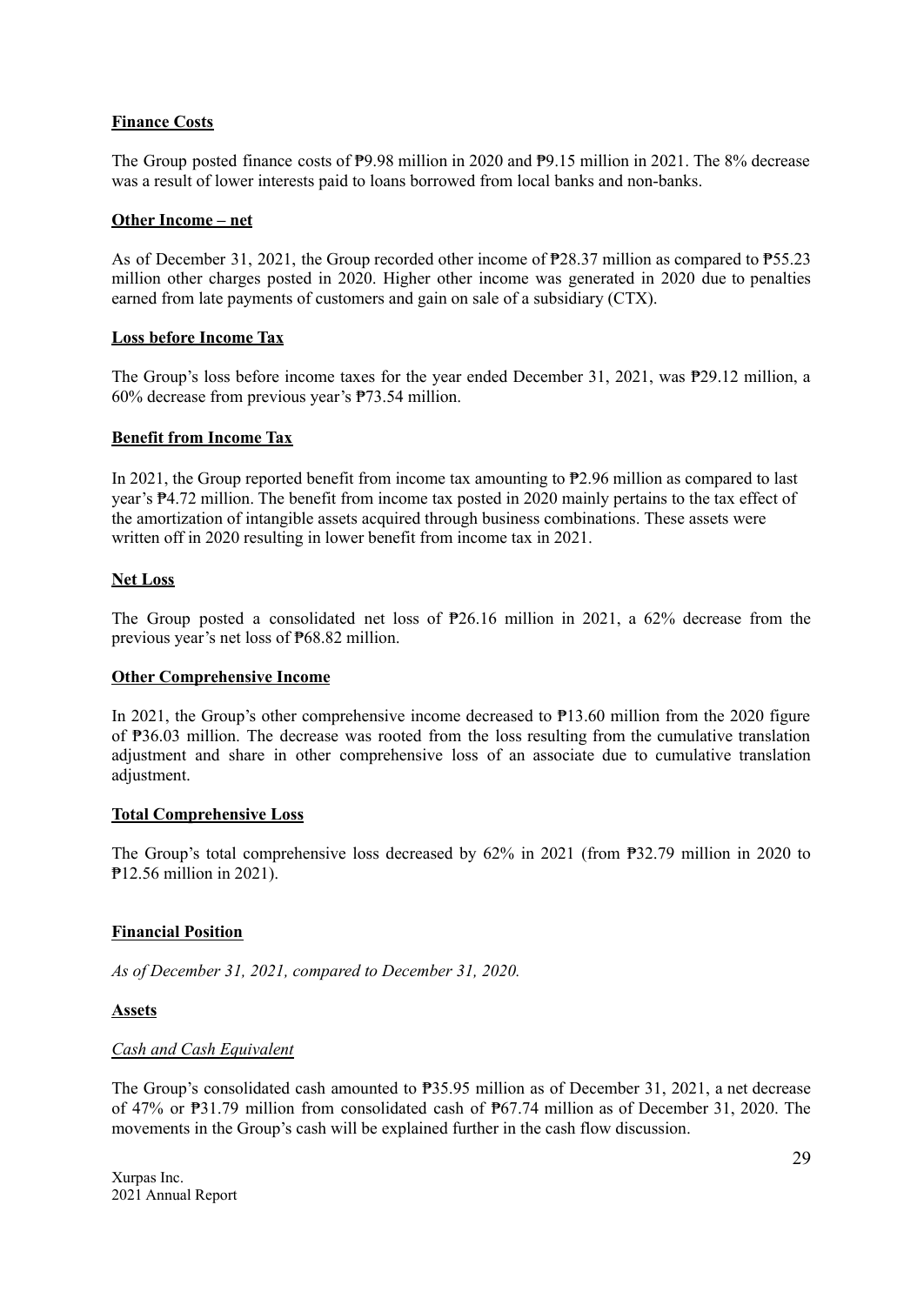**Finance Costs**

The Group posted finance costs of ₱9.98 million in 2020 and ₱9.15 million in 2021. The 8% decrease was a result of lower interests paid to loans borrowed from local banks and non-banks.

**Other Income – net**

As of December 31, 2021, the Group recorded other income of ₱28.37 million as compared to ₱55.23 million other charges posted in 2020. Higher other income was generated in 2020 due to penalties earned from late payments of customers and gain on sale of a subsidiary (CTX).

**Loss before Income Tax**

The Group's loss before income taxes for the year ended December 31, 2021, was ₱29.12 million, a 60% decrease from previous year's ₱73.54 million.

**Benefit from Income Tax**

In 2021, the Group reported benefit from income tax amounting to ₱2.96 million as compared to last year's ₱4.72 million. The benefit from income tax posted in 2020 mainly pertains to the tax effect of the amortization of intangible assets acquired through business combinations. These assets were written off in 2020 resulting in lower benefit from income tax in 2021.

**Net Loss**

The Group posted a consolidated net loss of ₱26.16 million in 2021, a 62% decrease from the previous year's net loss of ₱68.82 million.

**Other Comprehensive Income**

In 2021, the Group's other comprehensive income decreased to ₱13.60 million from the 2020 figure of ₱36.03 million. The decrease was rooted from the loss resulting from the cumulative translation adjustment and share in other comprehensive loss of an associate due to cumulative translation adjustment.

**Total Comprehensive Loss**

The Group's total comprehensive loss decreased by 62% in 2021 (from ₱32.79 million in 2020 to ₱12.56 million in 2021).

**Financial Position**

*As of December 31, 2021, compared to December 31, 2020.*

**Assets**

*Cash and Cash Equivalent*

The Group's consolidated cash amounted to ₱35.95 million as of December 31, 2021, a net decrease of 47% or ₱31.79 million from consolidated cash of ₱67.74 million as of December 31, 2020. The movements in the Group's cash will be explained further in the cash flow discussion.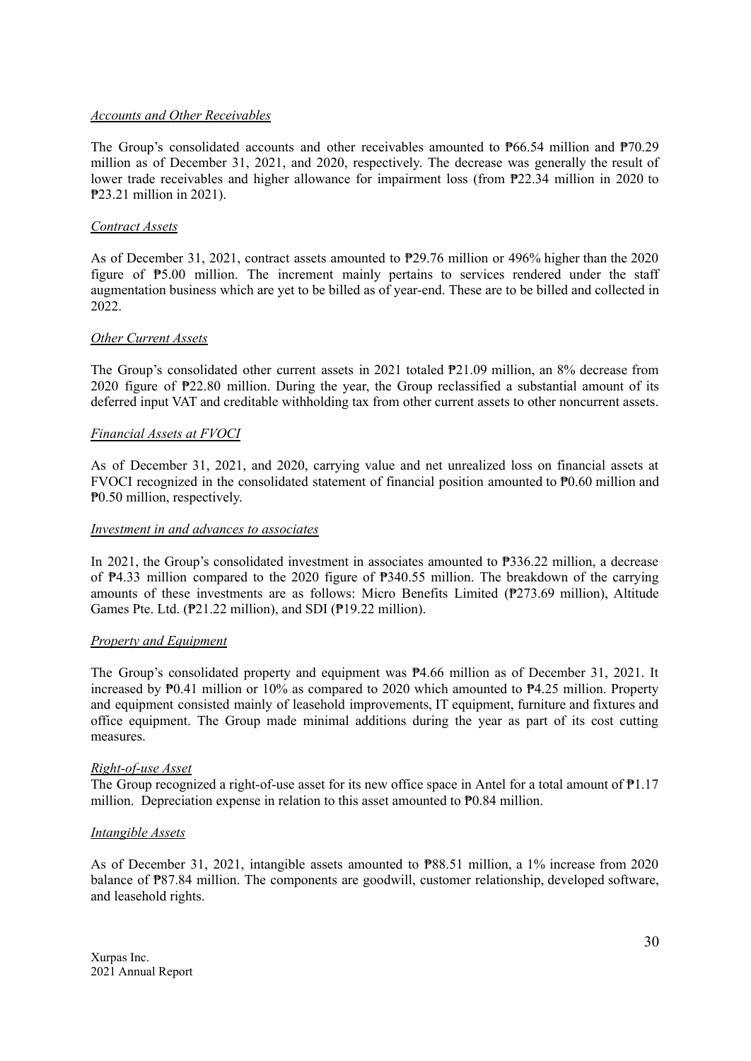*Accounts and Other Receivables*

The Group's consolidated accounts and other receivables amounted to ₱66.54 million and ₱70.29 million as of December 31, 2021, and 2020, respectively. The decrease was generally the result of lower trade receivables and higher allowance for impairment loss (from ₱22.34 million in 2020 to ₱23.21 million in 2021).

*Contract Assets*

As of December 31, 2021, contract assets amounted to ₱29.76 million or 496% higher than the 2020 figure of ₱5.00 million. The increment mainly pertains to services rendered under the staff augmentation business which are yet to be billed as of year-end. These are to be billed and collected in 2022.

*Other Current Assets*

The Group's consolidated other current assets in 2021 totaled ₱21.09 million, an 8% decrease from 2020 figure of ₱22.80 million. During the year, the Group reclassified a substantial amount of its deferred input VAT and creditable withholding tax from other current assets to other noncurrent assets.

*Financial Assets at FVOCI*

As of December 31, 2021, and 2020, carrying value and net unrealized loss on financial assets at FVOCI recognized in the consolidated statement of financial position amounted to ₱0.60 million and ₱0.50 million, respectively.

*Investment in and advances to associates*

In 2021, the Group's consolidated investment in associates amounted to ₱336.22 million, a decrease of ₱4.33 million compared to the 2020 figure of ₱340.55 million. The breakdown of the carrying amounts of these investments are as follows: Micro Benefits Limited (₱273.69 million), Altitude Games Pte. Ltd. (₱21.22 million), and SDI (₱19.22 million).

*Property and Equipment*

The Group's consolidated property and equipment was ₱4.66 million as of December 31, 2021. It increased by ₱0.41 million or 10% as compared to 2020 which amounted to ₱4.25 million. Property and equipment consisted mainly of leasehold improvements, IT equipment, furniture and fixtures and office equipment. The Group made minimal additions during the year as part of its cost cutting measures.

*Right-of-use Asset*

The Group recognized a right-of-use asset for its new office space in Antel for a total amount of ₱1.17 million. Depreciation expense in relation to this asset amounted to ₱0.84 million.

*Intangible Assets*

As of December 31, 2021, intangible assets amounted to ₱88.51 million, a 1% increase from 2020 balance of ₱87.84 million. The components are goodwill, customer relationship, developed software, and leasehold rights.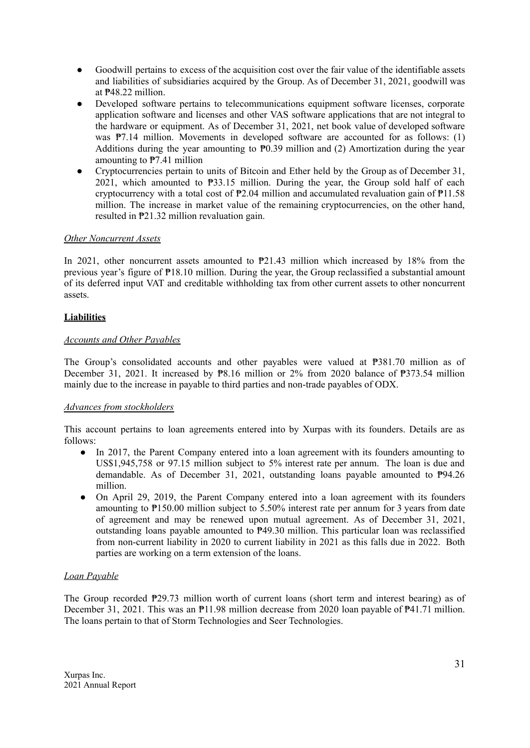- Goodwill pertains to excess of the acquisition cost over the fair value of the identifiable assets and liabilities of subsidiaries acquired by the Group. As of December 31, 2021, goodwill was at ₱48.22 million.
- Developed software pertains to telecommunications equipment software licenses, corporate application software and licenses and other VAS software applications that are not integral to the hardware or equipment. As of December 31, 2021, net book value of developed software was ₱7.14 million. Movements in developed software are accounted for as follows: (1) Additions during the year amounting to ₱0.39 million and (2) Amortization during the year amounting to ₱7.41 million
- Cryptocurrencies pertain to units of Bitcoin and Ether held by the Group as of December 31, 2021, which amounted to ₱33.15 million. During the year, the Group sold half of each cryptocurrency with a total cost of ₱2.04 million and accumulated revaluation gain of ₱11.58 million. The increase in market value of the remaining cryptocurrencies, on the other hand, resulted in ₱21.32 million revaluation gain.

*Other Noncurrent Assets*

In 2021, other noncurrent assets amounted to ₱21.43 million which increased by 18% from the previous year's figure of ₱18.10 million. During the year, the Group reclassified a substantial amount of its deferred input VAT and creditable withholding tax from other current assets to other noncurrent assets.

## Liabilities

*Accounts and Other Payables*

The Group's consolidated accounts and other payables were valued at ₱381.70 million as of December 31, 2021. It increased by ₱8.16 million or 2% from 2020 balance of ₱373.54 million mainly due to the increase in payable to third parties and non-trade payables of ODX.

*Advances from stockholders*

This account pertains to loan agreements entered into by Xurpas with its founders. Details are as follows:

- In 2017, the Parent Company entered into a loan agreement with its founders amounting to US$1,945,758 or 97.15 million subject to 5% interest rate per annum. The loan is due and demandable. As of December 31, 2021, outstanding loans payable amounted to ₱94.26 million.
- On April 29, 2019, the Parent Company entered into a loan agreement with its founders amounting to ₱150.00 million subject to 5.50% interest rate per annum for 3 years from date of agreement and may be renewed upon mutual agreement. As of December 31, 2021, outstanding loans payable amounted to ₱49.30 million. This particular loan was reclassified from non-current liability in 2020 to current liability in 2021 as this falls due in 2022. Both parties are working on a term extension of the loans.

*Loan Payable*

The Group recorded ₱29.73 million worth of current loans (short term and interest bearing) as of December 31, 2021. This was an ₱11.98 million decrease from 2020 loan payable of ₱41.71 million. The loans pertain to that of Storm Technologies and Seer Technologies.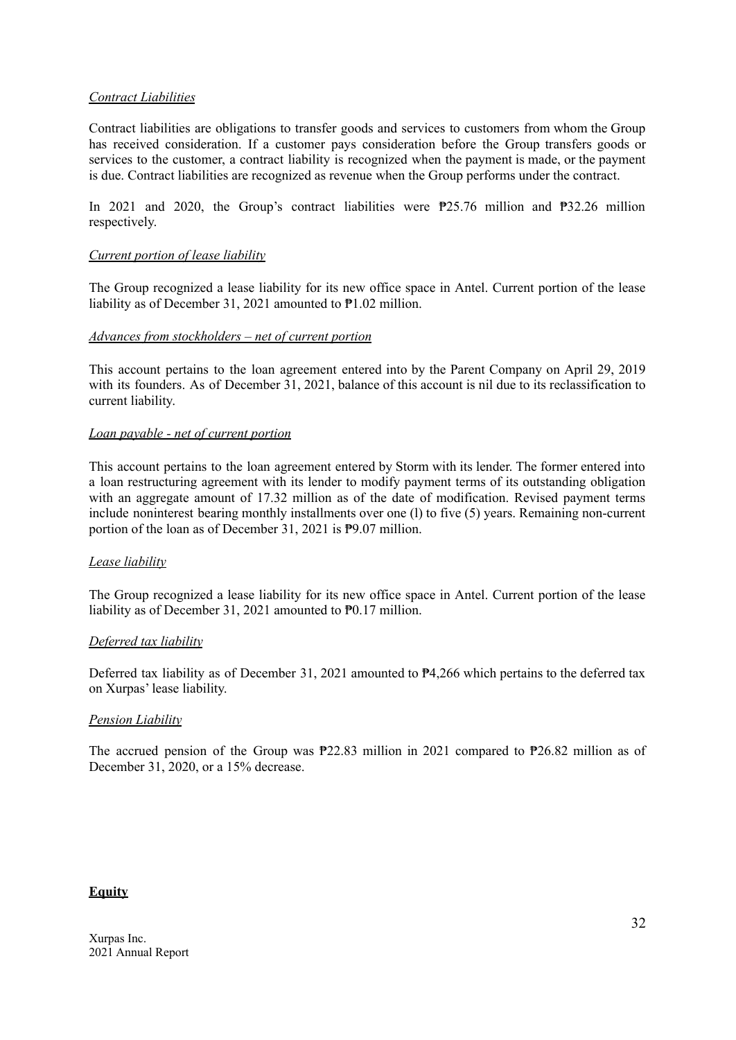*Contract Liabilities*

Contract liabilities are obligations to transfer goods and services to customers from whom the Group has received consideration. If a customer pays consideration before the Group transfers goods or services to the customer, a contract liability is recognized when the payment is made, or the payment is due. Contract liabilities are recognized as revenue when the Group performs under the contract.

In 2021 and 2020, the Group's contract liabilities were ₱25.76 million and ₱32.26 million respectively.

*Current portion of lease liability*

The Group recognized a lease liability for its new office space in Antel. Current portion of the lease liability as of December 31, 2021 amounted to ₱1.02 million.

*Advances from stockholders – net of current portion*

This account pertains to the loan agreement entered into by the Parent Company on April 29, 2019 with its founders. As of December 31, 2021, balance of this account is nil due to its reclassification to current liability.

*Loan payable - net of current portion*

This account pertains to the loan agreement entered by Storm with its lender. The former entered into a loan restructuring agreement with its lender to modify payment terms of its outstanding obligation with an aggregate amount of 17.32 million as of the date of modification. Revised payment terms include noninterest bearing monthly installments over one (l) to five (5) years. Remaining non-current portion of the loan as of December 31, 2021 is ₱9.07 million.

*Lease liability*

The Group recognized a lease liability for its new office space in Antel. Current portion of the lease liability as of December 31, 2021 amounted to ₱0.17 million.

*Deferred tax liability*

Deferred tax liability as of December 31, 2021 amounted to ₱4,266 which pertains to the deferred tax on Xurpas' lease liability.

*Pension Liability*

The accrued pension of the Group was ₱22.83 million in 2021 compared to ₱26.82 million as of December 31, 2020, or a 15% decrease.

**Equity**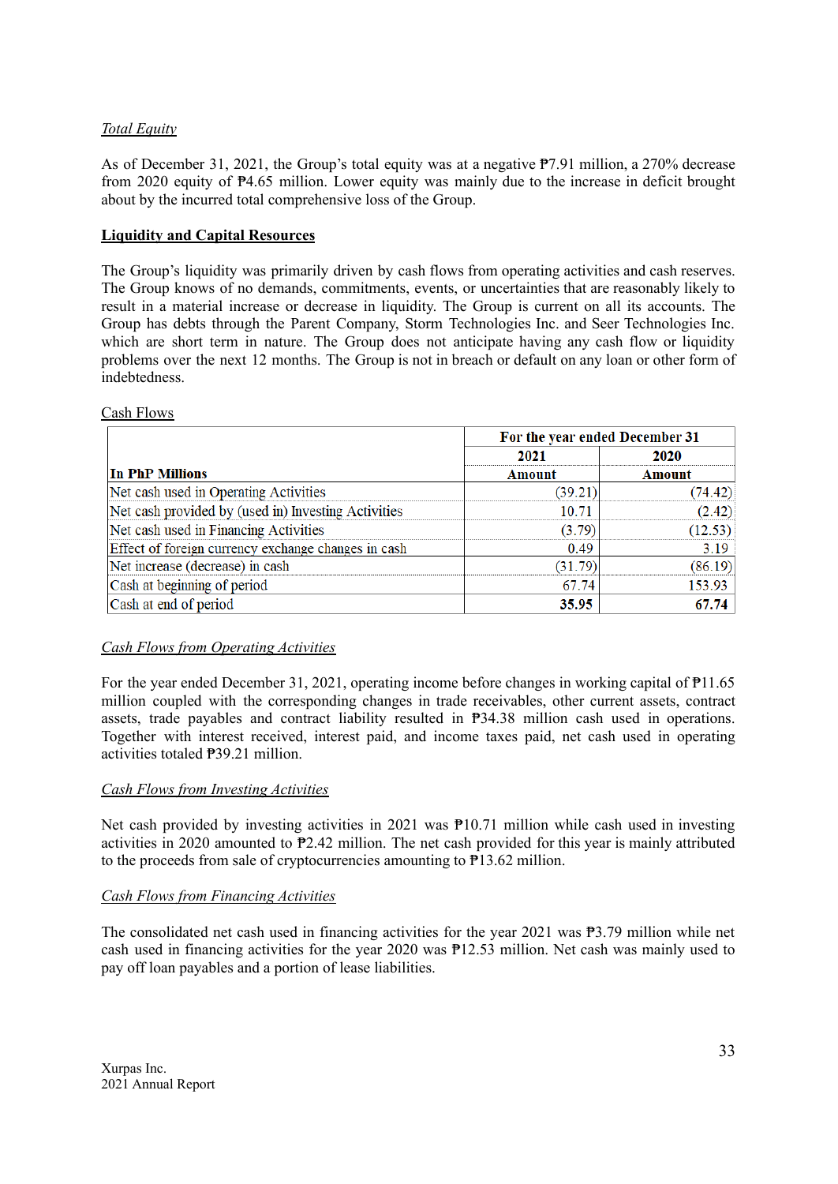*Total Equity*

As of December 31, 2021, the Group's total equity was at a negative ₱7.91 million, a 270% decrease from 2020 equity of ₱4.65 million. Lower equity was mainly due to the increase in deficit brought about by the incurred total comprehensive loss of the Group.

**Liquidity and Capital Resources**

The Group's liquidity was primarily driven by cash flows from operating activities and cash reserves. The Group knows of no demands, commitments, events, or uncertainties that are reasonably likely to result in a material increase or decrease in liquidity. The Group is current on all its accounts. The Group has debts through the Parent Company, Storm Technologies Inc. and Seer Technologies Inc. which are short term in nature. The Group does not anticipate having any cash flow or liquidity problems over the next 12 months. The Group is not in breach or default on any loan or other form of indebtedness.

Cash Flows

| In PhP Millions | For the year ended December 31 | |
|---|---|---|
| | 2021 Amount | 2020 Amount |
| Net cash used in Operating Activities | (39.21) | (74.42) |
| Net cash provided by (used in) Investing Activities | 10.71 | (2.42) |
| Net cash used in Financing Activities | (3.79) | (12.53) |
| Effect of foreign currency exchange changes in cash | 0.49 | 3.19 |
| Net increase (decrease) in cash | (31.79) | (86.19) |
| Cash at beginning of period | 67.74 | 153.93 |
| Cash at end of period | **35.95** | **67.74** |

*Cash Flows from Operating Activities*

For the year ended December 31, 2021, operating income before changes in working capital of ₱11.65 million coupled with the corresponding changes in trade receivables, other current assets, contract assets, trade payables and contract liability resulted in ₱34.38 million cash used in operations. Together with interest received, interest paid, and income taxes paid, net cash used in operating activities totaled ₱39.21 million.

*Cash Flows from Investing Activities*

Net cash provided by investing activities in 2021 was ₱10.71 million while cash used in investing activities in 2020 amounted to ₱2.42 million. The net cash provided for this year is mainly attributed to the proceeds from sale of cryptocurrencies amounting to ₱13.62 million.

*Cash Flows from Financing Activities*

The consolidated net cash used in financing activities for the year 2021 was ₱3.79 million while net cash used in financing activities for the year 2020 was ₱12.53 million. Net cash was mainly used to pay off loan payables and a portion of lease liabilities.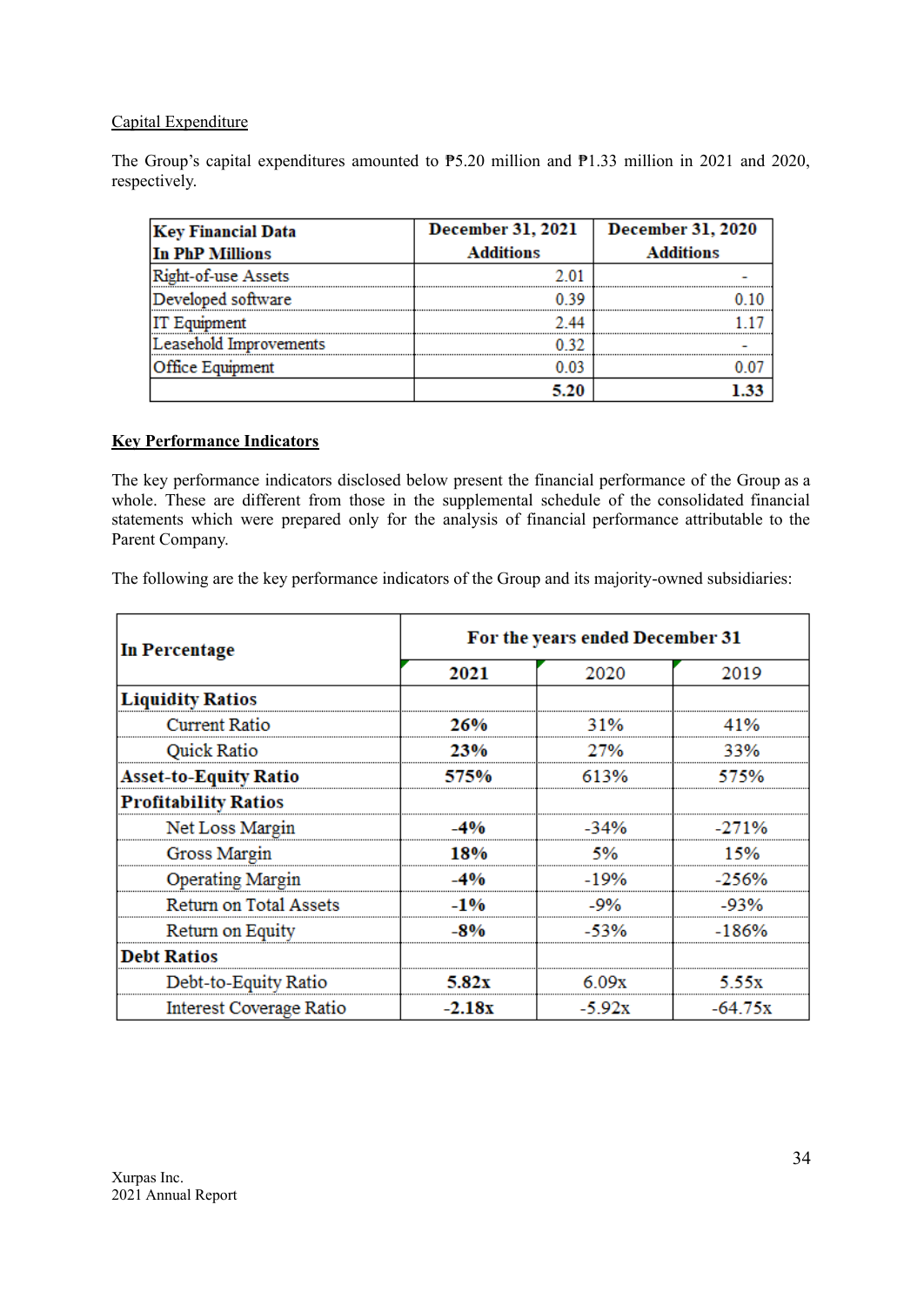Capital Expenditure

The Group's capital expenditures amounted to ₱5.20 million and ₱1.33 million in 2021 and 2020, respectively.

| Key Financial Data In PhP Millions | December 31, 2021 Additions | December 31, 2020 Additions |
|---|---|---|
| Right-of-use Assets | 2.01 | - |
| Developed software | 0.39 | 0.10 |
| IT Equipment | 2.44 | 1.17 |
| Leasehold Improvements | 0.32 | - |
| Office Equipment | 0.03 | 0.07 |
| | **5.20** | **1.33** |

**Key Performance Indicators**

The key performance indicators disclosed below present the financial performance of the Group as a whole. These are different from those in the supplemental schedule of the consolidated financial statements which were prepared only for the analysis of financial performance attributable to the Parent Company.

The following are the key performance indicators of the Group and its majority-owned subsidiaries:

| In Percentage | For the years ended December 31 | | |
|---|---|---|---|
| | **2021** | 2020 | 2019 |
| **Liquidity Ratios** | | | |
| Current Ratio | **26%** | 31% | 41% |
| Quick Ratio | **23%** | 27% | 33% |
| **Asset-to-Equity Ratio** | **575%** | 613% | 575% |
| **Profitability Ratios** | | | |
| Net Loss Margin | **-4%** | -34% | -271% |
| Gross Margin | **18%** | 5% | 15% |
| Operating Margin | **-4%** | -19% | -256% |
| Return on Total Assets | **-1%** | -9% | -93% |
| Return on Equity | **-8%** | -53% | -186% |
| **Debt Ratios** | | | |
| Debt-to-Equity Ratio | **5.82x** | 6.09x | 5.55x |
| Interest Coverage Ratio | **-2.18x** | -5.92x | -64.75x |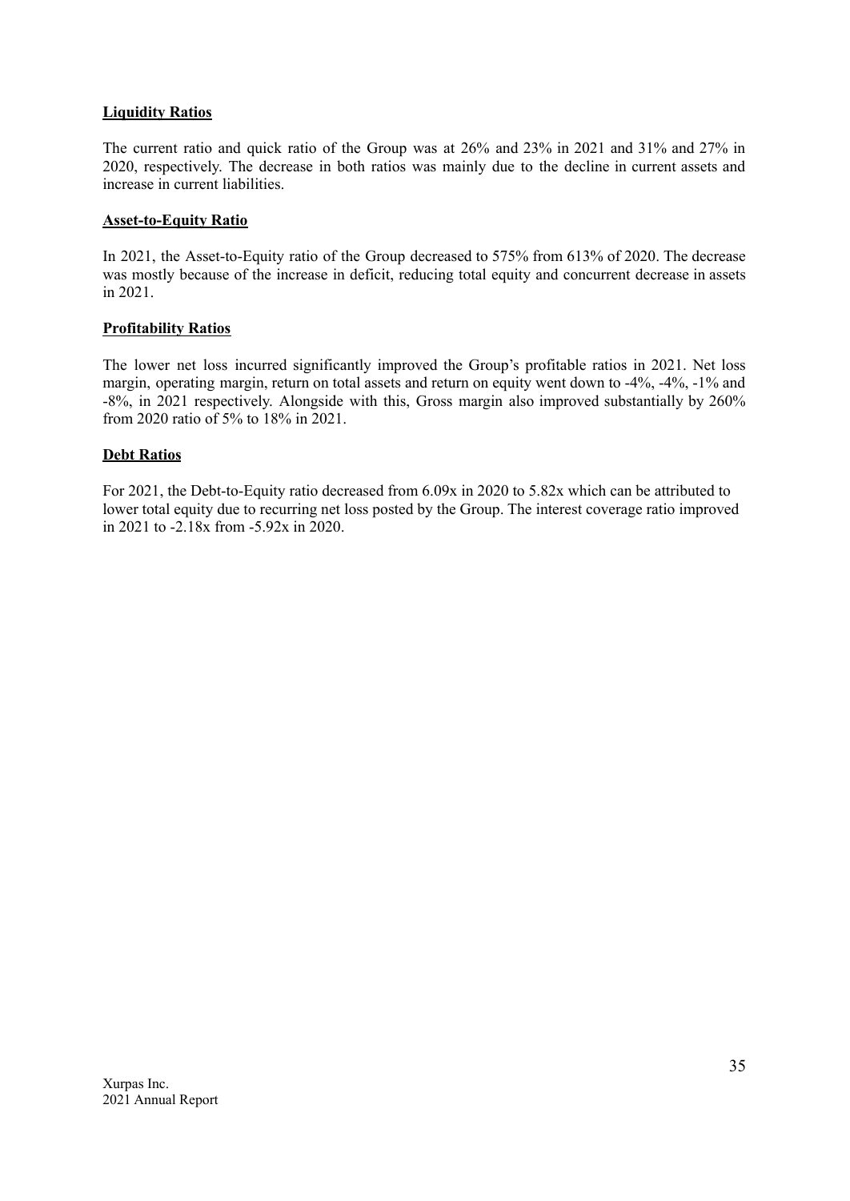**Liquidity Ratios**

The current ratio and quick ratio of the Group was at 26% and 23% in 2021 and 31% and 27% in 2020, respectively. The decrease in both ratios was mainly due to the decline in current assets and increase in current liabilities.

**Asset-to-Equity Ratio**

In 2021, the Asset-to-Equity ratio of the Group decreased to 575% from 613% of 2020. The decrease was mostly because of the increase in deficit, reducing total equity and concurrent decrease in assets in 2021.

**Profitability Ratios**

The lower net loss incurred significantly improved the Group's profitable ratios in 2021. Net loss margin, operating margin, return on total assets and return on equity went down to -4%, -4%, -1% and -8%, in 2021 respectively. Alongside with this, Gross margin also improved substantially by 260% from 2020 ratio of 5% to 18% in 2021.

**Debt Ratios**

For 2021, the Debt-to-Equity ratio decreased from 6.09x in 2020 to 5.82x which can be attributed to lower total equity due to recurring net loss posted by the Group. The interest coverage ratio improved in 2021 to -2.18x from -5.92x in 2020.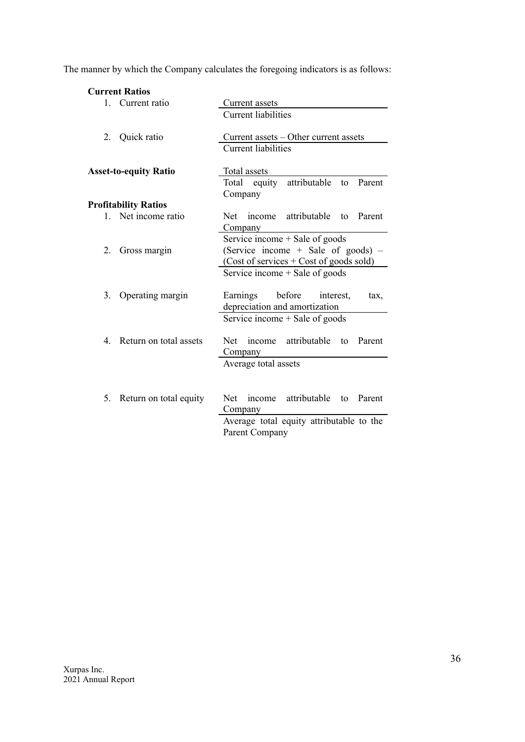The manner by which the Company calculates the foregoing indicators is as follows:

| | |
|---|---|
| **Current Ratios** | |
| 1. Current ratio | Current assets / Current liabilities |
| 2. Quick ratio | Current assets – Other current assets / Current liabilities |
| **Asset-to-equity Ratio** | Total assets / Total equity attributable to Parent Company |
| **Profitability Ratios** | |
| 1. Net income ratio | Net income attributable to Parent Company / Service income + Sale of goods |
| 2. Gross margin | (Service income + Sale of goods) – (Cost of services + Cost of goods sold) / Service income + Sale of goods |
| 3. Operating margin | Earnings before interest, tax, depreciation and amortization / Service income + Sale of goods |
| 4. Return on total assets | Net income attributable to Parent Company / Average total assets |
| 5. Return on total equity | Net income attributable to Parent Company / Average total equity attributable to the Parent Company |

Xurpas Inc.
2021 Annual Report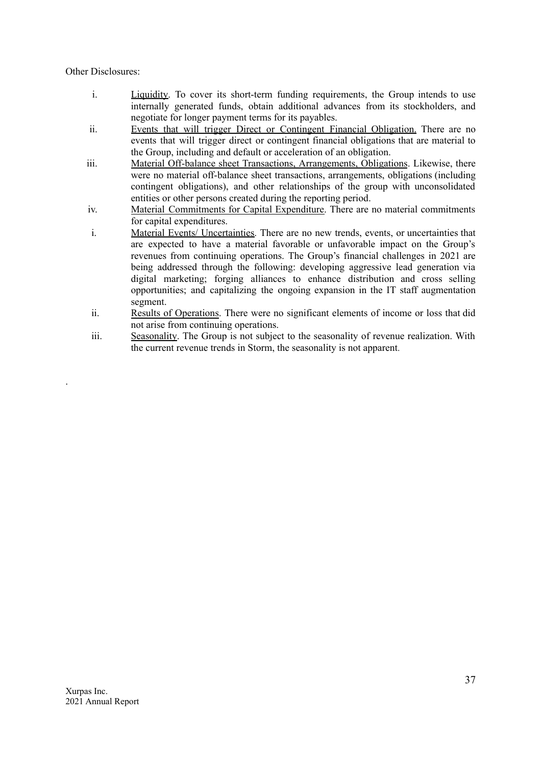Other Disclosures:

i. <u>Liquidity</u>. To cover its short-term funding requirements, the Group intends to use internally generated funds, obtain additional advances from its stockholders, and negotiate for longer payment terms for its payables.

ii. <u>Events that will trigger Direct or Contingent Financial Obligation.</u> There are no events that will trigger direct or contingent financial obligations that are material to the Group, including and default or acceleration of an obligation.

iii. <u>Material Off-balance sheet Transactions, Arrangements, Obligations</u>. Likewise, there were no material off-balance sheet transactions, arrangements, obligations (including contingent obligations), and other relationships of the group with unconsolidated entities or other persons created during the reporting period.

iv. <u>Material Commitments for Capital Expenditure</u>. There are no material commitments for capital expenditures.

i. <u>Material Events/ Uncertainties</u>. There are no new trends, events, or uncertainties that are expected to have a material favorable or unfavorable impact on the Group's revenues from continuing operations. The Group's financial challenges in 2021 are being addressed through the following: developing aggressive lead generation via digital marketing; forging alliances to enhance distribution and cross selling opportunities; and capitalizing the ongoing expansion in the IT staff augmentation segment.

ii. <u>Results of Operations</u>. There were no significant elements of income or loss that did not arise from continuing operations.

iii. <u>Seasonality</u>. The Group is not subject to the seasonality of revenue realization. With the current revenue trends in Storm, the seasonality is not apparent.

.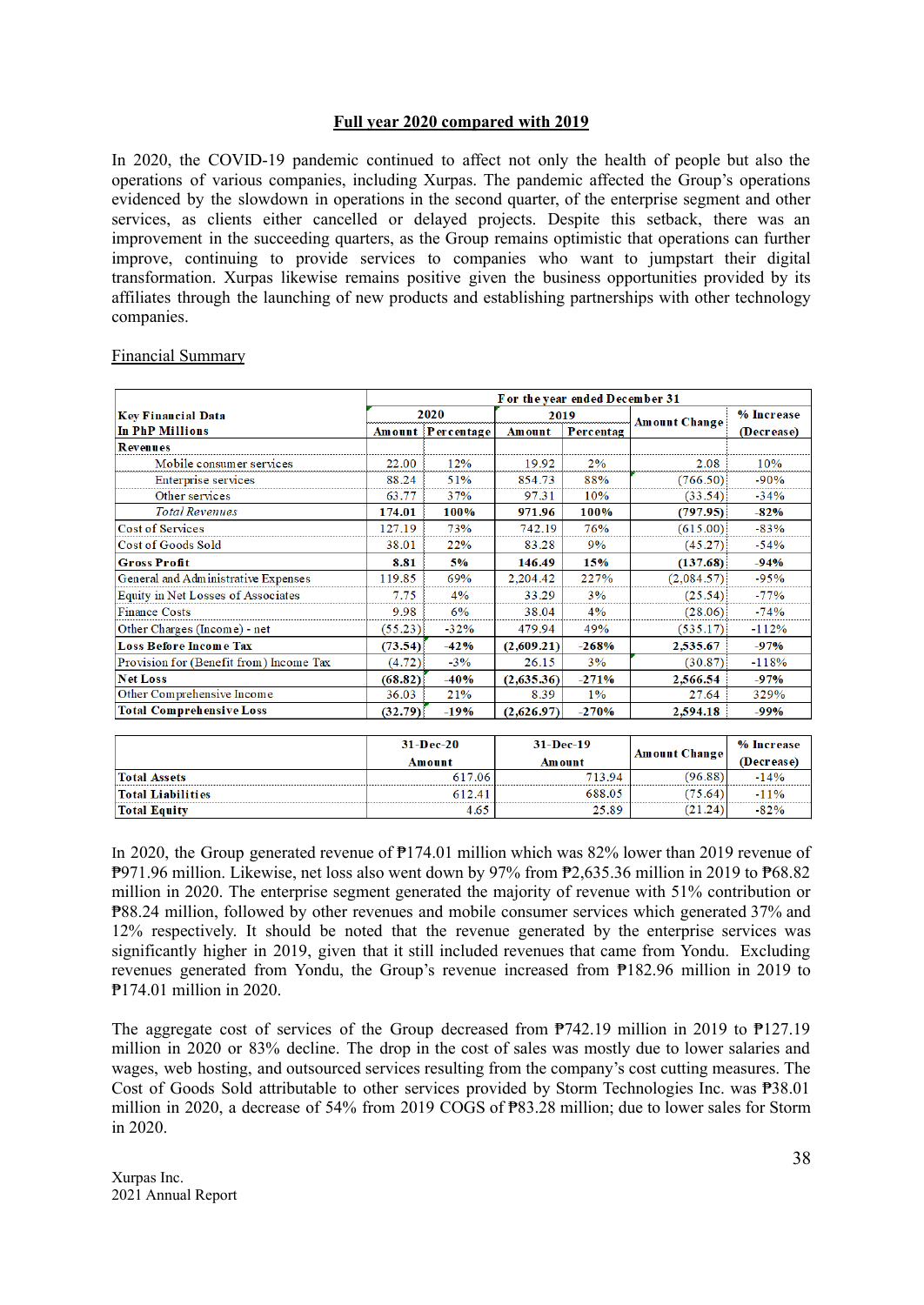**Full year 2020 compared with 2019**

In 2020, the COVID-19 pandemic continued to affect not only the health of people but also the operations of various companies, including Xurpas. The pandemic affected the Group's operations evidenced by the slowdown in operations in the second quarter, of the enterprise segment and other services, as clients either cancelled or delayed projects. Despite this setback, there was an improvement in the succeeding quarters, as the Group remains optimistic that operations can further improve, continuing to provide services to companies who want to jumpstart their digital transformation. Xurpas likewise remains positive given the business opportunities provided by its affiliates through the launching of new products and establishing partnerships with other technology companies.

Financial Summary

| Key Financial Data In PhP Millions | For the year ended December 31 | | | | | |
|---|---|---|---|---|---|---|
| | 2020 | | 2019 | | Amount Change | % Increase (Decrease) |
| | Amount | Percentage | Amount | Percentag | | |
| **Revenues** | | | | | | |
| Mobile consumer services | 22.00 | 12% | 19.92 | 2% | 2.08 | 10% |
| Enterprise services | 88.24 | 51% | 854.73 | 88% | (766.50) | -90% |
| Other services | 63.77 | 37% | 97.31 | 10% | (33.54) | -34% |
| *Total Revenues* | **174.01** | **100%** | **971.96** | **100%** | **(797.95)** | **-82%** |
| Cost of Services | 127.19 | 73% | 742.19 | 76% | (615.00) | -83% |
| Cost of Goods Sold | 38.01 | 22% | 83.28 | 9% | (45.27) | -54% |
| **Gross Profit** | **8.81** | **5%** | **146.49** | **15%** | **(137.68)** | **-94%** |
| General and Administrative Expenses | 119.85 | 69% | 2,204.42 | 227% | (2,084.57) | -95% |
| Equity in Net Losses of Associates | 7.75 | 4% | 33.29 | 3% | (25.54) | -77% |
| Finance Costs | 9.98 | 6% | 38.04 | 4% | (28.06) | -74% |
| Other Charges (Income) - net | (55.23) | -32% | 479.94 | 49% | (535.17) | -112% |
| **Loss Before Income Tax** | **(73.54)** | **-42%** | **(2,609.21)** | **-268%** | **2,535.67** | **-97%** |
| Provision for (Benefit from) Income Tax | (4.72) | -3% | 26.15 | 3% | (30.87) | -118% |
| **Net Loss** | **(68.82)** | **-40%** | **(2,635.36)** | **-271%** | **2,566.54** | **-97%** |
| Other Comprehensive Income | 36.03 | 21% | 8.39 | 1% | 27.64 | 329% |
| **Total Comprehensive Loss** | **(32.79)** | **-19%** | **(2,626.97)** | **-270%** | **2,594.18** | **-99%** |

| | 31-Dec-20 Amount | 31-Dec-19 Amount | Amount Change | % Increase (Decrease) |
|---|---|---|---|---|
| **Total Assets** | 617.06 | 713.94 | (96.88) | -14% |
| **Total Liabilities** | 612.41 | 688.05 | (75.64) | -11% |
| **Total Equity** | 4.65 | 25.89 | (21.24) | -82% |

In 2020, the Group generated revenue of ₱174.01 million which was 82% lower than 2019 revenue of ₱971.96 million. Likewise, net loss also went down by 97% from ₱2,635.36 million in 2019 to ₱68.82 million in 2020. The enterprise segment generated the majority of revenue with 51% contribution or ₱88.24 million, followed by other revenues and mobile consumer services which generated 37% and 12% respectively. It should be noted that the revenue generated by the enterprise services was significantly higher in 2019, given that it still included revenues that came from Yondu. Excluding revenues generated from Yondu, the Group's revenue increased from ₱182.96 million in 2019 to ₱174.01 million in 2020.

The aggregate cost of services of the Group decreased from ₱742.19 million in 2019 to ₱127.19 million in 2020 or 83% decline. The drop in the cost of sales was mostly due to lower salaries and wages, web hosting, and outsourced services resulting from the company's cost cutting measures. The Cost of Goods Sold attributable to other services provided by Storm Technologies Inc. was ₱38.01 million in 2020, a decrease of 54% from 2019 COGS of ₱83.28 million; due to lower sales for Storm in 2020.

Xurpas Inc.
2021 Annual Report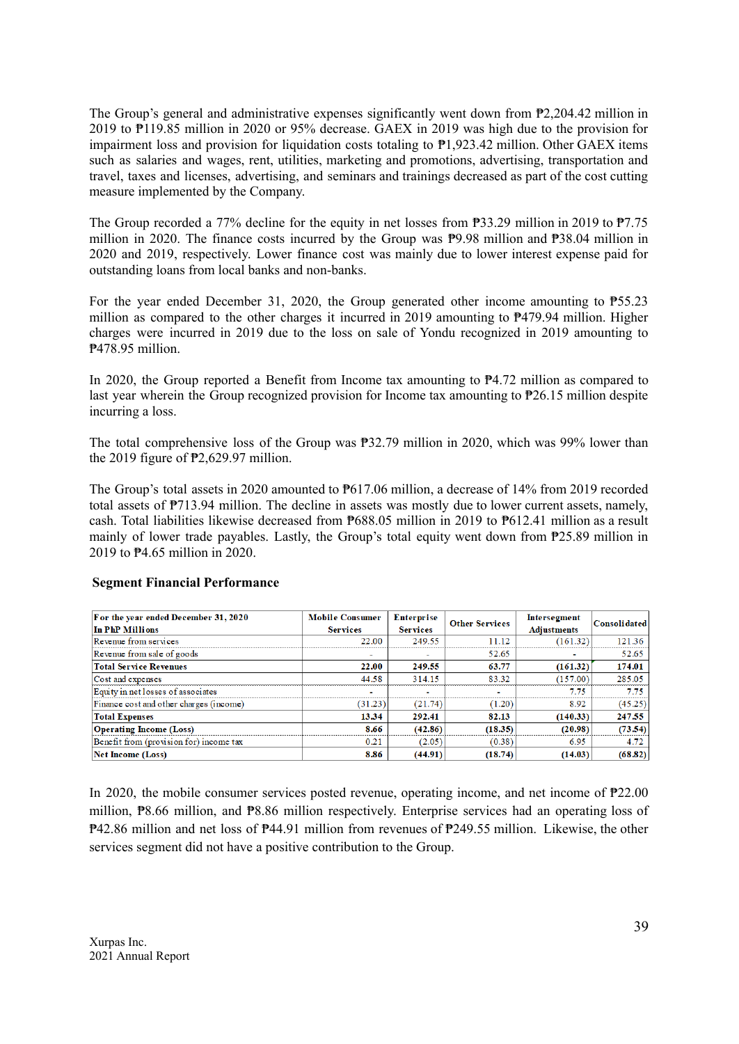The Group's general and administrative expenses significantly went down from ₱2,204.42 million in 2019 to ₱119.85 million in 2020 or 95% decrease. GAEX in 2019 was high due to the provision for impairment loss and provision for liquidation costs totaling to ₱1,923.42 million. Other GAEX items such as salaries and wages, rent, utilities, marketing and promotions, advertising, transportation and travel, taxes and licenses, advertising, and seminars and trainings decreased as part of the cost cutting measure implemented by the Company.

The Group recorded a 77% decline for the equity in net losses from ₱33.29 million in 2019 to ₱7.75 million in 2020. The finance costs incurred by the Group was ₱9.98 million and ₱38.04 million in 2020 and 2019, respectively. Lower finance cost was mainly due to lower interest expense paid for outstanding loans from local banks and non-banks.

For the year ended December 31, 2020, the Group generated other income amounting to ₱55.23 million as compared to the other charges it incurred in 2019 amounting to ₱479.94 million. Higher charges were incurred in 2019 due to the loss on sale of Yondu recognized in 2019 amounting to ₱478.95 million.

In 2020, the Group reported a Benefit from Income tax amounting to ₱4.72 million as compared to last year wherein the Group recognized provision for Income tax amounting to ₱26.15 million despite incurring a loss.

The total comprehensive loss of the Group was ₱32.79 million in 2020, which was 99% lower than the 2019 figure of ₱2,629.97 million.

The Group's total assets in 2020 amounted to ₱617.06 million, a decrease of 14% from 2019 recorded total assets of ₱713.94 million. The decline in assets was mostly due to lower current assets, namely, cash. Total liabilities likewise decreased from ₱688.05 million in 2019 to ₱612.41 million as a result mainly of lower trade payables. Lastly, the Group's total equity went down from ₱25.89 million in 2019 to ₱4.65 million in 2020.

**Segment Financial Performance**

| For the year ended December 31, 2020<br>In PhP Millions | Mobile Consumer Services | Enterprise Services | Other Services | Intersegment Adjustments | Consolidated |
|---|---|---|---|---|---|
| Revenue from services | 22.00 | 249.55 | 11.12 | (161.32) | 121.36 |
| Revenue from sale of goods | - | - | 52.65 | - | 52.65 |
| **Total Service Revenues** | **22.00** | **249.55** | **63.77** | **(161.32)** | **174.01** |
| Cost and expenses | 44.58 | 314.15 | 83.32 | (157.00) | 285.05 |
| Equity in net losses of associates | - | - | - | 7.75 | 7.75 |
| Finance cost and other charges (income) | (31.23) | (21.74) | (1.20) | 8.92 | (45.25) |
| **Total Expenses** | **13.34** | **292.41** | **82.13** | **(140.33)** | **247.55** |
| **Operating Income (Loss)** | **8.66** | **(42.86)** | **(18.35)** | **(20.98)** | **(73.54)** |
| Benefit from (provision for) income tax | 0.21 | (2.05) | (0.38) | 6.95 | 4.72 |
| **Net Income (Loss)** | **8.86** | **(44.91)** | **(18.74)** | **(14.03)** | **(68.82)** |

In 2020, the mobile consumer services posted revenue, operating income, and net income of ₱22.00 million, ₱8.66 million, and ₱8.86 million respectively. Enterprise services had an operating loss of ₱42.86 million and net loss of ₱44.91 million from revenues of ₱249.55 million. Likewise, the other services segment did not have a positive contribution to the Group.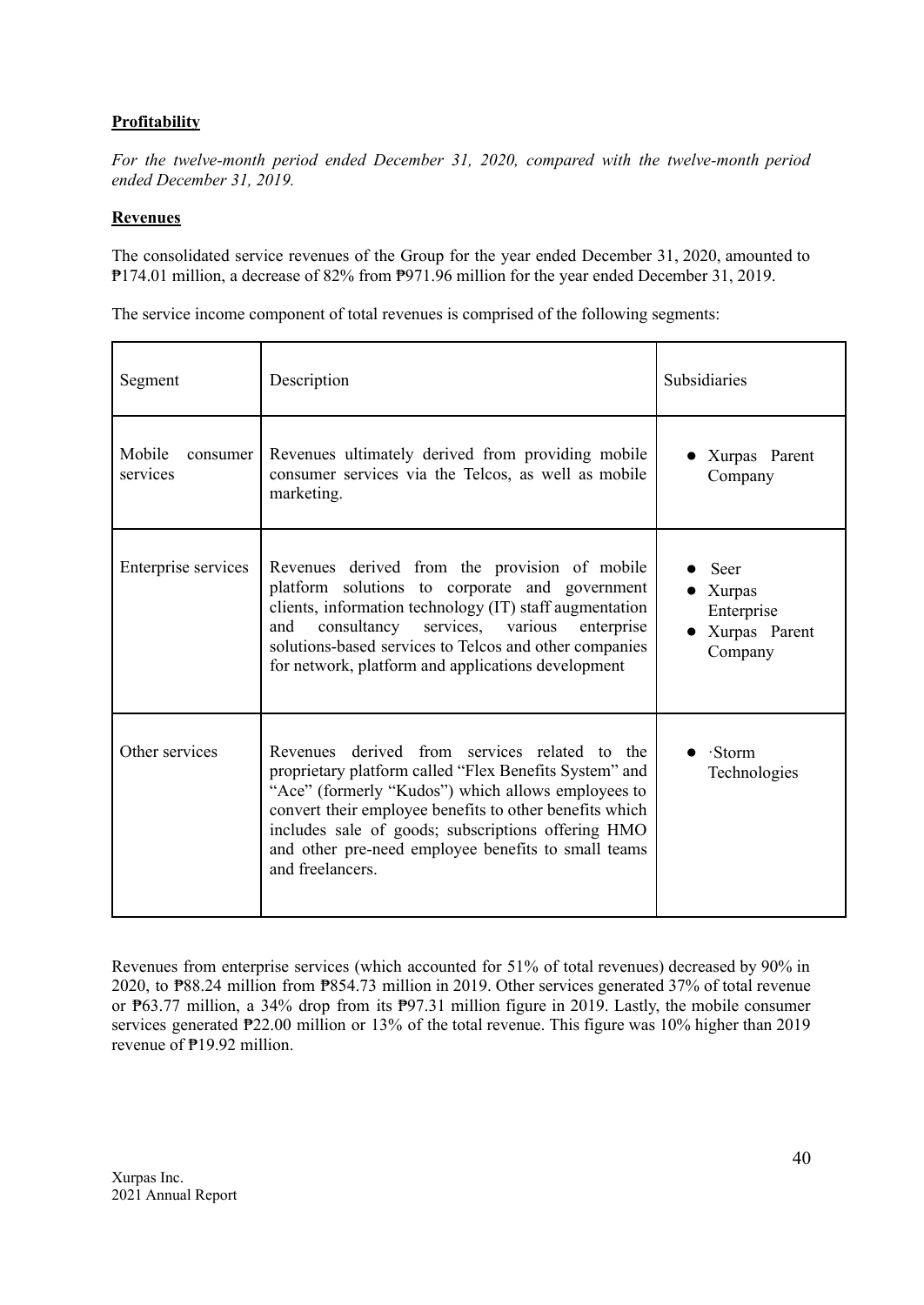**Profitability**

*For the twelve-month period ended December 31, 2020, compared with the twelve-month period ended December 31, 2019.*

**Revenues**

The consolidated service revenues of the Group for the year ended December 31, 2020, amounted to ₱174.01 million, a decrease of 82% from ₱971.96 million for the year ended December 31, 2019.

The service income component of total revenues is comprised of the following segments:

| Segment | Description | Subsidiaries |
|---|---|---|
| Mobile consumer services | Revenues ultimately derived from providing mobile consumer services via the Telcos, as well as mobile marketing. | • Xurpas Parent Company |
| Enterprise services | Revenues derived from the provision of mobile platform solutions to corporate and government clients, information technology (IT) staff augmentation and consultancy services, various enterprise solutions-based services to Telcos and other companies for network, platform and applications development | • Seer<br>• Xurpas Enterprise<br>• Xurpas Parent Company |
| Other services | Revenues derived from services related to the proprietary platform called "Flex Benefits System" and "Ace" (formerly "Kudos") which allows employees to convert their employee benefits to other benefits which includes sale of goods; subscriptions offering HMO and other pre-need employee benefits to small teams and freelancers. | • ·Storm Technologies |

Revenues from enterprise services (which accounted for 51% of total revenues) decreased by 90% in 2020, to ₱88.24 million from ₱854.73 million in 2019. Other services generated 37% of total revenue or ₱63.77 million, a 34% drop from its ₱97.31 million figure in 2019. Lastly, the mobile consumer services generated ₱22.00 million or 13% of the total revenue. This figure was 10% higher than 2019 revenue of ₱19.92 million.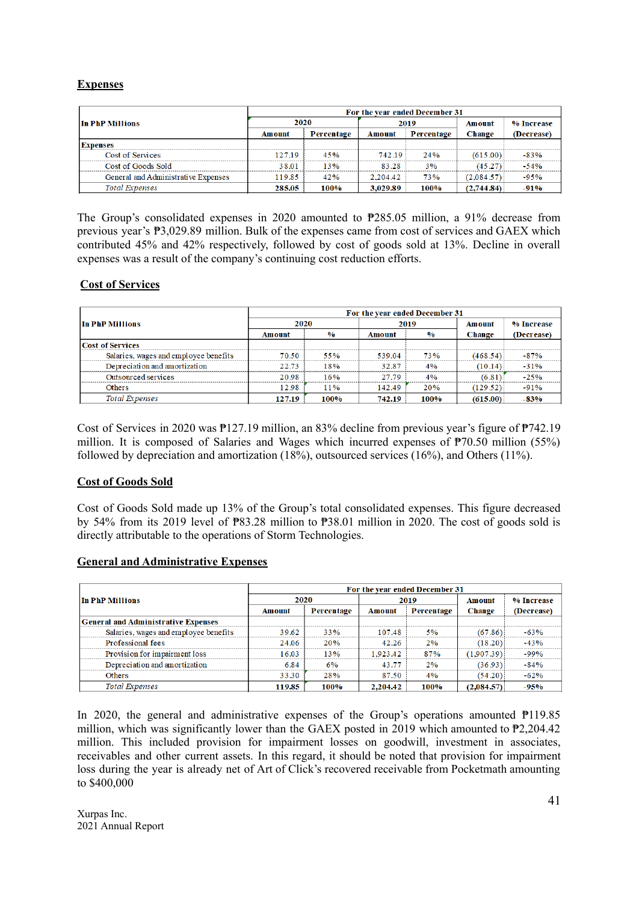## Expenses

| In PhP Millions | For the year ended December 31 | | | | | |
|---|---|---|---|---|---|---|
| | 2020 | | 2019 | | Amount Change | % Increase (Decrease) |
| | Amount | Percentage | Amount | Percentage | | |
| **Expenses** | | | | | | |
| Cost of Services | 127.19 | 45% | 742.19 | 24% | (615.00) | -83% |
| Cost of Goods Sold | 38.01 | 13% | 83.28 | 3% | (45.27) | -54% |
| General and Administrative Expenses | 119.85 | 42% | 2,204.42 | 73% | (2,084.57) | -95% |
| *Total Expenses* | **285.05** | **100%** | **3,029.89** | **100%** | **(2,744.84)** | **-91%** |

The Group's consolidated expenses in 2020 amounted to ₱285.05 million, a 91% decrease from previous year's ₱3,029.89 million. Bulk of the expenses came from cost of services and GAEX which contributed 45% and 42% respectively, followed by cost of goods sold at 13%. Decline in overall expenses was a result of the company's continuing cost reduction efforts.

## Cost of Services

| In PhP Millions | For the year ended December 31 | | | | | |
|---|---|---|---|---|---|---|
| | 2020 | | 2019 | | Amount Change | % Increase (Decrease) |
| | Amount | % | Amount | % | | |
| **Cost of Services** | | | | | | |
| Salaries, wages and employee benefits | 70.50 | 55% | 539.04 | 73% | (468.54) | -87% |
| Depreciation and amortization | 22.73 | 18% | 32.87 | 4% | (10.14) | -31% |
| Outsourced services | 20.98 | 16% | 27.79 | 4% | (6.81) | -25% |
| Others | 12.98 | 11% | 142.49 | 20% | (129.52) | -91% |
| *Total Expenses* | **127.19** | **100%** | **742.19** | **100%** | **(615.00)** | **-83%** |

Cost of Services in 2020 was ₱127.19 million, an 83% decline from previous year's figure of ₱742.19 million. It is composed of Salaries and Wages which incurred expenses of ₱70.50 million (55%) followed by depreciation and amortization (18%), outsourced services (16%), and Others (11%).

## Cost of Goods Sold

Cost of Goods Sold made up 13% of the Group's total consolidated expenses. This figure decreased by 54% from its 2019 level of ₱83.28 million to ₱38.01 million in 2020. The cost of goods sold is directly attributable to the operations of Storm Technologies.

## General and Administrative Expenses

| In PhP Millions | For the year ended December 31 | | | | | |
|---|---|---|---|---|---|---|
| | 2020 | | 2019 | | Amount Change | % Increase (Decrease) |
| | Amount | Percentage | Amount | Percentage | | |
| **General and Administrative Expenses** | | | | | | |
| Salaries, wages and employee benefits | 39.62 | 33% | 107.48 | 5% | (67.86) | -63% |
| Professional fees | 24.06 | 20% | 42.26 | 2% | (18.20) | -43% |
| Provision for impairment loss | 16.03 | 13% | 1,923.42 | 87% | (1,907.39) | -99% |
| Depreciation and amortization | 6.84 | 6% | 43.77 | 2% | (36.93) | -84% |
| Others | 33.30 | 28% | 87.50 | 4% | (54.20) | -62% |
| *Total Expenses* | **119.85** | **100%** | **2,204.42** | **100%** | **(2,084.57)** | **-95%** |

In 2020, the general and administrative expenses of the Group's operations amounted ₱119.85 million, which was significantly lower than the GAEX posted in 2019 which amounted to ₱2,204.42 million. This included provision for impairment losses on goodwill, investment in associates, receivables and other current assets. In this regard, it should be noted that provision for impairment loss during the year is already net of Art of Click's recovered receivable from Pocketmath amounting to $400,000

Xurpas Inc.
2021 Annual Report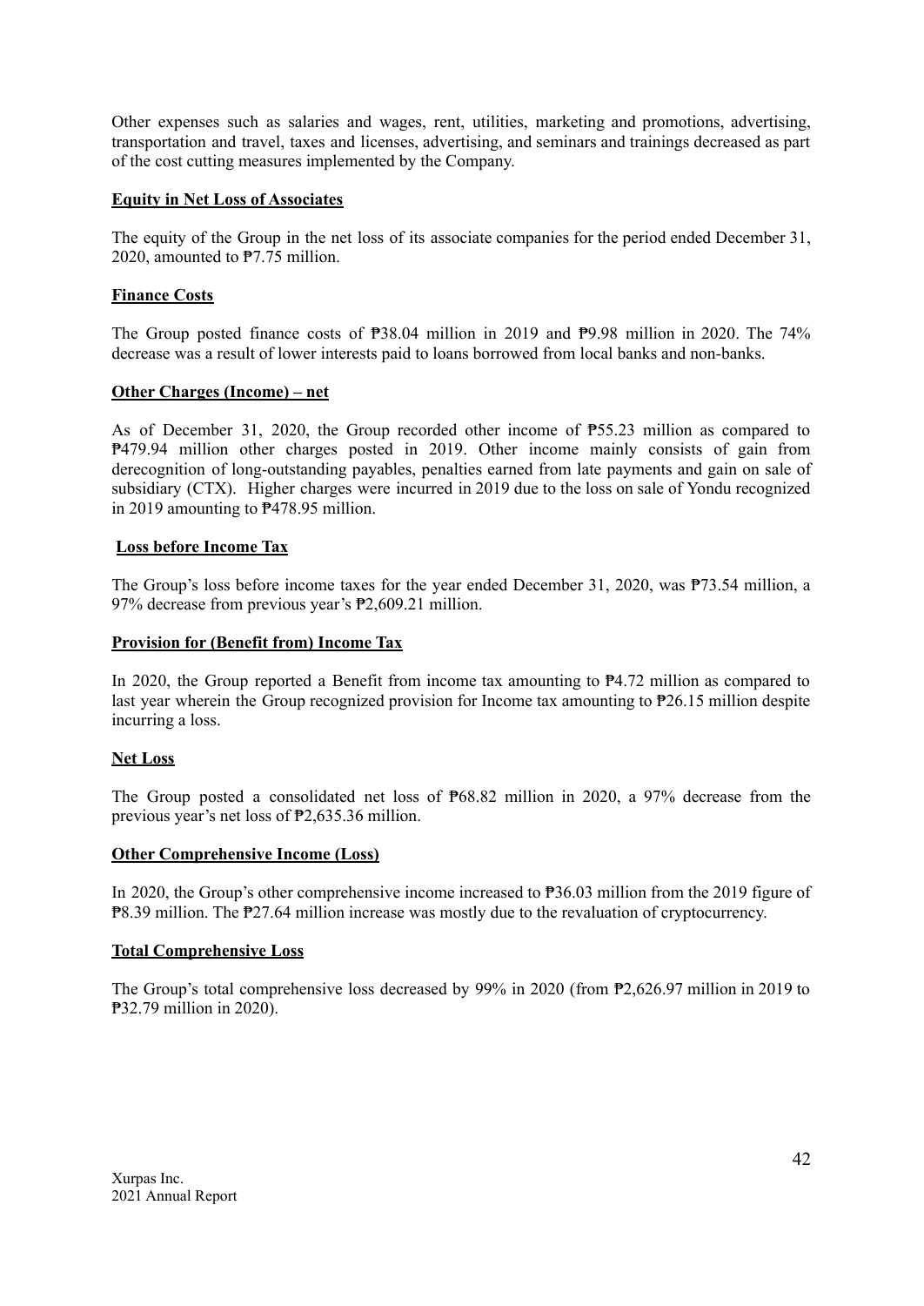Other expenses such as salaries and wages, rent, utilities, marketing and promotions, advertising, transportation and travel, taxes and licenses, advertising, and seminars and trainings decreased as part of the cost cutting measures implemented by the Company.

**Equity in Net Loss of Associates**

The equity of the Group in the net loss of its associate companies for the period ended December 31, 2020, amounted to ₱7.75 million.

**Finance Costs**

The Group posted finance costs of ₱38.04 million in 2019 and ₱9.98 million in 2020. The 74% decrease was a result of lower interests paid to loans borrowed from local banks and non-banks.

**Other Charges (Income) – net**

As of December 31, 2020, the Group recorded other income of ₱55.23 million as compared to ₱479.94 million other charges posted in 2019. Other income mainly consists of gain from derecognition of long-outstanding payables, penalties earned from late payments and gain on sale of subsidiary (CTX). Higher charges were incurred in 2019 due to the loss on sale of Yondu recognized in 2019 amounting to ₱478.95 million.

**Loss before Income Tax**

The Group's loss before income taxes for the year ended December 31, 2020, was ₱73.54 million, a 97% decrease from previous year's ₱2,609.21 million.

**Provision for (Benefit from) Income Tax**

In 2020, the Group reported a Benefit from income tax amounting to ₱4.72 million as compared to last year wherein the Group recognized provision for Income tax amounting to ₱26.15 million despite incurring a loss.

**Net Loss**

The Group posted a consolidated net loss of ₱68.82 million in 2020, a 97% decrease from the previous year's net loss of ₱2,635.36 million.

**Other Comprehensive Income (Loss)**

In 2020, the Group's other comprehensive income increased to ₱36.03 million from the 2019 figure of ₱8.39 million. The ₱27.64 million increase was mostly due to the revaluation of cryptocurrency.

**Total Comprehensive Loss**

The Group's total comprehensive loss decreased by 99% in 2020 (from ₱2,626.97 million in 2019 to ₱32.79 million in 2020).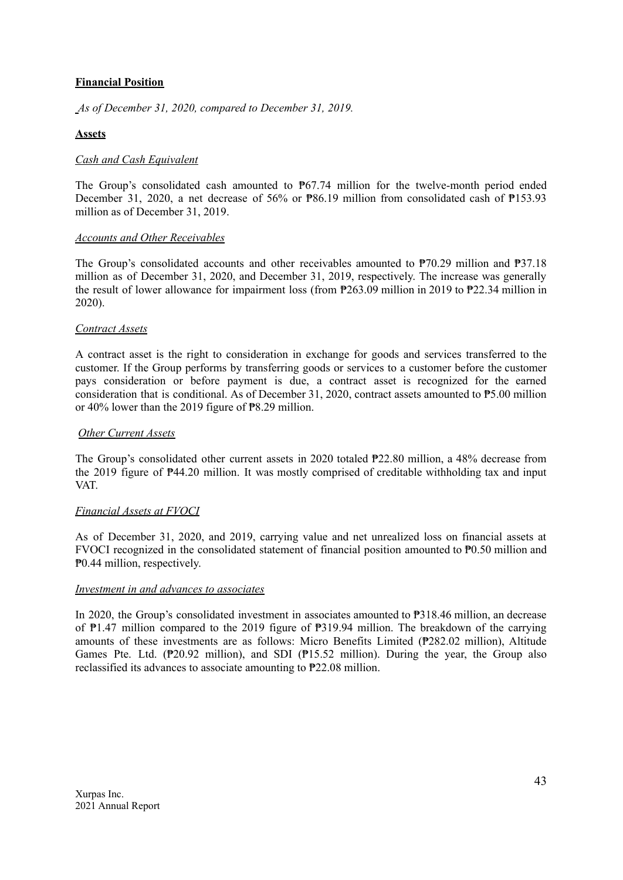**Financial Position**

*As of December 31, 2020, compared to December 31, 2019.*

**Assets**

*Cash and Cash Equivalent*

The Group's consolidated cash amounted to ₱67.74 million for the twelve-month period ended December 31, 2020, a net decrease of 56% or ₱86.19 million from consolidated cash of ₱153.93 million as of December 31, 2019.

*Accounts and Other Receivables*

The Group's consolidated accounts and other receivables amounted to ₱70.29 million and ₱37.18 million as of December 31, 2020, and December 31, 2019, respectively. The increase was generally the result of lower allowance for impairment loss (from ₱263.09 million in 2019 to ₱22.34 million in 2020).

*Contract Assets*

A contract asset is the right to consideration in exchange for goods and services transferred to the customer. If the Group performs by transferring goods or services to a customer before the customer pays consideration or before payment is due, a contract asset is recognized for the earned consideration that is conditional. As of December 31, 2020, contract assets amounted to ₱5.00 million or 40% lower than the 2019 figure of ₱8.29 million.

*Other Current Assets*

The Group's consolidated other current assets in 2020 totaled ₱22.80 million, a 48% decrease from the 2019 figure of ₱44.20 million. It was mostly comprised of creditable withholding tax and input VAT.

*Financial Assets at FVOCI*

As of December 31, 2020, and 2019, carrying value and net unrealized loss on financial assets at FVOCI recognized in the consolidated statement of financial position amounted to ₱0.50 million and ₱0.44 million, respectively.

*Investment in and advances to associates*

In 2020, the Group's consolidated investment in associates amounted to ₱318.46 million, an decrease of ₱1.47 million compared to the 2019 figure of ₱319.94 million. The breakdown of the carrying amounts of these investments are as follows: Micro Benefits Limited (₱282.02 million), Altitude Games Pte. Ltd. (₱20.92 million), and SDI (₱15.52 million). During the year, the Group also reclassified its advances to associate amounting to ₱22.08 million.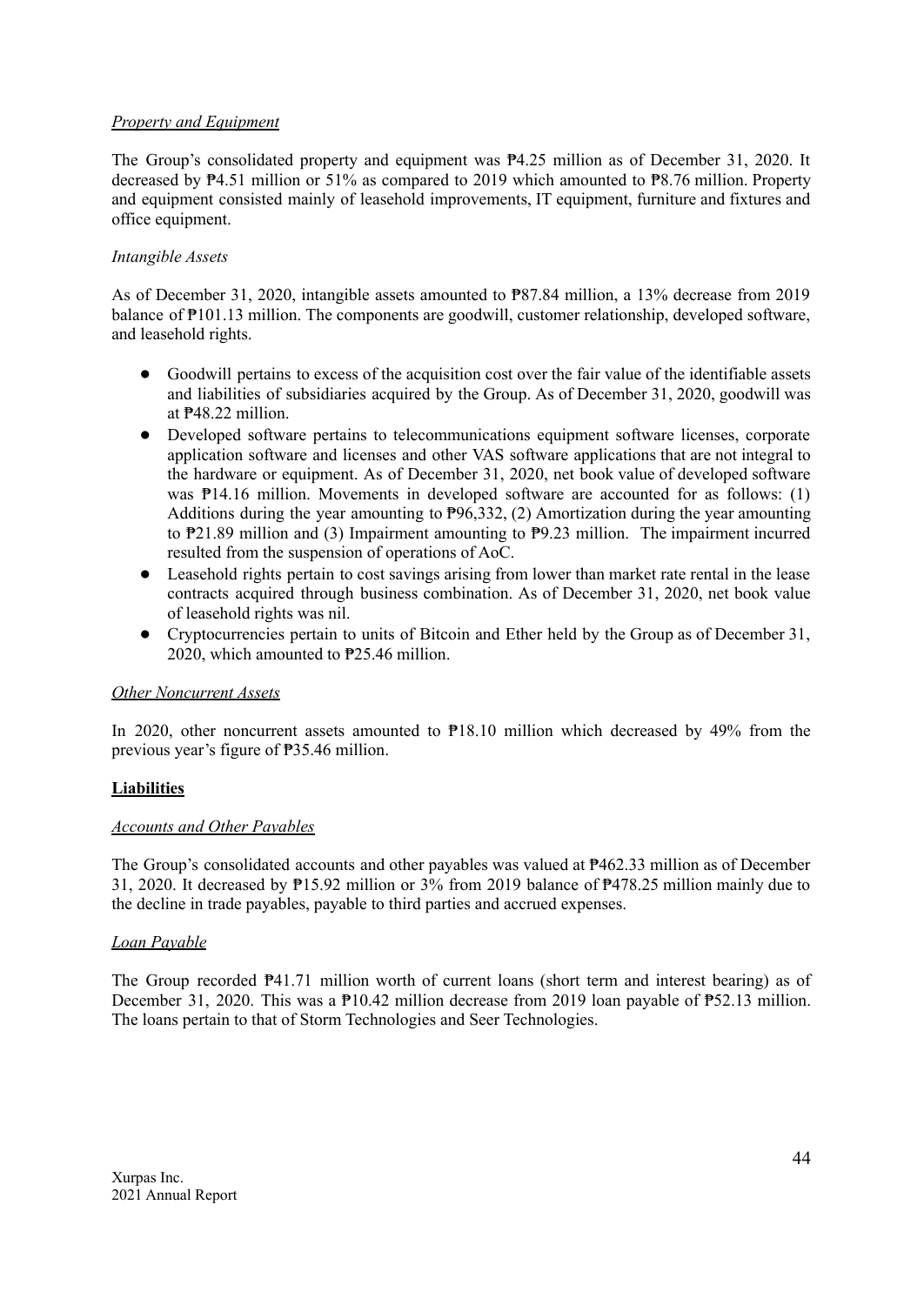*Property and Equipment*

The Group's consolidated property and equipment was ₱4.25 million as of December 31, 2020. It decreased by ₱4.51 million or 51% as compared to 2019 which amounted to ₱8.76 million. Property and equipment consisted mainly of leasehold improvements, IT equipment, furniture and fixtures and office equipment.

*Intangible Assets*

As of December 31, 2020, intangible assets amounted to ₱87.84 million, a 13% decrease from 2019 balance of ₱101.13 million. The components are goodwill, customer relationship, developed software, and leasehold rights.

- Goodwill pertains to excess of the acquisition cost over the fair value of the identifiable assets and liabilities of subsidiaries acquired by the Group. As of December 31, 2020, goodwill was at ₱48.22 million.
- Developed software pertains to telecommunications equipment software licenses, corporate application software and licenses and other VAS software applications that are not integral to the hardware or equipment. As of December 31, 2020, net book value of developed software was ₱14.16 million. Movements in developed software are accounted for as follows: (1) Additions during the year amounting to ₱96,332, (2) Amortization during the year amounting to ₱21.89 million and (3) Impairment amounting to ₱9.23 million. The impairment incurred resulted from the suspension of operations of AoC.
- Leasehold rights pertain to cost savings arising from lower than market rate rental in the lease contracts acquired through business combination. As of December 31, 2020, net book value of leasehold rights was nil.
- Cryptocurrencies pertain to units of Bitcoin and Ether held by the Group as of December 31, 2020, which amounted to ₱25.46 million.

*Other Noncurrent Assets*

In 2020, other noncurrent assets amounted to ₱18.10 million which decreased by 49% from the previous year's figure of ₱35.46 million.

**Liabilities**

*Accounts and Other Payables*

The Group's consolidated accounts and other payables was valued at ₱462.33 million as of December 31, 2020. It decreased by ₱15.92 million or 3% from 2019 balance of ₱478.25 million mainly due to the decline in trade payables, payable to third parties and accrued expenses.

*Loan Payable*

The Group recorded ₱41.71 million worth of current loans (short term and interest bearing) as of December 31, 2020. This was a ₱10.42 million decrease from 2019 loan payable of ₱52.13 million. The loans pertain to that of Storm Technologies and Seer Technologies.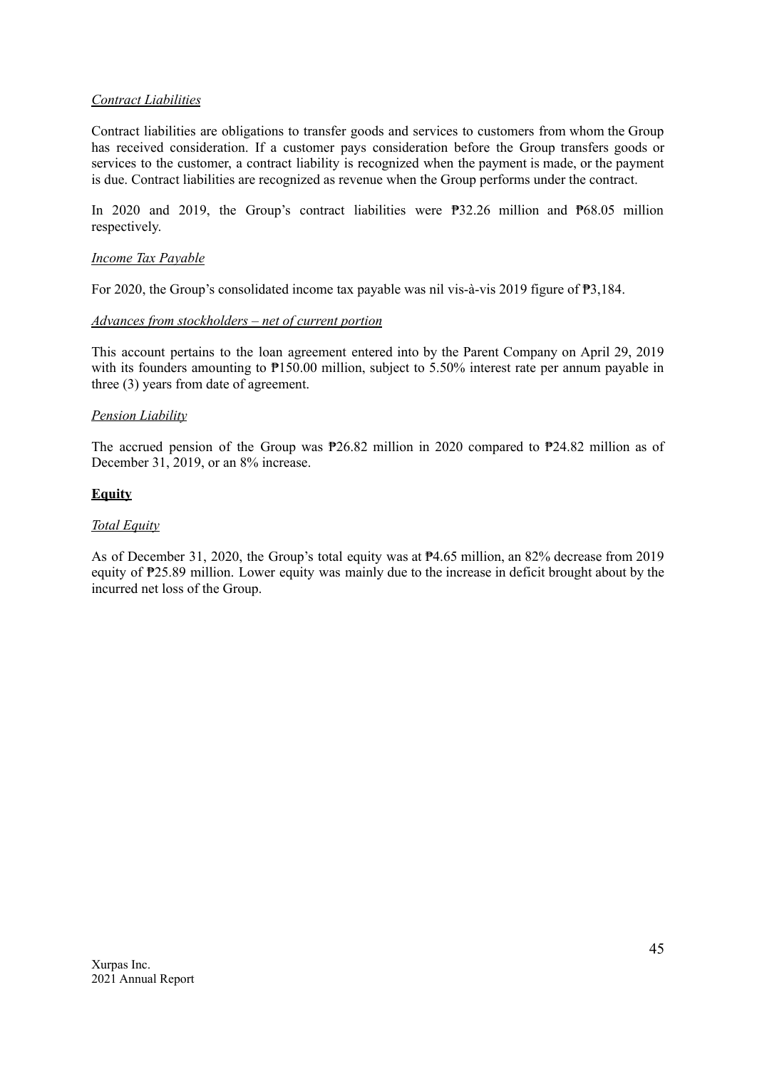*Contract Liabilities*

Contract liabilities are obligations to transfer goods and services to customers from whom the Group has received consideration. If a customer pays consideration before the Group transfers goods or services to the customer, a contract liability is recognized when the payment is made, or the payment is due. Contract liabilities are recognized as revenue when the Group performs under the contract.

In 2020 and 2019, the Group's contract liabilities were ₱32.26 million and ₱68.05 million respectively.

*Income Tax Payable*

For 2020, the Group's consolidated income tax payable was nil vis-à-vis 2019 figure of ₱3,184.

*Advances from stockholders – net of current portion*

This account pertains to the loan agreement entered into by the Parent Company on April 29, 2019 with its founders amounting to ₱150.00 million, subject to 5.50% interest rate per annum payable in three (3) years from date of agreement.

*Pension Liability*

The accrued pension of the Group was ₱26.82 million in 2020 compared to ₱24.82 million as of December 31, 2019, or an 8% increase.

**Equity**

*Total Equity*

As of December 31, 2020, the Group's total equity was at ₱4.65 million, an 82% decrease from 2019 equity of ₱25.89 million. Lower equity was mainly due to the increase in deficit brought about by the incurred net loss of the Group.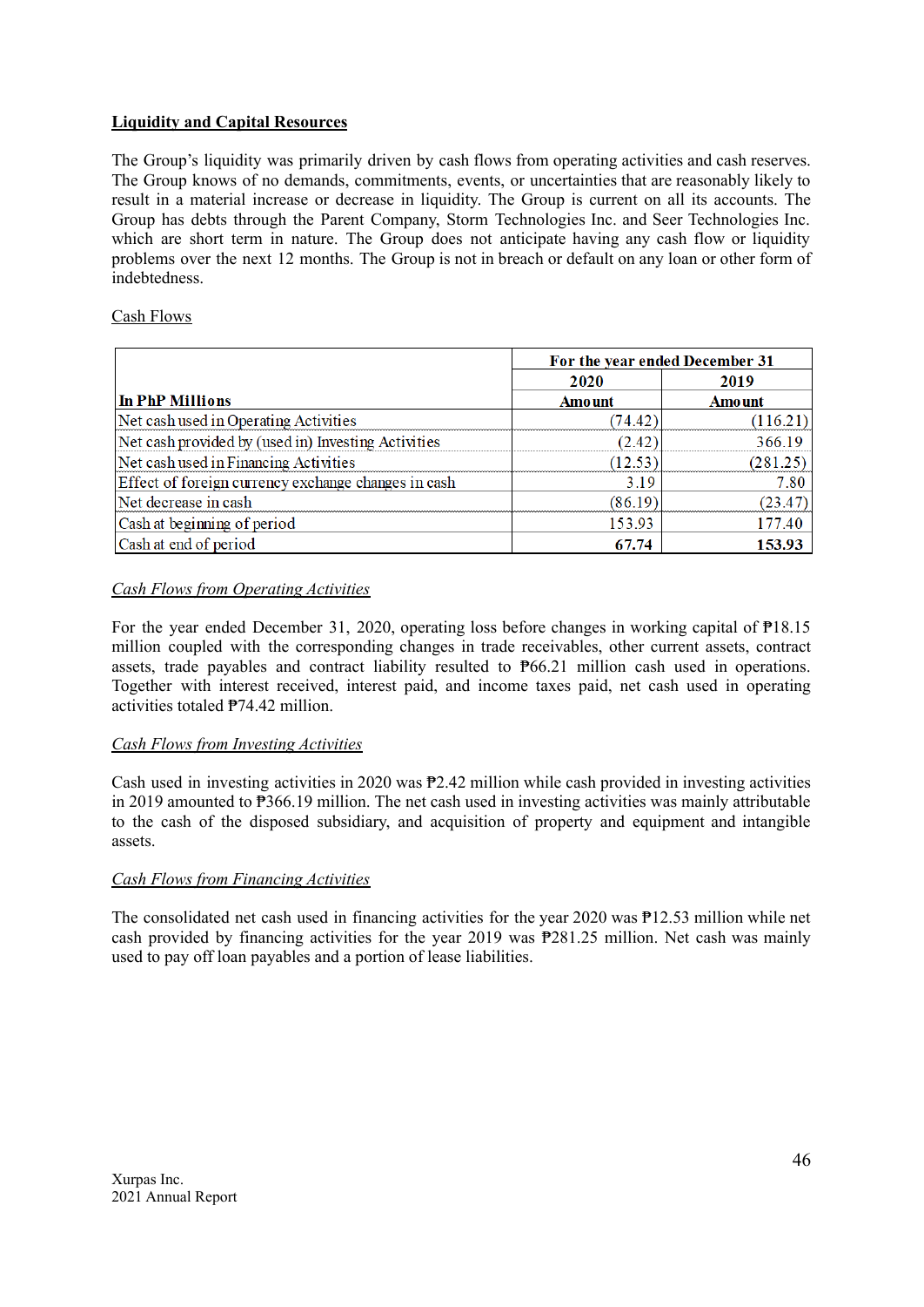**Liquidity and Capital Resources**

The Group's liquidity was primarily driven by cash flows from operating activities and cash reserves. The Group knows of no demands, commitments, events, or uncertainties that are reasonably likely to result in a material increase or decrease in liquidity. The Group is current on all its accounts. The Group has debts through the Parent Company, Storm Technologies Inc. and Seer Technologies Inc. which are short term in nature. The Group does not anticipate having any cash flow or liquidity problems over the next 12 months. The Group is not in breach or default on any loan or other form of indebtedness.

Cash Flows

| | For the year ended December 31 | |
|---|---|---|
| | 2020 | 2019 |
| **In PhP Millions** | **Amount** | **Amount** |
| Net cash used in Operating Activities | (74.42) | (116.21) |
| Net cash provided by (used in) Investing Activities | (2.42) | 366.19 |
| Net cash used in Financing Activities | (12.53) | (281.25) |
| Effect of foreign currency exchange changes in cash | 3.19 | 7.80 |
| Net decrease in cash | (86.19) | (23.47) |
| Cash at beginning of period | 153.93 | 177.40 |
| Cash at end of period | **67.74** | **153.93** |

*Cash Flows from Operating Activities*

For the year ended December 31, 2020, operating loss before changes in working capital of ₱18.15 million coupled with the corresponding changes in trade receivables, other current assets, contract assets, trade payables and contract liability resulted to ₱66.21 million cash used in operations. Together with interest received, interest paid, and income taxes paid, net cash used in operating activities totaled ₱74.42 million.

*Cash Flows from Investing Activities*

Cash used in investing activities in 2020 was ₱2.42 million while cash provided in investing activities in 2019 amounted to ₱366.19 million. The net cash used in investing activities was mainly attributable to the cash of the disposed subsidiary, and acquisition of property and equipment and intangible assets.

*Cash Flows from Financing Activities*

The consolidated net cash used in financing activities for the year 2020 was ₱12.53 million while net cash provided by financing activities for the year 2019 was ₱281.25 million. Net cash was mainly used to pay off loan payables and a portion of lease liabilities.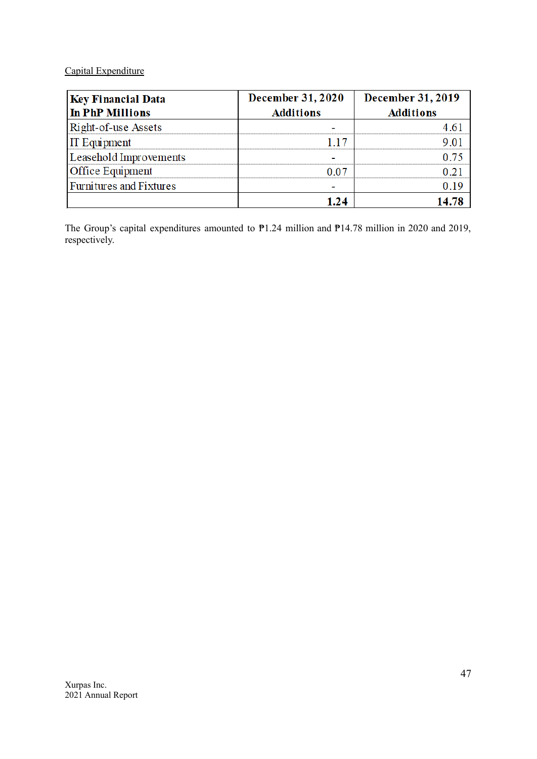Capital Expenditure

| Key Financial Data In PhP Millions | December 31, 2020 Additions | December 31, 2019 Additions |
|---|---|---|
| Right-of-use Assets | - | 4.61 |
| IT Equipment | 1.17 | 9.01 |
| Leasehold Improvements | - | 0.75 |
| Office Equipment | 0.07 | 0.21 |
| Furnitures and Fixtures | - | 0.19 |
| | **1.24** | **14.78** |

The Group's capital expenditures amounted to ₱1.24 million and ₱14.78 million in 2020 and 2019, respectively.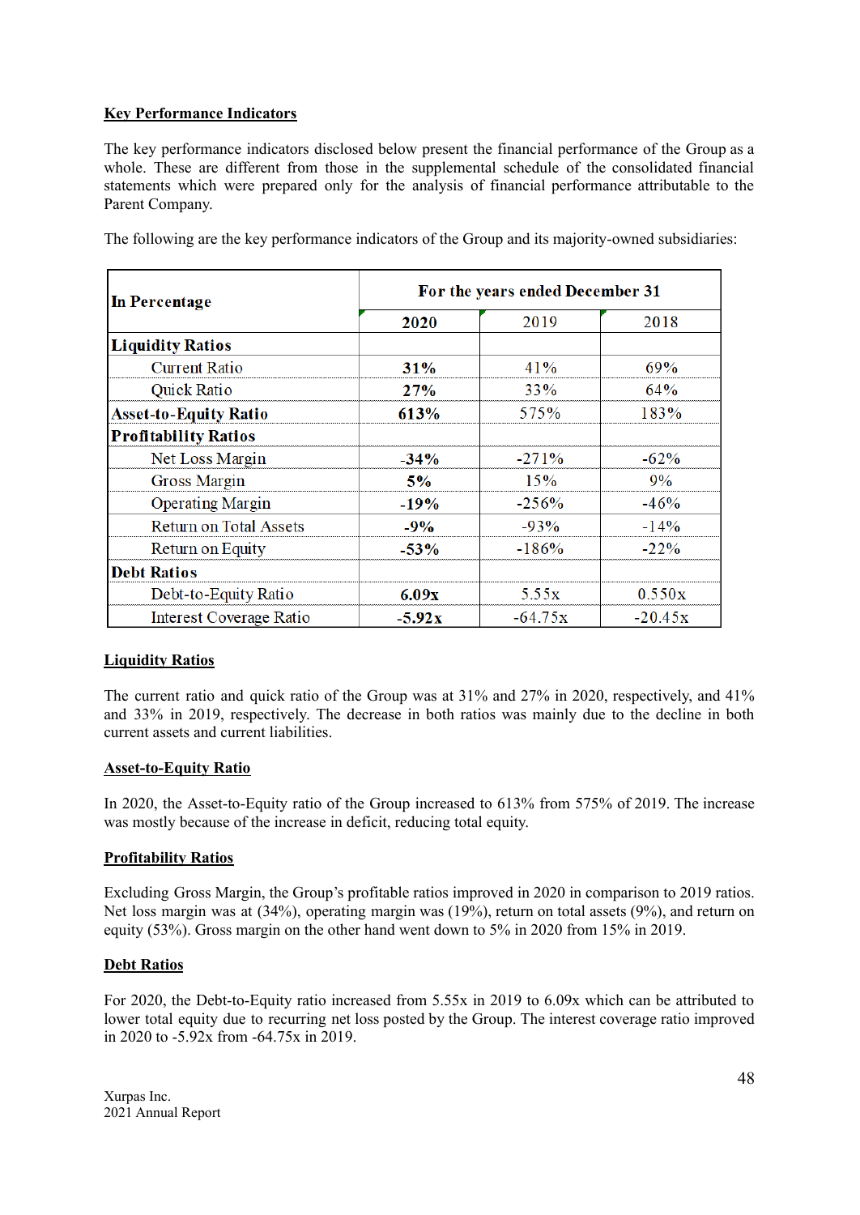**Key Performance Indicators**

The key performance indicators disclosed below present the financial performance of the Group as a whole. These are different from those in the supplemental schedule of the consolidated financial statements which were prepared only for the analysis of financial performance attributable to the Parent Company.

The following are the key performance indicators of the Group and its majority-owned subsidiaries:

| In Percentage | For the years ended December 31 | | |
|---|---|---|---|
| | **2020** | 2019 | 2018 |
| **Liquidity Ratios** | | | |
| Current Ratio | **31%** | 41% | 69% |
| Quick Ratio | **27%** | 33% | 64% |
| **Asset-to-Equity Ratio** | **613%** | 575% | 183% |
| **Profitability Ratios** | | | |
| Net Loss Margin | **-34%** | -271% | -62% |
| Gross Margin | **5%** | 15% | 9% |
| Operating Margin | **-19%** | -256% | -46% |
| Return on Total Assets | **-9%** | -93% | -14% |
| Return on Equity | **-53%** | -186% | -22% |
| **Debt Ratios** | | | |
| Debt-to-Equity Ratio | **6.09x** | 5.55x | 0.550x |
| Interest Coverage Ratio | **-5.92x** | -64.75x | -20.45x |

**Liquidity Ratios**

The current ratio and quick ratio of the Group was at 31% and 27% in 2020, respectively, and 41% and 33% in 2019, respectively. The decrease in both ratios was mainly due to the decline in both current assets and current liabilities.

**Asset-to-Equity Ratio**

In 2020, the Asset-to-Equity ratio of the Group increased to 613% from 575% of 2019. The increase was mostly because of the increase in deficit, reducing total equity.

**Profitability Ratios**

Excluding Gross Margin, the Group's profitable ratios improved in 2020 in comparison to 2019 ratios. Net loss margin was at (34%), operating margin was (19%), return on total assets (9%), and return on equity (53%). Gross margin on the other hand went down to 5% in 2020 from 15% in 2019.

**Debt Ratios**

For 2020, the Debt-to-Equity ratio increased from 5.55x in 2019 to 6.09x which can be attributed to lower total equity due to recurring net loss posted by the Group. The interest coverage ratio improved in 2020 to -5.92x from -64.75x in 2019.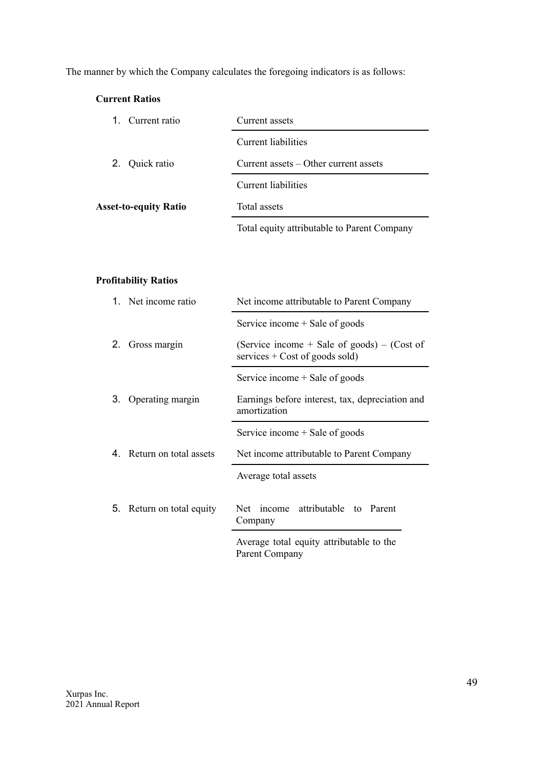The manner by which the Company calculates the foregoing indicators is as follows:

**Current Ratios**

| | |
|---|---|
| 1. Current ratio | $\dfrac{\text{Current assets}}{\text{Current liabilities}}$ |
| 2. Quick ratio | $\dfrac{\text{Current assets} - \text{Other current assets}}{\text{Current liabilities}}$ |
| **Asset-to-equity Ratio** | $\dfrac{\text{Total assets}}{\text{Total equity attributable to Parent Company}}$ |

**Profitability Ratios**

| | |
|---|---|
| 1. Net income ratio | $\dfrac{\text{Net income attributable to Parent Company}}{\text{Service income + Sale of goods}}$ |
| 2. Gross margin | $\dfrac{\text{(Service income + Sale of goods)} - \text{(Cost of services + Cost of goods sold)}}{\text{Service income + Sale of goods}}$ |
| 3. Operating margin | $\dfrac{\text{Earnings before interest, tax, depreciation and amortization}}{\text{Service income + Sale of goods}}$ |
| 4. Return on total assets | $\dfrac{\text{Net income attributable to Parent Company}}{\text{Average total assets}}$ |
| 5. Return on total equity | $\dfrac{\text{Net income attributable to Parent Company}}{\text{Average total equity attributable to the Parent Company}}$ |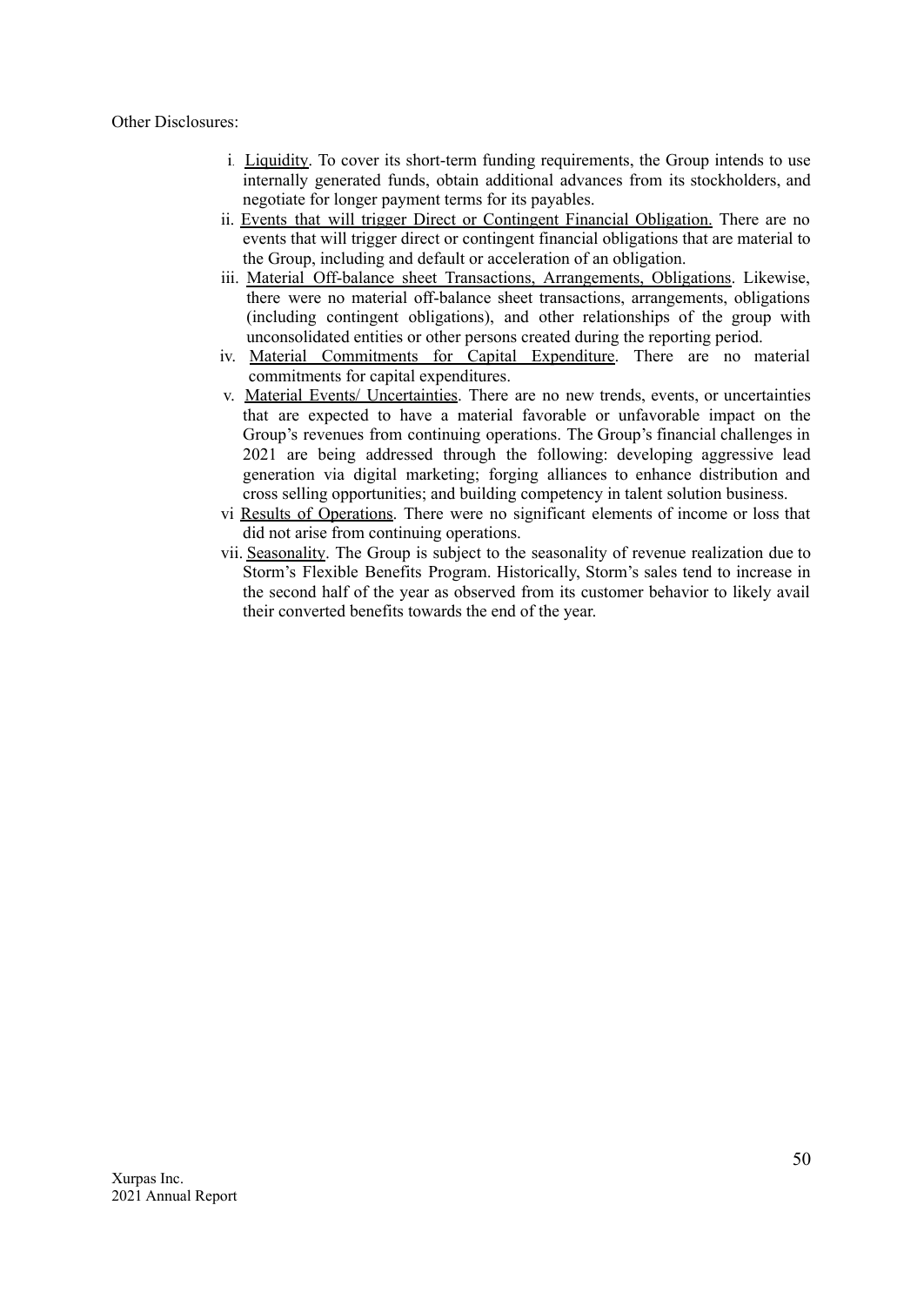Other Disclosures:

i. <u>Liquidity</u>. To cover its short-term funding requirements, the Group intends to use internally generated funds, obtain additional advances from its stockholders, and negotiate for longer payment terms for its payables.

ii. <u>Events that will trigger Direct or Contingent Financial Obligation.</u> There are no events that will trigger direct or contingent financial obligations that are material to the Group, including and default or acceleration of an obligation.

iii. <u>Material Off-balance sheet Transactions, Arrangements, Obligations</u>. Likewise, there were no material off-balance sheet transactions, arrangements, obligations (including contingent obligations), and other relationships of the group with unconsolidated entities or other persons created during the reporting period.

iv. <u>Material Commitments for Capital Expenditure</u>. There are no material commitments for capital expenditures.

v. <u>Material Events/ Uncertainties</u>. There are no new trends, events, or uncertainties that are expected to have a material favorable or unfavorable impact on the Group's revenues from continuing operations. The Group's financial challenges in 2021 are being addressed through the following: developing aggressive lead generation via digital marketing; forging alliances to enhance distribution and cross selling opportunities; and building competency in talent solution business.

vi <u>Results of Operations</u>. There were no significant elements of income or loss that did not arise from continuing operations.

vii. <u>Seasonality</u>. The Group is subject to the seasonality of revenue realization due to Storm's Flexible Benefits Program. Historically, Storm's sales tend to increase in the second half of the year as observed from its customer behavior to likely avail their converted benefits towards the end of the year.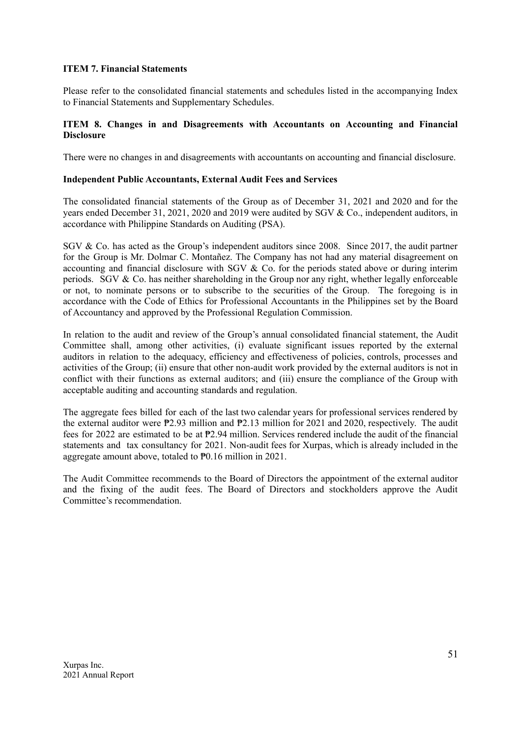**ITEM 7. Financial Statements**

Please refer to the consolidated financial statements and schedules listed in the accompanying Index to Financial Statements and Supplementary Schedules.

**ITEM 8. Changes in and Disagreements with Accountants on Accounting and Financial Disclosure**

There were no changes in and disagreements with accountants on accounting and financial disclosure.

**Independent Public Accountants, External Audit Fees and Services**

The consolidated financial statements of the Group as of December 31, 2021 and 2020 and for the years ended December 31, 2021, 2020 and 2019 were audited by SGV & Co., independent auditors, in accordance with Philippine Standards on Auditing (PSA).

SGV & Co. has acted as the Group's independent auditors since 2008. Since 2017, the audit partner for the Group is Mr. Dolmar C. Montañez. The Company has not had any material disagreement on accounting and financial disclosure with SGV & Co. for the periods stated above or during interim periods. SGV & Co. has neither shareholding in the Group nor any right, whether legally enforceable or not, to nominate persons or to subscribe to the securities of the Group. The foregoing is in accordance with the Code of Ethics for Professional Accountants in the Philippines set by the Board of Accountancy and approved by the Professional Regulation Commission.

In relation to the audit and review of the Group's annual consolidated financial statement, the Audit Committee shall, among other activities, (i) evaluate significant issues reported by the external auditors in relation to the adequacy, efficiency and effectiveness of policies, controls, processes and activities of the Group; (ii) ensure that other non-audit work provided by the external auditors is not in conflict with their functions as external auditors; and (iii) ensure the compliance of the Group with acceptable auditing and accounting standards and regulation.

The aggregate fees billed for each of the last two calendar years for professional services rendered by the external auditor were ₱2.93 million and ₱2.13 million for 2021 and 2020, respectively. The audit fees for 2022 are estimated to be at ₱2.94 million. Services rendered include the audit of the financial statements and tax consultancy for 2021. Non-audit fees for Xurpas, which is already included in the aggregate amount above, totaled to ₱0.16 million in 2021.

The Audit Committee recommends to the Board of Directors the appointment of the external auditor and the fixing of the audit fees. The Board of Directors and stockholders approve the Audit Committee's recommendation.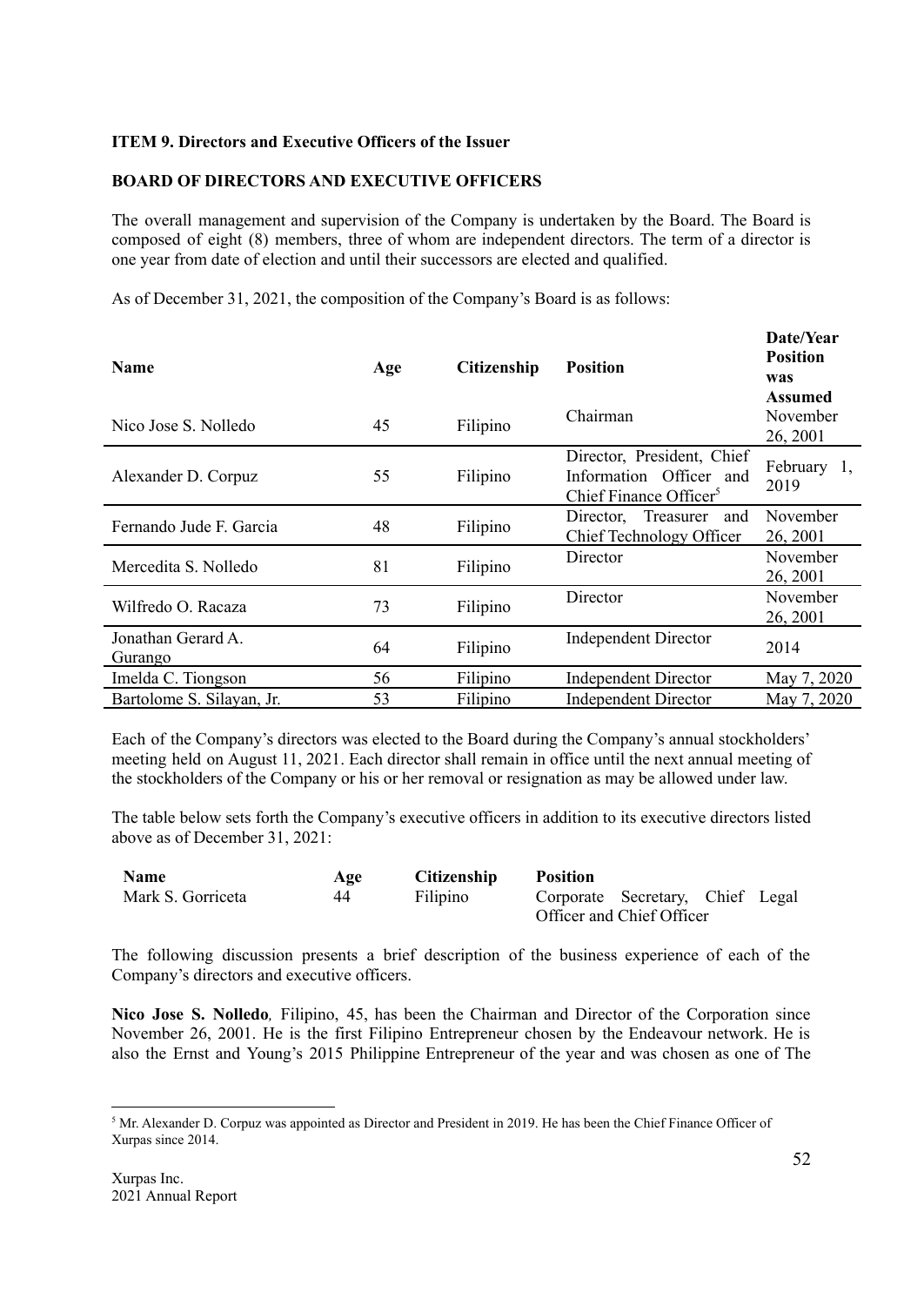**ITEM 9. Directors and Executive Officers of the Issuer**

**BOARD OF DIRECTORS AND EXECUTIVE OFFICERS**

The overall management and supervision of the Company is undertaken by the Board. The Board is composed of eight (8) members, three of whom are independent directors. The term of a director is one year from date of election and until their successors are elected and qualified.

As of December 31, 2021, the composition of the Company's Board is as follows:

| Name | Age | Citizenship | Position | Date/Year Position was Assumed |
|---|---|---|---|---|
| Nico Jose S. Nolledo | 45 | Filipino | Chairman | November 26, 2001 |
| Alexander D. Corpuz | 55 | Filipino | Director, President, Chief Information Officer and Chief Finance Officer[5] | February 1, 2019 |
| Fernando Jude F. Garcia | 48 | Filipino | Director, Treasurer and Chief Technology Officer | November 26, 2001 |
| Mercedita S. Nolledo | 81 | Filipino | Director | November 26, 2001 |
| Wilfredo O. Racaza | 73 | Filipino | Director | November 26, 2001 |
| Jonathan Gerard A. Gurango | 64 | Filipino | Independent Director | 2014 |
| Imelda C. Tiongson | 56 | Filipino | Independent Director | May 7, 2020 |
| Bartolome S. Silayan, Jr. | 53 | Filipino | Independent Director | May 7, 2020 |

Each of the Company's directors was elected to the Board during the Company's annual stockholders' meeting held on August 11, 2021. Each director shall remain in office until the next annual meeting of the stockholders of the Company or his or her removal or resignation as may be allowed under law.

The table below sets forth the Company's executive officers in addition to its executive directors listed above as of December 31, 2021:

| Name | Age | Citizenship | Position |
|---|---|---|---|
| Mark S. Gorriceta | 44 | Filipino | Corporate Secretary, Chief Legal Officer and Chief Officer |

The following discussion presents a brief description of the business experience of each of the Company's directors and executive officers.

**Nico Jose S. Nolledo***,* Filipino, 45, has been the Chairman and Director of the Corporation since November 26, 2001. He is the first Filipino Entrepreneur chosen by the Endeavour network. He is also the Ernst and Young's 2015 Philippine Entrepreneur of the year and was chosen as one of The

---

[5] Mr. Alexander D. Corpuz was appointed as Director and President in 2019. He has been the Chief Finance Officer of Xurpas since 2014.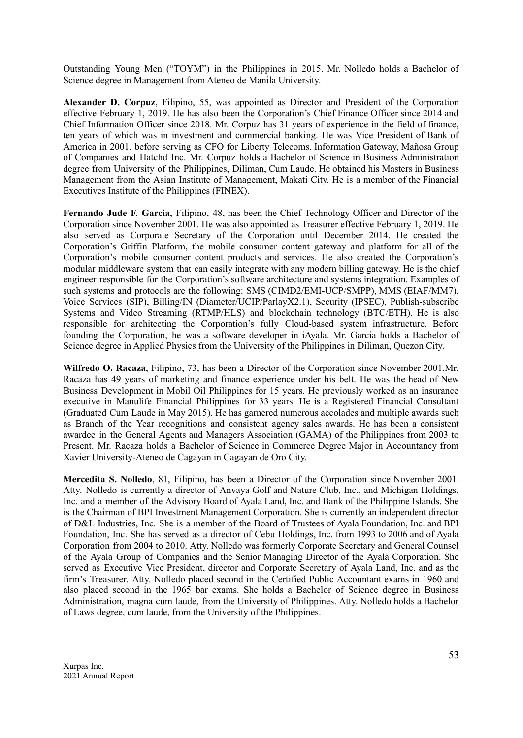Outstanding Young Men ("TOYM") in the Philippines in 2015. Mr. Nolledo holds a Bachelor of Science degree in Management from Ateneo de Manila University.

**Alexander D. Corpuz**, Filipino, 55, was appointed as Director and President of the Corporation effective February 1, 2019. He has also been the Corporation's Chief Finance Officer since 2014 and Chief Information Officer since 2018. Mr. Corpuz has 31 years of experience in the field of finance, ten years of which was in investment and commercial banking. He was Vice President of Bank of America in 2001, before serving as CFO for Liberty Telecoms, Information Gateway, Mañosa Group of Companies and Hatchd Inc. Mr. Corpuz holds a Bachelor of Science in Business Administration degree from University of the Philippines, Diliman, Cum Laude. He obtained his Masters in Business Management from the Asian Institute of Management, Makati City. He is a member of the Financial Executives Institute of the Philippines (FINEX).

**Fernando Jude F. Garcia**, Filipino, 48, has been the Chief Technology Officer and Director of the Corporation since November 2001. He was also appointed as Treasurer effective February 1, 2019. He also served as Corporate Secretary of the Corporation until December 2014. He created the Corporation's Griffin Platform, the mobile consumer content gateway and platform for all of the Corporation's mobile consumer content products and services. He also created the Corporation's modular middleware system that can easily integrate with any modern billing gateway. He is the chief engineer responsible for the Corporation's software architecture and systems integration. Examples of such systems and protocols are the following: SMS (CIMD2/EMI-UCP/SMPP), MMS (EIAF/MM7), Voice Services (SIP), Billing/IN (Diameter/UCIP/ParlayX2.1), Security (IPSEC), Publish-subscribe Systems and Video Streaming (RTMP/HLS) and blockchain technology (BTC/ETH). He is also responsible for architecting the Corporation's fully Cloud-based system infrastructure. Before founding the Corporation, he was a software developer in iAyala. Mr. Garcia holds a Bachelor of Science degree in Applied Physics from the University of the Philippines in Diliman, Quezon City.

**Wilfredo O. Racaza**, Filipino, 73, has been a Director of the Corporation since November 2001.Mr. Racaza has 49 years of marketing and finance experience under his belt. He was the head of New Business Development in Mobil Oil Philippines for 15 years. He previously worked as an insurance executive in Manulife Financial Philippines for 33 years. He is a Registered Financial Consultant (Graduated Cum Laude in May 2015). He has garnered numerous accolades and multiple awards such as Branch of the Year recognitions and consistent agency sales awards. He has been a consistent awardee in the General Agents and Managers Association (GAMA) of the Philippines from 2003 to Present. Mr. Racaza holds a Bachelor of Science in Commerce Degree Major in Accountancy from Xavier University-Ateneo de Cagayan in Cagayan de Oro City.

**Mercedita S. Nolledo**, 81, Filipino, has been a Director of the Corporation since November 2001. Atty. Nolledo is currently a director of Anvaya Golf and Nature Club, Inc., and Michigan Holdings, Inc. and a member of the Advisory Board of Ayala Land, Inc. and Bank of the Philippine Islands. She is the Chairman of BPI Investment Management Corporation. She is currently an independent director of D&L Industries, Inc. She is a member of the Board of Trustees of Ayala Foundation, Inc. and BPI Foundation, Inc. She has served as a director of Cebu Holdings, Inc. from 1993 to 2006 and of Ayala Corporation from 2004 to 2010. Atty. Nolledo was formerly Corporate Secretary and General Counsel of the Ayala Group of Companies and the Senior Managing Director of the Ayala Corporation. She served as Executive Vice President, director and Corporate Secretary of Ayala Land, Inc. and as the firm's Treasurer. Atty. Nolledo placed second in the Certified Public Accountant exams in 1960 and also placed second in the 1965 bar exams. She holds a Bachelor of Science degree in Business Administration, magna cum laude, from the University of Philippines. Atty. Nolledo holds a Bachelor of Laws degree, cum laude, from the University of the Philippines.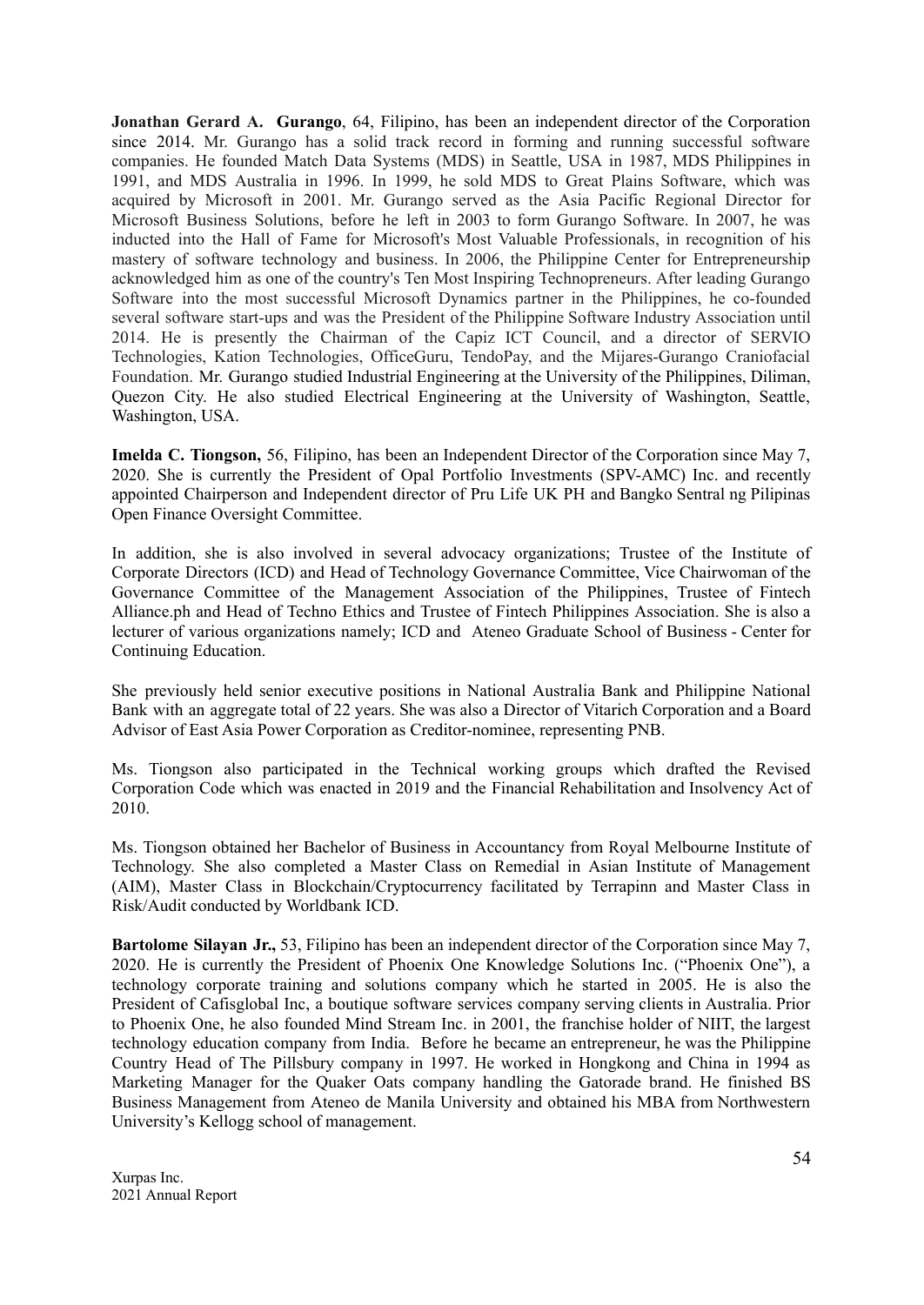**Jonathan Gerard A. Gurango**, 64, Filipino, has been an independent director of the Corporation since 2014. Mr. Gurango has a solid track record in forming and running successful software companies. He founded Match Data Systems (MDS) in Seattle, USA in 1987, MDS Philippines in 1991, and MDS Australia in 1996. In 1999, he sold MDS to Great Plains Software, which was acquired by Microsoft in 2001. Mr. Gurango served as the Asia Pacific Regional Director for Microsoft Business Solutions, before he left in 2003 to form Gurango Software. In 2007, he was inducted into the Hall of Fame for Microsoft's Most Valuable Professionals, in recognition of his mastery of software technology and business. In 2006, the Philippine Center for Entrepreneurship acknowledged him as one of the country's Ten Most Inspiring Technopreneurs. After leading Gurango Software into the most successful Microsoft Dynamics partner in the Philippines, he co-founded several software start-ups and was the President of the Philippine Software Industry Association until 2014. He is presently the Chairman of the Capiz ICT Council, and a director of SERVIO Technologies, Kation Technologies, OfficeGuru, TendoPay, and the Mijares-Gurango Craniofacial Foundation. Mr. Gurango studied Industrial Engineering at the University of the Philippines, Diliman, Quezon City. He also studied Electrical Engineering at the University of Washington, Seattle, Washington, USA.

**Imelda C. Tiongson,** 56, Filipino, has been an Independent Director of the Corporation since May 7, 2020. She is currently the President of Opal Portfolio Investments (SPV-AMC) Inc. and recently appointed Chairperson and Independent director of Pru Life UK PH and Bangko Sentral ng Pilipinas Open Finance Oversight Committee.

In addition, she is also involved in several advocacy organizations; Trustee of the Institute of Corporate Directors (ICD) and Head of Technology Governance Committee, Vice Chairwoman of the Governance Committee of the Management Association of the Philippines, Trustee of Fintech Alliance.ph and Head of Techno Ethics and Trustee of Fintech Philippines Association. She is also a lecturer of various organizations namely; ICD and Ateneo Graduate School of Business - Center for Continuing Education.

She previously held senior executive positions in National Australia Bank and Philippine National Bank with an aggregate total of 22 years. She was also a Director of Vitarich Corporation and a Board Advisor of East Asia Power Corporation as Creditor-nominee, representing PNB.

Ms. Tiongson also participated in the Technical working groups which drafted the Revised Corporation Code which was enacted in 2019 and the Financial Rehabilitation and Insolvency Act of 2010.

Ms. Tiongson obtained her Bachelor of Business in Accountancy from Royal Melbourne Institute of Technology. She also completed a Master Class on Remedial in Asian Institute of Management (AIM), Master Class in Blockchain/Cryptocurrency facilitated by Terrapinn and Master Class in Risk/Audit conducted by Worldbank ICD.

**Bartolome Silayan Jr.,** 53, Filipino has been an independent director of the Corporation since May 7, 2020. He is currently the President of Phoenix One Knowledge Solutions Inc. ("Phoenix One"), a technology corporate training and solutions company which he started in 2005. He is also the President of Cafisglobal Inc, a boutique software services company serving clients in Australia. Prior to Phoenix One, he also founded Mind Stream Inc. in 2001, the franchise holder of NIIT, the largest technology education company from India. Before he became an entrepreneur, he was the Philippine Country Head of The Pillsbury company in 1997. He worked in Hongkong and China in 1994 as Marketing Manager for the Quaker Oats company handling the Gatorade brand. He finished BS Business Management from Ateneo de Manila University and obtained his MBA from Northwestern University's Kellogg school of management.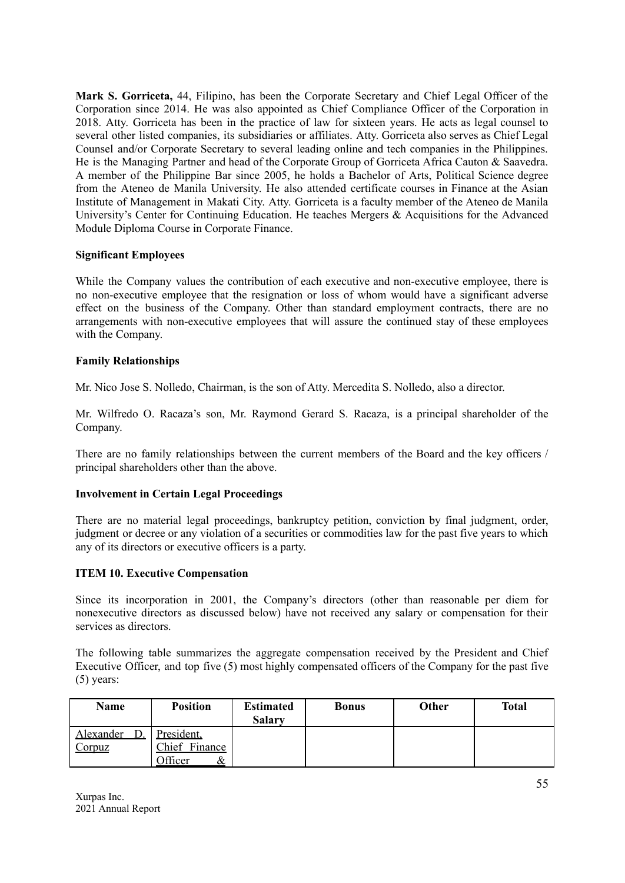**Mark S. Gorriceta,** 44, Filipino, has been the Corporate Secretary and Chief Legal Officer of the Corporation since 2014. He was also appointed as Chief Compliance Officer of the Corporation in 2018. Atty. Gorriceta has been in the practice of law for sixteen years. He acts as legal counsel to several other listed companies, its subsidiaries or affiliates. Atty. Gorriceta also serves as Chief Legal Counsel and/or Corporate Secretary to several leading online and tech companies in the Philippines. He is the Managing Partner and head of the Corporate Group of Gorriceta Africa Cauton & Saavedra. A member of the Philippine Bar since 2005, he holds a Bachelor of Arts, Political Science degree from the Ateneo de Manila University. He also attended certificate courses in Finance at the Asian Institute of Management in Makati City. Atty. Gorriceta is a faculty member of the Ateneo de Manila University's Center for Continuing Education. He teaches Mergers & Acquisitions for the Advanced Module Diploma Course in Corporate Finance.

**Significant Employees**

While the Company values the contribution of each executive and non-executive employee, there is no non-executive employee that the resignation or loss of whom would have a significant adverse effect on the business of the Company. Other than standard employment contracts, there are no arrangements with non-executive employees that will assure the continued stay of these employees with the Company.

**Family Relationships**

Mr. Nico Jose S. Nolledo, Chairman, is the son of Atty. Mercedita S. Nolledo, also a director.

Mr. Wilfredo O. Racaza's son, Mr. Raymond Gerard S. Racaza, is a principal shareholder of the Company.

There are no family relationships between the current members of the Board and the key officers / principal shareholders other than the above.

**Involvement in Certain Legal Proceedings**

There are no material legal proceedings, bankruptcy petition, conviction by final judgment, order, judgment or decree or any violation of a securities or commodities law for the past five years to which any of its directors or executive officers is a party.

**ITEM 10. Executive Compensation**

Since its incorporation in 2001, the Company's directors (other than reasonable per diem for nonexecutive directors as discussed below) have not received any salary or compensation for their services as directors.

The following table summarizes the aggregate compensation received by the President and Chief Executive Officer, and top five (5) most highly compensated officers of the Company for the past five (5) years:

| Name | Position | Estimated Salary | Bonus | Other | Total |
|---|---|---|---|---|---|
| Alexander D. Corpuz | President, Chief Finance Officer & | | | | |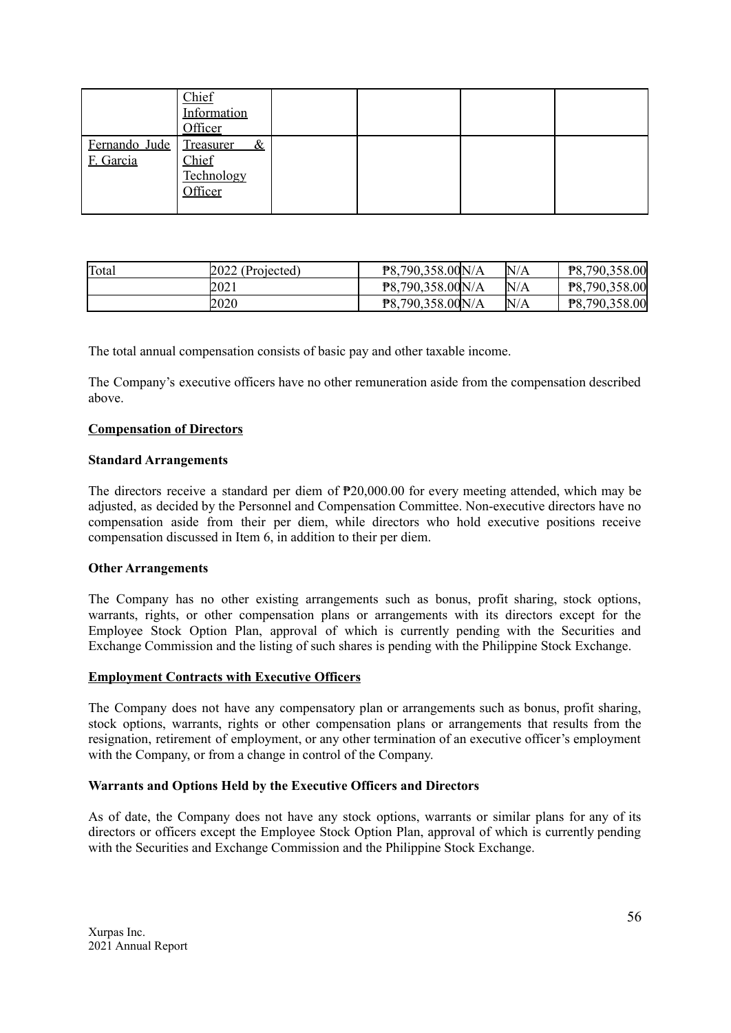|  | Chief Information Officer |  |  |  |  |
|---|---|---|---|---|---|
| Fernando Jude F. Garcia | Treasurer & Chief Technology Officer |  |  |  |  |

| Total | 2022 (Projected) | ₱8,790,358.00 | N/A | N/A | ₱8,790,358.00 |
|---|---|---|---|---|---|
|  | 2021 | ₱8,790,358.00 | N/A | N/A | ₱8,790,358.00 |
|  | 2020 | ₱8,790,358.00 | N/A | N/A | ₱8,790,358.00 |

The total annual compensation consists of basic pay and other taxable income.

The Company's executive officers have no other remuneration aside from the compensation described above.

**Compensation of Directors**

**Standard Arrangements**

The directors receive a standard per diem of ₱20,000.00 for every meeting attended, which may be adjusted, as decided by the Personnel and Compensation Committee. Non-executive directors have no compensation aside from their per diem, while directors who hold executive positions receive compensation discussed in Item 6, in addition to their per diem.

**Other Arrangements**

The Company has no other existing arrangements such as bonus, profit sharing, stock options, warrants, rights, or other compensation plans or arrangements with its directors except for the Employee Stock Option Plan, approval of which is currently pending with the Securities and Exchange Commission and the listing of such shares is pending with the Philippine Stock Exchange.

**Employment Contracts with Executive Officers**

The Company does not have any compensatory plan or arrangements such as bonus, profit sharing, stock options, warrants, rights or other compensation plans or arrangements that results from the resignation, retirement of employment, or any other termination of an executive officer's employment with the Company, or from a change in control of the Company.

**Warrants and Options Held by the Executive Officers and Directors**

As of date, the Company does not have any stock options, warrants or similar plans for any of its directors or officers except the Employee Stock Option Plan, approval of which is currently pending with the Securities and Exchange Commission and the Philippine Stock Exchange.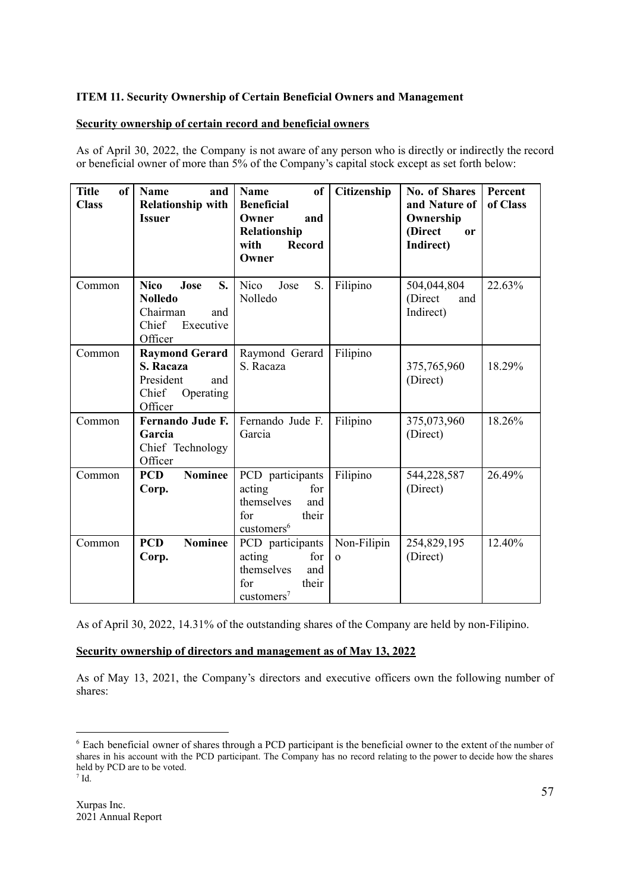**ITEM 11. Security Ownership of Certain Beneficial Owners and Management**

**Security ownership of certain record and beneficial owners**

As of April 30, 2022, the Company is not aware of any person who is directly or indirectly the record or beneficial owner of more than 5% of the Company's capital stock except as set forth below:

| Title of Class | Name and Relationship with Issuer | Name of Beneficial Owner and Relationship with Record Owner | Citizenship | No. of Shares and Nature of Ownership (Direct or Indirect) | Percent of Class |
|---|---|---|---|---|---|
| Common | **Nico Jose S. Nolledo** Chairman and Chief Executive Officer | Nico Jose S. Nolledo | Filipino | 504,044,804 (Direct and Indirect) | 22.63% |
| Common | **Raymond Gerard S. Racaza** President and Chief Operating Officer | Raymond Gerard S. Racaza | Filipino | 375,765,960 (Direct) | 18.29% |
| Common | **Fernando Jude F. Garcia** Chief Technology Officer | Fernando Jude F. Garcia | Filipino | 375,073,960 (Direct) | 18.26% |
| Common | **PCD Nominee Corp.** | PCD participants acting for themselves and for their customers[6] | Filipino | 544,228,587 (Direct) | 26.49% |
| Common | **PCD Nominee Corp.** | PCD participants acting for themselves and for their customers[7] | Non-Filipino | 254,829,195 (Direct) | 12.40% |

As of April 30, 2022, 14.31% of the outstanding shares of the Company are held by non-Filipino.

**Security ownership of directors and management as of May 13, 2022**

As of May 13, 2021, the Company's directors and executive officers own the following number of shares:

---

[6] Each beneficial owner of shares through a PCD participant is the beneficial owner to the extent of the number of shares in his account with the PCD participant. The Company has no record relating to the power to decide how the shares held by PCD are to be voted.

[7] Id.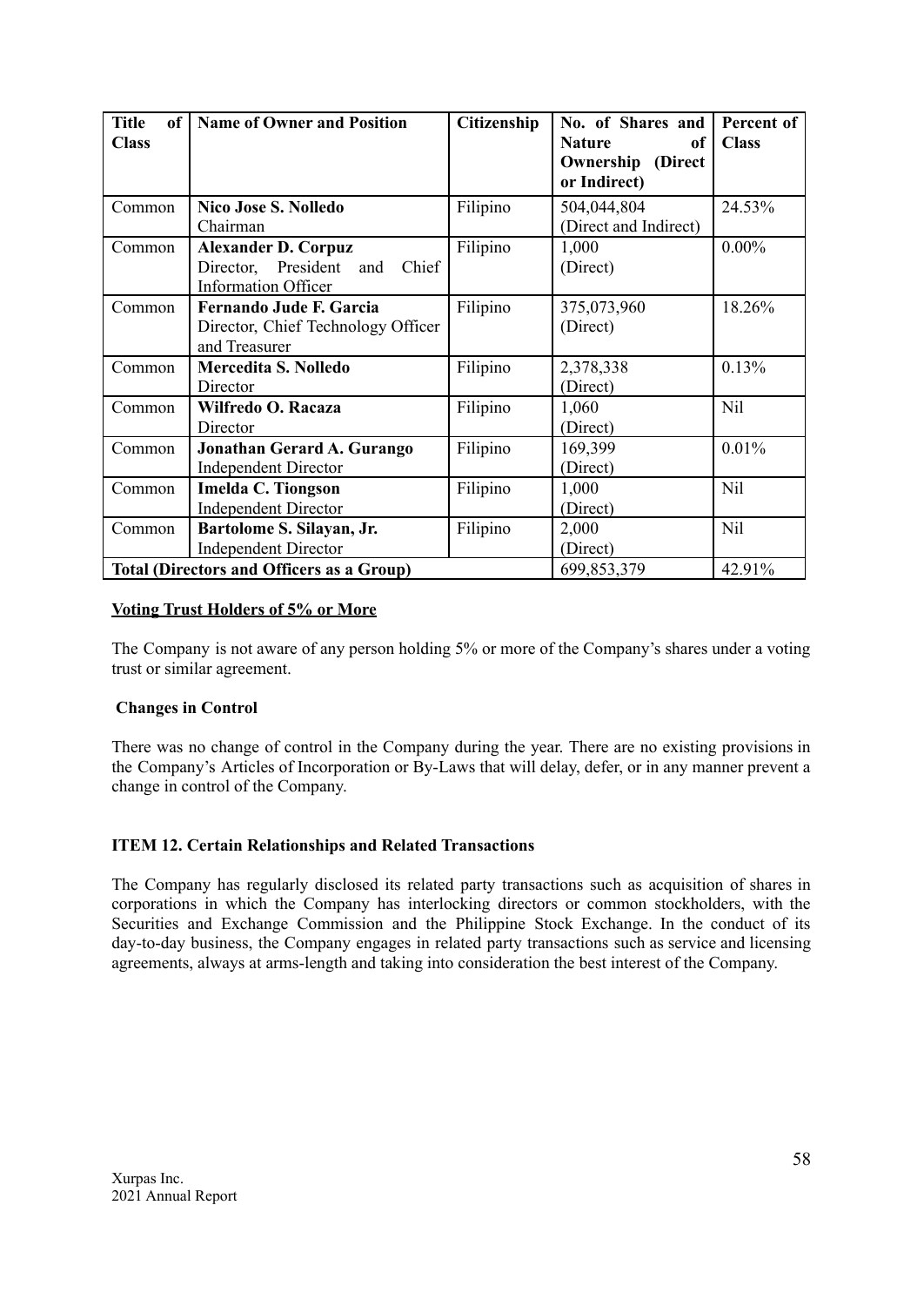| Title of Class | Name of Owner and Position | Citizenship | No. of Shares and Nature of Ownership (Direct or Indirect) | Percent of Class |
|---|---|---|---|---|
| Common | **Nico Jose S. Nolledo**<br>Chairman | Filipino | 504,044,804<br>(Direct and Indirect) | 24.53% |
| Common | **Alexander D. Corpuz**<br>Director, President and Chief Information Officer | Filipino | 1,000<br>(Direct) | 0.00% |
| Common | **Fernando Jude F. Garcia**<br>Director, Chief Technology Officer and Treasurer | Filipino | 375,073,960<br>(Direct) | 18.26% |
| Common | **Mercedita S. Nolledo**<br>Director | Filipino | 2,378,338<br>(Direct) | 0.13% |
| Common | **Wilfredo O. Racaza**<br>Director | Filipino | 1,060<br>(Direct) | Nil |
| Common | **Jonathan Gerard A. Gurango**<br>Independent Director | Filipino | 169,399<br>(Direct) | 0.01% |
| Common | **Imelda C. Tiongson**<br>Independent Director | Filipino | 1,000<br>(Direct) | Nil |
| Common | **Bartolome S. Silayan, Jr.**<br>Independent Director | Filipino | 2,000<br>(Direct) | Nil |
| **Total (Directors and Officers as a Group)** | | | 699,853,379 | 42.91% |

**Voting Trust Holders of 5% or More**

The Company is not aware of any person holding 5% or more of the Company's shares under a voting trust or similar agreement.

**Changes in Control**

There was no change of control in the Company during the year. There are no existing provisions in the Company's Articles of Incorporation or By-Laws that will delay, defer, or in any manner prevent a change in control of the Company.

**ITEM 12. Certain Relationships and Related Transactions**

The Company has regularly disclosed its related party transactions such as acquisition of shares in corporations in which the Company has interlocking directors or common stockholders, with the Securities and Exchange Commission and the Philippine Stock Exchange. In the conduct of its day-to-day business, the Company engages in related party transactions such as service and licensing agreements, always at arms-length and taking into consideration the best interest of the Company.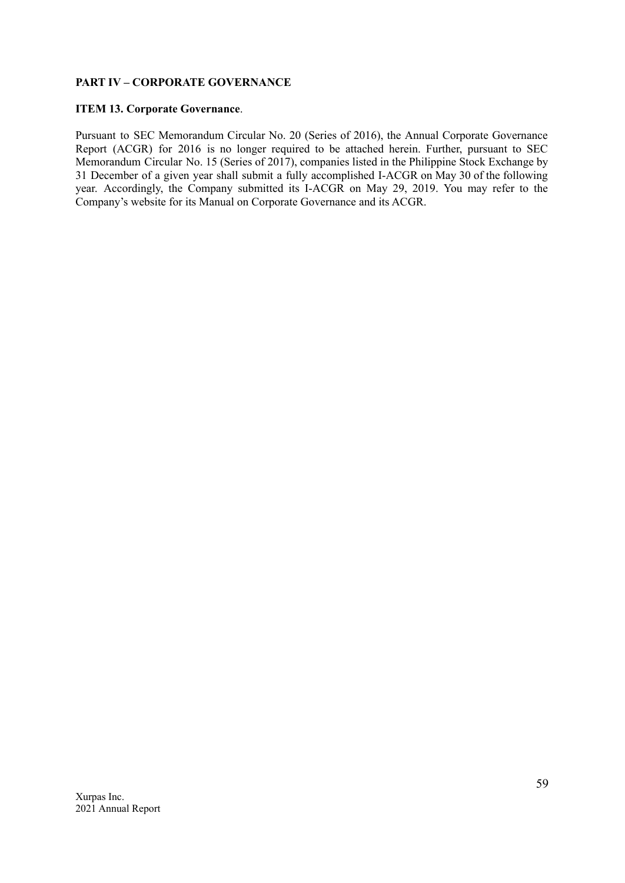## PART IV – CORPORATE GOVERNANCE

### ITEM 13. Corporate Governance.

Pursuant to SEC Memorandum Circular No. 20 (Series of 2016), the Annual Corporate Governance Report (ACGR) for 2016 is no longer required to be attached herein. Further, pursuant to SEC Memorandum Circular No. 15 (Series of 2017), companies listed in the Philippine Stock Exchange by 31 December of a given year shall submit a fully accomplished I-ACGR on May 30 of the following year. Accordingly, the Company submitted its I-ACGR on May 29, 2019. You may refer to the Company's website for its Manual on Corporate Governance and its ACGR.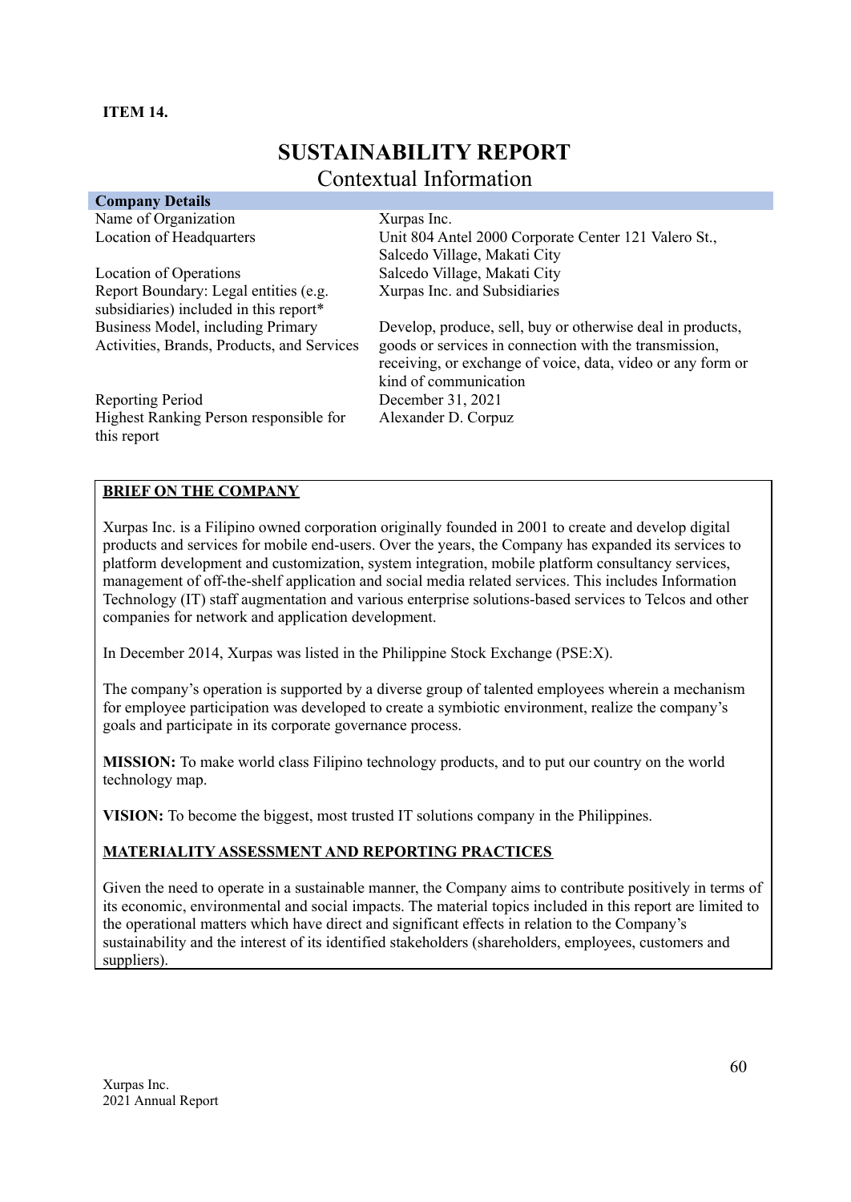**ITEM 14.**

# SUSTAINABILITY REPORT

## Contextual Information

| Company Details | |
|---|---|
| Name of Organization | Xurpas Inc. |
| Location of Headquarters | Unit 804 Antel 2000 Corporate Center 121 Valero St., Salcedo Village, Makati City |
| Location of Operations | Salcedo Village, Makati City |
| Report Boundary: Legal entities (e.g. subsidiaries) included in this report* | Xurpas Inc. and Subsidiaries |
| Business Model, including Primary Activities, Brands, Products, and Services | Develop, produce, sell, buy or otherwise deal in products, goods or services in connection with the transmission, receiving, or exchange of voice, data, video or any form or kind of communication |
| Reporting Period | December 31, 2021 |
| Highest Ranking Person responsible for this report | Alexander D. Corpuz |

**BRIEF ON THE COMPANY**

Xurpas Inc. is a Filipino owned corporation originally founded in 2001 to create and develop digital products and services for mobile end-users. Over the years, the Company has expanded its services to platform development and customization, system integration, mobile platform consultancy services, management of off-the-shelf application and social media related services. This includes Information Technology (IT) staff augmentation and various enterprise solutions-based services to Telcos and other companies for network and application development.

In December 2014, Xurpas was listed in the Philippine Stock Exchange (PSE:X).

The company's operation is supported by a diverse group of talented employees wherein a mechanism for employee participation was developed to create a symbiotic environment, realize the company's goals and participate in its corporate governance process.

**MISSION:** To make world class Filipino technology products, and to put our country on the world technology map.

**VISION:** To become the biggest, most trusted IT solutions company in the Philippines.

**MATERIALITY ASSESSMENT AND REPORTING PRACTICES**

Given the need to operate in a sustainable manner, the Company aims to contribute positively in terms of its economic, environmental and social impacts. The material topics included in this report are limited to the operational matters which have direct and significant effects in relation to the Company's sustainability and the interest of its identified stakeholders (shareholders, employees, customers and suppliers).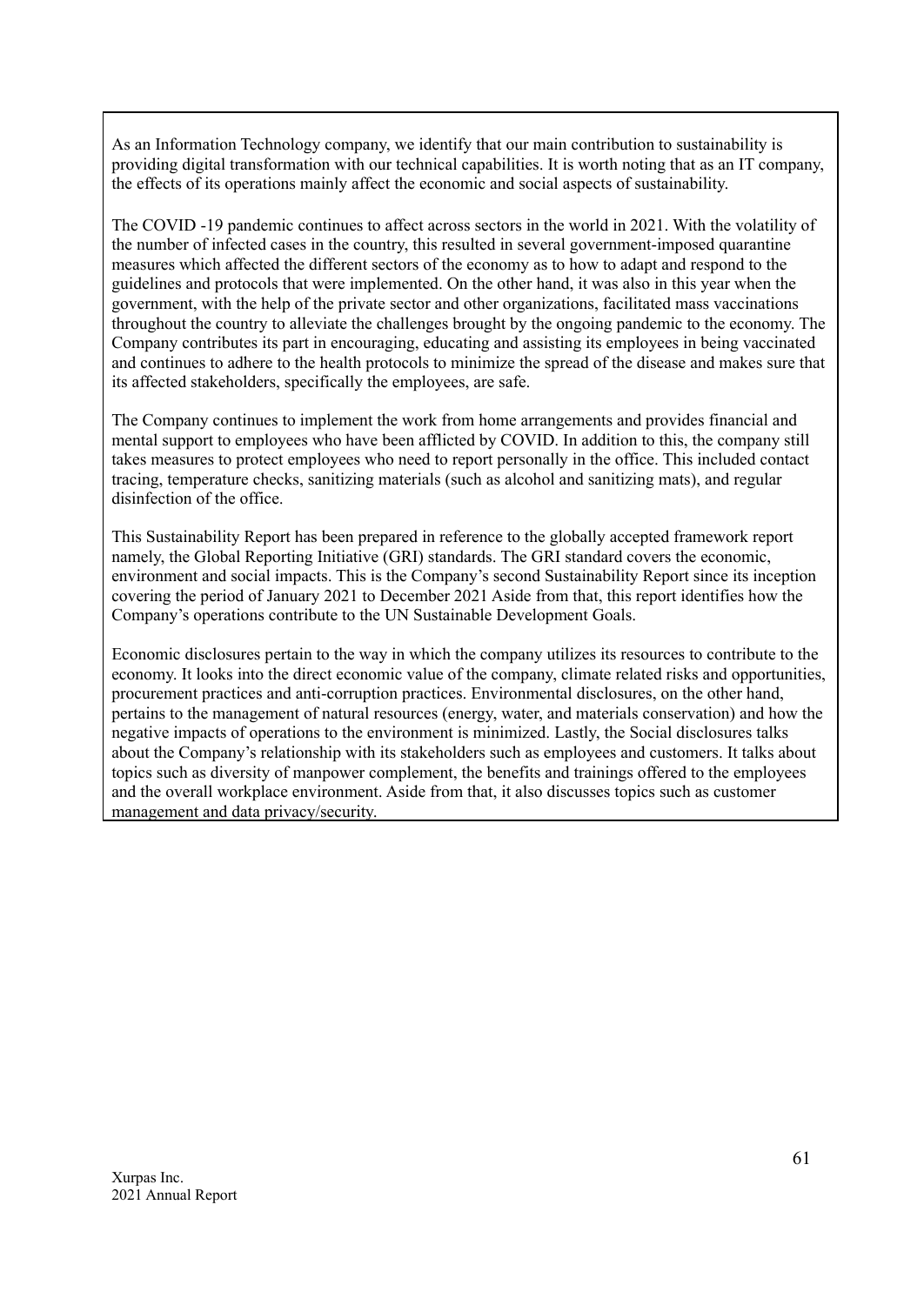As an Information Technology company, we identify that our main contribution to sustainability is providing digital transformation with our technical capabilities. It is worth noting that as an IT company, the effects of its operations mainly affect the economic and social aspects of sustainability.

The COVID -19 pandemic continues to affect across sectors in the world in 2021. With the volatility of the number of infected cases in the country, this resulted in several government-imposed quarantine measures which affected the different sectors of the economy as to how to adapt and respond to the guidelines and protocols that were implemented. On the other hand, it was also in this year when the government, with the help of the private sector and other organizations, facilitated mass vaccinations throughout the country to alleviate the challenges brought by the ongoing pandemic to the economy. The Company contributes its part in encouraging, educating and assisting its employees in being vaccinated and continues to adhere to the health protocols to minimize the spread of the disease and makes sure that its affected stakeholders, specifically the employees, are safe.

The Company continues to implement the work from home arrangements and provides financial and mental support to employees who have been afflicted by COVID. In addition to this, the company still takes measures to protect employees who need to report personally in the office. This included contact tracing, temperature checks, sanitizing materials (such as alcohol and sanitizing mats), and regular disinfection of the office.

This Sustainability Report has been prepared in reference to the globally accepted framework report namely, the Global Reporting Initiative (GRI) standards. The GRI standard covers the economic, environment and social impacts. This is the Company's second Sustainability Report since its inception covering the period of January 2021 to December 2021 Aside from that, this report identifies how the Company's operations contribute to the UN Sustainable Development Goals.

Economic disclosures pertain to the way in which the company utilizes its resources to contribute to the economy. It looks into the direct economic value of the company, climate related risks and opportunities, procurement practices and anti-corruption practices. Environmental disclosures, on the other hand, pertains to the management of natural resources (energy, water, and materials conservation) and how the negative impacts of operations to the environment is minimized. Lastly, the Social disclosures talks about the Company's relationship with its stakeholders such as employees and customers. It talks about topics such as diversity of manpower complement, the benefits and trainings offered to the employees and the overall workplace environment. Aside from that, it also discusses topics such as customer management and data privacy/security.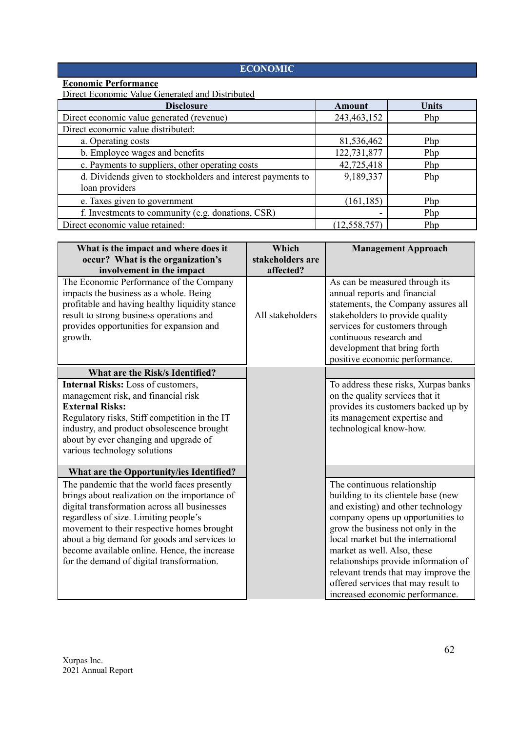## ECONOMIC

**Economic Performance**

Direct Economic Value Generated and Distributed

| Disclosure | Amount | Units |
|---|---|---|
| Direct economic value generated (revenue) | 243,463,152 | Php |
| Direct economic value distributed: | | |
| a. Operating costs | 81,536,462 | Php |
| b. Employee wages and benefits | 122,731,877 | Php |
| c. Payments to suppliers, other operating costs | 42,725,418 | Php |
| d. Dividends given to stockholders and interest payments to loan providers | 9,189,337 | Php |
| e. Taxes given to government | (161,185) | Php |
| f. Investments to community (e.g. donations, CSR) | - | Php |
| Direct economic value retained: | (12,558,757) | Php |

| What is the impact and where does it occur? What is the organization's involvement in the impact | Which stakeholders are affected? | Management Approach |
|---|---|---|
| The Economic Performance of the Company impacts the business as a whole. Being profitable and having healthy liquidity stance result to strong business operations and provides opportunities for expansion and growth. | All stakeholders | As can be measured through its annual reports and financial statements, the Company assures all stakeholders to provide quality services for customers through continuous research and development that bring forth positive economic performance. |
| **What are the Risk/s Identified?** | | |
| **Internal Risks:** Loss of customers, management risk, and financial risk<br>**External Risks:**<br>Regulatory risks, Stiff competition in the IT industry, and product obsolescence brought about by ever changing and upgrade of various technology solutions | | To address these risks, Xurpas banks on the quality services that it provides its customers backed up by its management expertise and technological know-how. |
| **What are the Opportunity/ies Identified?** | | |
| The pandemic that the world faces presently brings about realization on the importance of digital transformation across all businesses regardless of size. Limiting people's movement to their respective homes brought about a big demand for goods and services to become available online. Hence, the increase for the demand of digital transformation. | | The continuous relationship building to its clientele base (new and existing) and other technology company opens up opportunities to grow the business not only in the local market but the international market as well. Also, these relationships provide information of relevant trends that may improve the offered services that may result to increased economic performance. |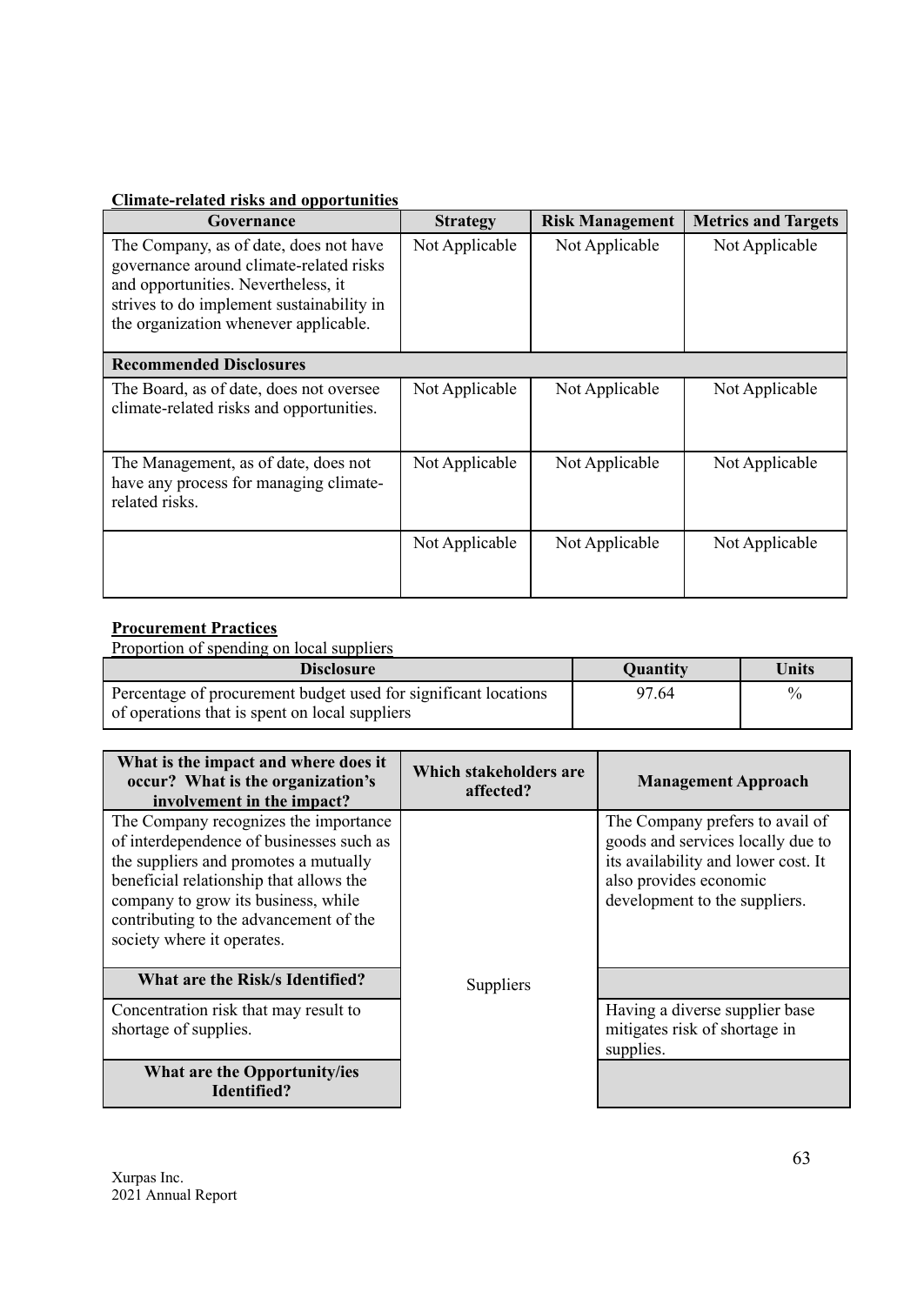**Climate-related risks and opportunities**

| Governance | Strategy | Risk Management | Metrics and Targets |
|---|---|---|---|
| The Company, as of date, does not have governance around climate-related risks and opportunities. Nevertheless, it strives to do implement sustainability in the organization whenever applicable. | Not Applicable | Not Applicable | Not Applicable |
| **Recommended Disclosures** | | | |
| The Board, as of date, does not oversee climate-related risks and opportunities. | Not Applicable | Not Applicable | Not Applicable |
| The Management, as of date, does not have any process for managing climate-related risks. | Not Applicable | Not Applicable | Not Applicable |
| | Not Applicable | Not Applicable | Not Applicable |

**Procurement Practices**

Proportion of spending on local suppliers

| Disclosure | Quantity | Units |
|---|---|---|
| Percentage of procurement budget used for significant locations of operations that is spent on local suppliers | 97.64 | % |

| What is the impact and where does it occur? What is the organization's involvement in the impact? | Which stakeholders are affected? | Management Approach |
|---|---|---|
| The Company recognizes the importance of interdependence of businesses such as the suppliers and promotes a mutually beneficial relationship that allows the company to grow its business, while contributing to the advancement of the society where it operates. | Suppliers | The Company prefers to avail of goods and services locally due to its availability and lower cost. It also provides economic development to the suppliers. |
| **What are the Risk/s Identified?** | | |
| Concentration risk that may result to shortage of supplies. | | Having a diverse supplier base mitigates risk of shortage in supplies. |
| **What are the Opportunity/ies Identified?** | | |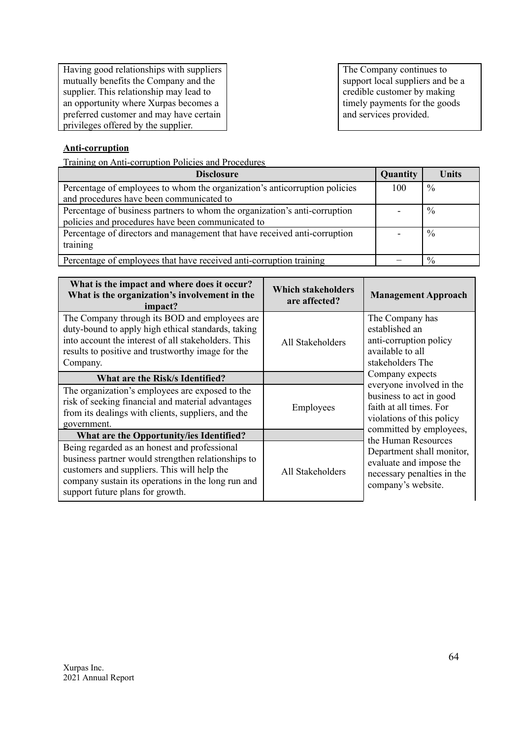| | |
|---|---|
| Having good relationships with suppliers mutually benefits the Company and the supplier. This relationship may lead to an opportunity where Xurpas becomes a preferred customer and may have certain privileges offered by the supplier. | The Company continues to support local suppliers and be a credible customer by making timely payments for the goods and services provided. |

**Anti-corruption**

Training on Anti-corruption Policies and Procedures

| Disclosure | Quantity | Units |
|---|---|---|
| Percentage of employees to whom the organization's anticorruption policies and procedures have been communicated to | 100 | % |
| Percentage of business partners to whom the organization's anti-corruption policies and procedures have been communicated to | - | % |
| Percentage of directors and management that have received anti-corruption training | - | % |
| Percentage of employees that have received anti-corruption training | – | % |

| What is the impact and where does it occur? What is the organization's involvement in the impact? | Which stakeholders are affected? | Management Approach |
|---|---|---|
| The Company through its BOD and employees are duty-bound to apply high ethical standards, taking into account the interest of all stakeholders. This results to positive and trustworthy image for the Company. | All Stakeholders | The Company has established an anti-corruption policy available to all stakeholders The Company expects everyone involved in the business to act in good faith at all times. For violations of this policy committed by employees, the Human Resources Department shall monitor, evaluate and impose the necessary penalties in the company's website. |
| **What are the Risk/s Identified?** | | |
| The organization's employees are exposed to the risk of seeking financial and material advantages from its dealings with clients, suppliers, and the government. | Employees | |
| **What are the Opportunity/ies Identified?** | | |
| Being regarded as an honest and professional business partner would strengthen relationships to customers and suppliers. This will help the company sustain its operations in the long run and support future plans for growth. | All Stakeholders | |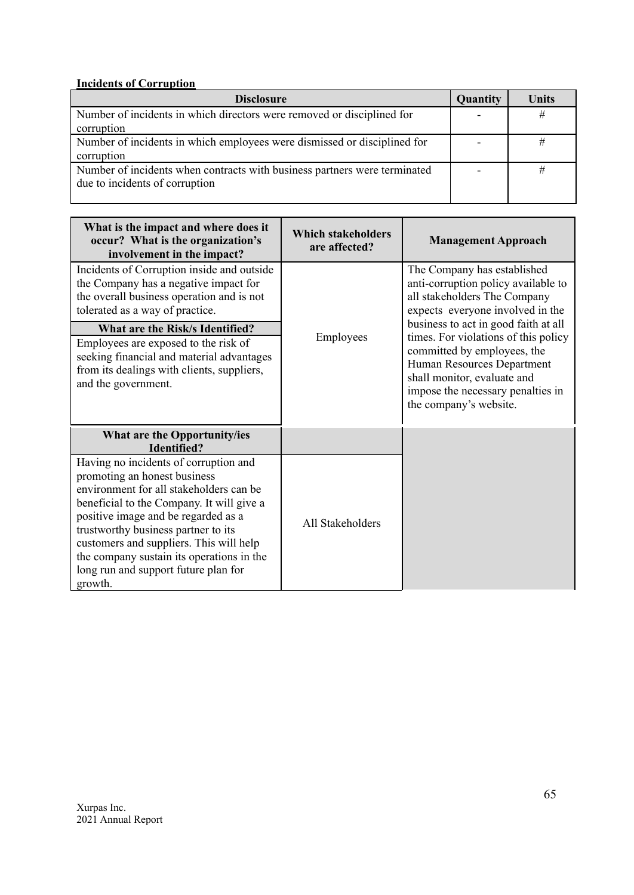**Incidents of Corruption**

| Disclosure | Quantity | Units |
|---|---|---|
| Number of incidents in which directors were removed or disciplined for corruption | - | # |
| Number of incidents in which employees were dismissed or disciplined for corruption | - | # |
| Number of incidents when contracts with business partners were terminated due to incidents of corruption | - | # |

| What is the impact and where does it occur? What is the organization's involvement in the impact? | Which stakeholders are affected? | Management Approach |
|---|---|---|
| Incidents of Corruption inside and outside the Company has a negative impact for the overall business operation and is not tolerated as a way of practice. | Employees | The Company has established anti-corruption policy available to all stakeholders The Company expects everyone involved in the business to act in good faith at all times. For violations of this policy committed by employees, the Human Resources Department shall monitor, evaluate and impose the necessary penalties in the company's website. |
| **What are the Risk/s Identified?** | | |
| Employees are exposed to the risk of seeking financial and material advantages from its dealings with clients, suppliers, and the government. | | |
| **What are the Opportunity/ies Identified?** | | |
| Having no incidents of corruption and promoting an honest business environment for all stakeholders can be beneficial to the Company. It will give a positive image and be regarded as a trustworthy business partner to its customers and suppliers. This will help the company sustain its operations in the long run and support future plan for growth. | All Stakeholders | |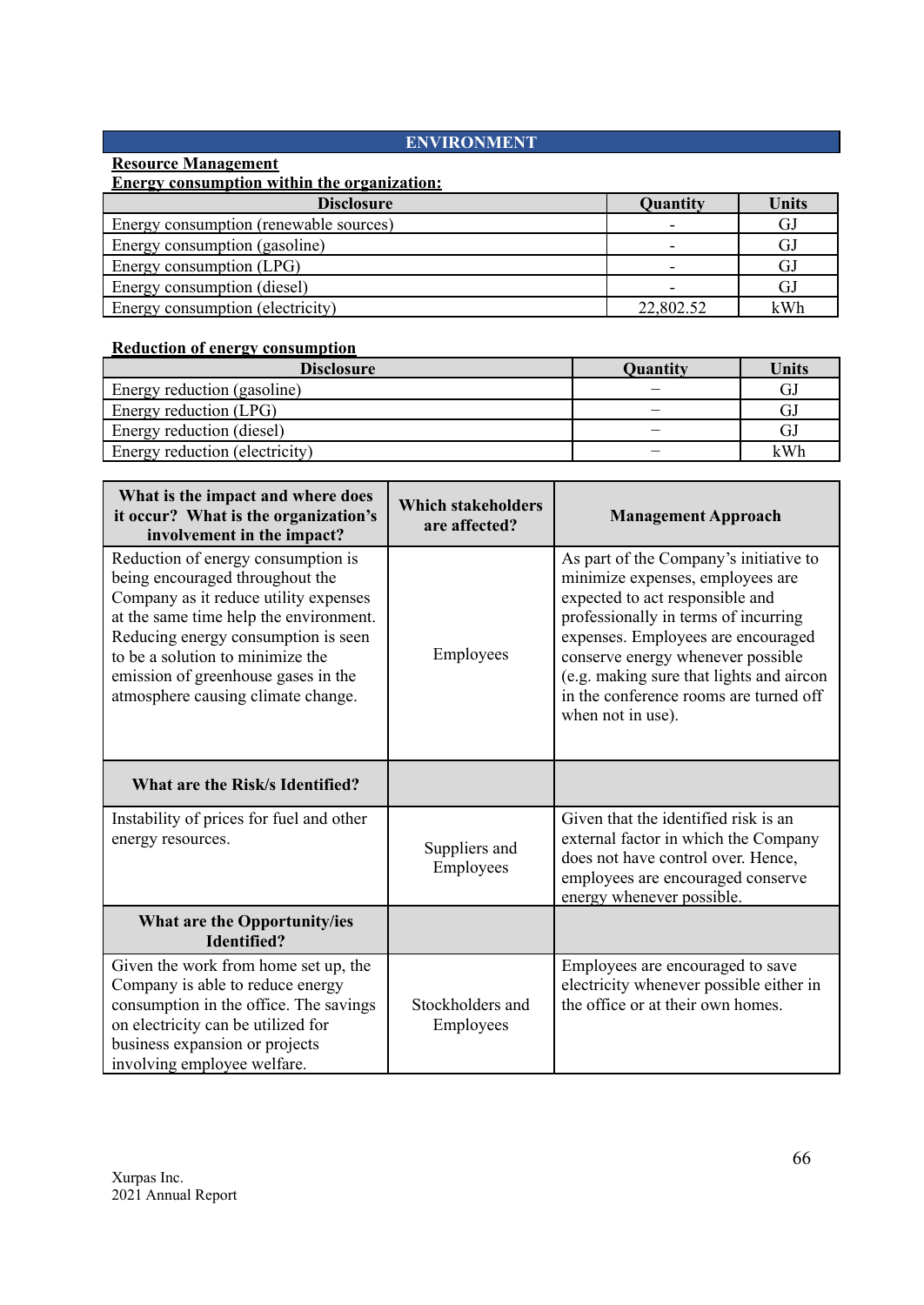## ENVIRONMENT

**Resource Management**

**Energy consumption within the organization:**

| Disclosure | Quantity | Units |
|---|---|---|
| Energy consumption (renewable sources) | - | GJ |
| Energy consumption (gasoline) | - | GJ |
| Energy consumption (LPG) | - | GJ |
| Energy consumption (diesel) | - | GJ |
| Energy consumption (electricity) | 22,802.52 | kWh |

**Reduction of energy consumption**

| Disclosure | Quantity | Units |
|---|---|---|
| Energy reduction (gasoline) | – | GJ |
| Energy reduction (LPG) | – | GJ |
| Energy reduction (diesel) | – | GJ |
| Energy reduction (electricity) | – | kWh |

| What is the impact and where does it occur? What is the organization's involvement in the impact? | Which stakeholders are affected? | Management Approach |
|---|---|---|
| Reduction of energy consumption is being encouraged throughout the Company as it reduce utility expenses at the same time help the environment. Reducing energy consumption is seen to be a solution to minimize the emission of greenhouse gases in the atmosphere causing climate change. | Employees | As part of the Company's initiative to minimize expenses, employees are expected to act responsible and professionally in terms of incurring expenses. Employees are encouraged conserve energy whenever possible (e.g. making sure that lights and aircon in the conference rooms are turned off when not in use). |
| **What are the Risk/s Identified?** | | |
| Instability of prices for fuel and other energy resources. | Suppliers and Employees | Given that the identified risk is an external factor in which the Company does not have control over. Hence, employees are encouraged conserve energy whenever possible. |
| **What are the Opportunity/ies Identified?** | | |
| Given the work from home set up, the Company is able to reduce energy consumption in the office. The savings on electricity can be utilized for business expansion or projects involving employee welfare. | Stockholders and Employees | Employees are encouraged to save electricity whenever possible either in the office or at their own homes. |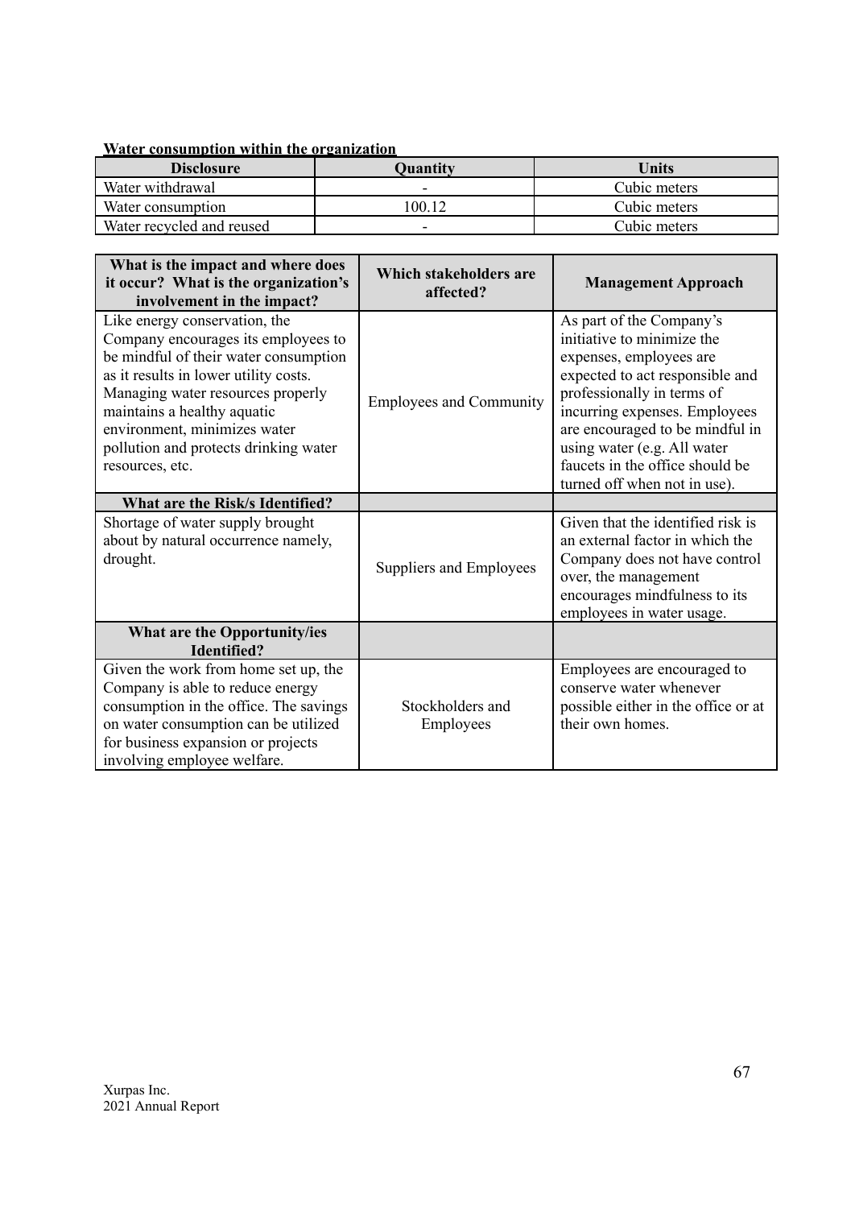**Water consumption within the organization**

| Disclosure | Quantity | Units |
|---|---|---|
| Water withdrawal | - | Cubic meters |
| Water consumption | 100.12 | Cubic meters |
| Water recycled and reused | - | Cubic meters |

| What is the impact and where does it occur? What is the organization's involvement in the impact? | Which stakeholders are affected? | Management Approach |
|---|---|---|
| Like energy conservation, the Company encourages its employees to be mindful of their water consumption as it results in lower utility costs. Managing water resources properly maintains a healthy aquatic environment, minimizes water pollution and protects drinking water resources, etc. | Employees and Community | As part of the Company's initiative to minimize the expenses, employees are expected to act responsible and professionally in terms of incurring expenses. Employees are encouraged to be mindful in using water (e.g. All water faucets in the office should be turned off when not in use). |
| **What are the Risk/s Identified?** | | |
| Shortage of water supply brought about by natural occurrence namely, drought. | Suppliers and Employees | Given that the identified risk is an external factor in which the Company does not have control over, the management encourages mindfulness to its employees in water usage. |
| **What are the Opportunity/ies Identified?** | | |
| Given the work from home set up, the Company is able to reduce energy consumption in the office. The savings on water consumption can be utilized for business expansion or projects involving employee welfare. | Stockholders and Employees | Employees are encouraged to conserve water whenever possible either in the office or at their own homes. |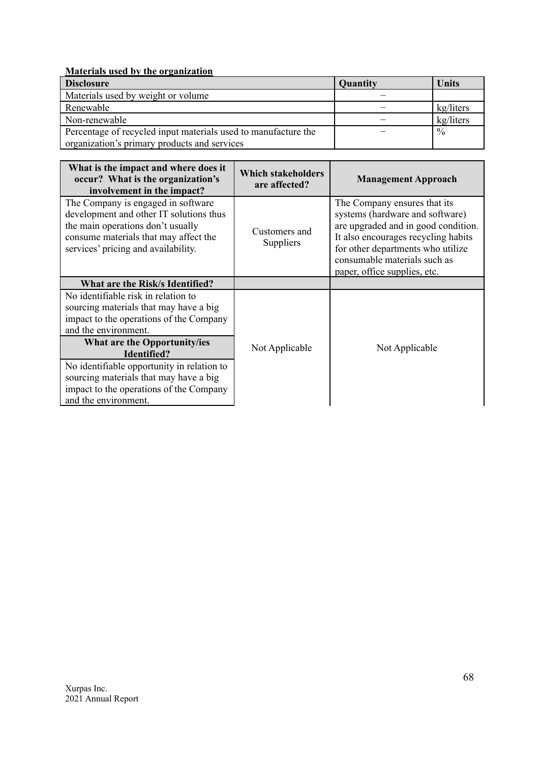**Materials used by the organization**

| Disclosure | Quantity | Units |
| --- | --- | --- |
| Materials used by weight or volume | – | |
| Renewable | – | kg/liters |
| Non-renewable | – | kg/liters |
| Percentage of recycled input materials used to manufacture the organization's primary products and services | – | % |

| What is the impact and where does it occur? What is the organization's involvement in the impact? | Which stakeholders are affected? | Management Approach |
| --- | --- | --- |
| The Company is engaged in software development and other IT solutions thus the main operations don't usually consume materials that may affect the services' pricing and availability. | Customers and Suppliers | The Company ensures that its systems (hardware and software) are upgraded and in good condition. It also encourages recycling habits for other departments who utilize consumable materials such as paper, office supplies, etc. |
| **What are the Risk/s Identified?** | | |
| No identifiable risk in relation to sourcing materials that may have a big impact to the operations of the Company and the environment. | Not Applicable | Not Applicable |
| **What are the Opportunity/ies Identified?** | | |
| No identifiable opportunity in relation to sourcing materials that may have a big impact to the operations of the Company and the environment. | | |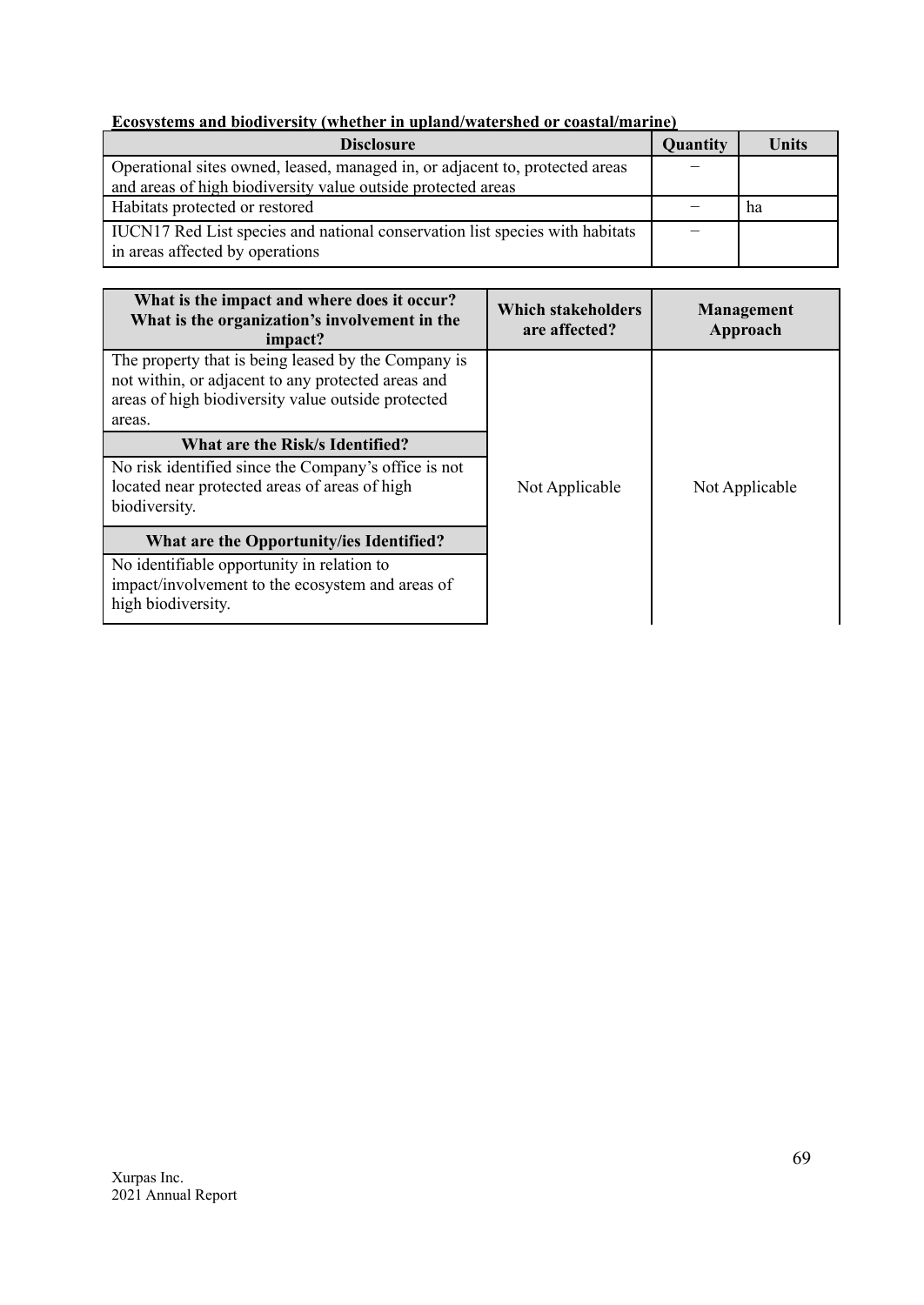**Ecosystems and biodiversity (whether in upland/watershed or coastal/marine)**

| Disclosure | Quantity | Units |
| --- | --- | --- |
| Operational sites owned, leased, managed in, or adjacent to, protected areas and areas of high biodiversity value outside protected areas | – | |
| Habitats protected or restored | – | ha |
| IUCN17 Red List species and national conservation list species with habitats in areas affected by operations | – | |

| What is the impact and where does it occur? What is the organization's involvement in the impact? | Which stakeholders are affected? | Management Approach |
| --- | --- | --- |
| The property that is being leased by the Company is not within, or adjacent to any protected areas and areas of high biodiversity value outside protected areas. | Not Applicable | Not Applicable |
| **What are the Risk/s Identified?** | | |
| No risk identified since the Company's office is not located near protected areas of areas of high biodiversity. | | |
| **What are the Opportunity/ies Identified?** | | |
| No identifiable opportunity in relation to impact/involvement to the ecosystem and areas of high biodiversity. | | |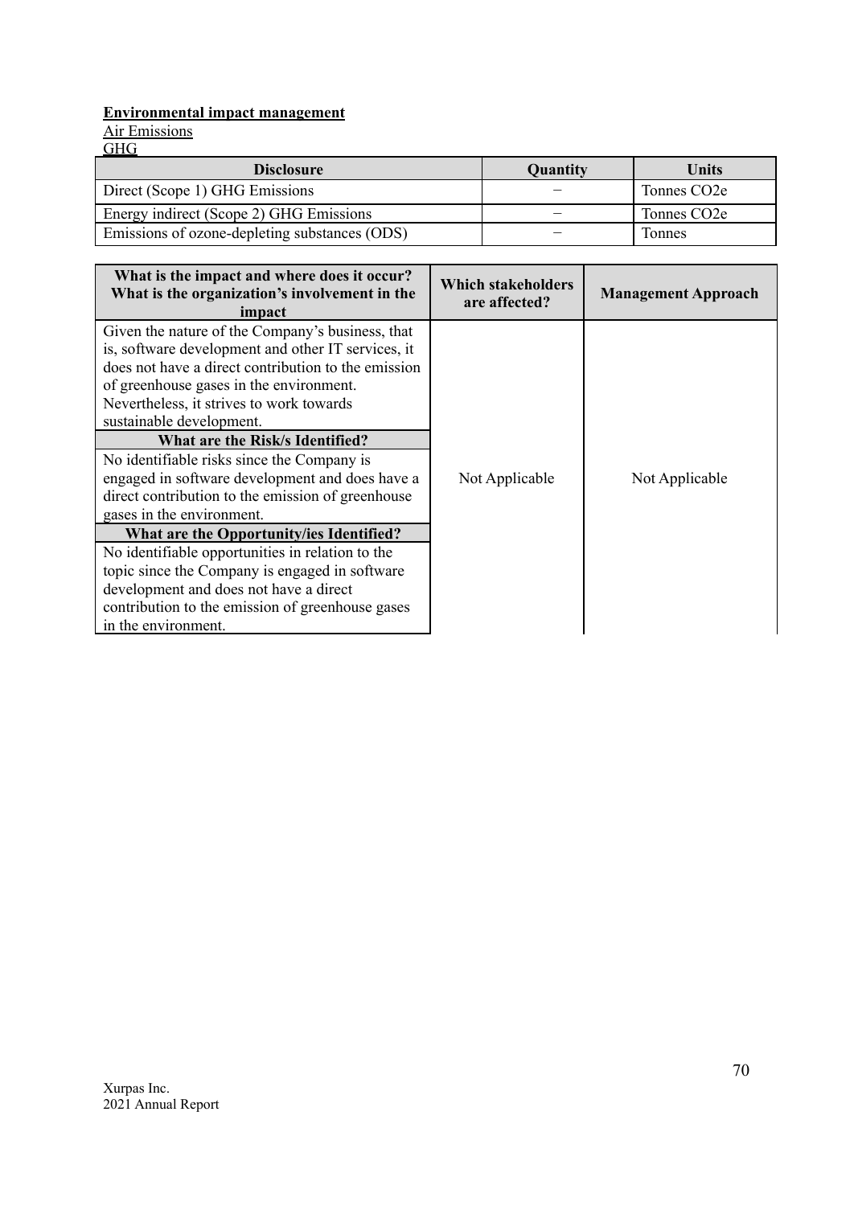**Environmental impact management**

Air Emissions

GHG

| Disclosure | Quantity | Units |
|---|---|---|
| Direct (Scope 1) GHG Emissions | – | Tonnes $CO_2e$ |
| Energy indirect (Scope 2) GHG Emissions | – | Tonnes $CO_2e$ |
| Emissions of ozone-depleting substances (ODS) | – | Tonnes |

| What is the impact and where does it occur? What is the organization's involvement in the impact | Which stakeholders are affected? | Management Approach |
|---|---|---|
| Given the nature of the Company's business, that is, software development and other IT services, it does not have a direct contribution to the emission of greenhouse gases in the environment. Nevertheless, it strives to work towards sustainable development. | Not Applicable | Not Applicable |
| **What are the Risk/s Identified?** | | |
| No identifiable risks since the Company is engaged in software development and does have a direct contribution to the emission of greenhouse gases in the environment. | | |
| **What are the Opportunity/ies Identified?** | | |
| No identifiable opportunities in relation to the topic since the Company is engaged in software development and does not have a direct contribution to the emission of greenhouse gases in the environment. | | |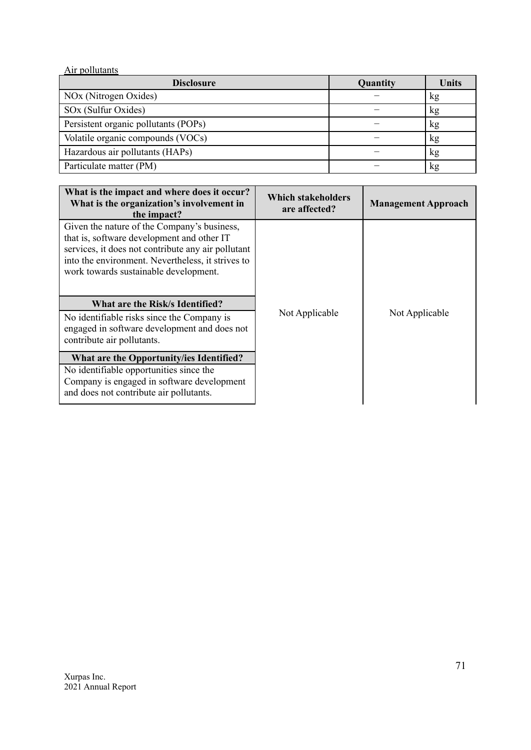Air pollutants

| Disclosure | Quantity | Units |
|---|---|---|
| NOx (Nitrogen Oxides) | – | kg |
| SOx (Sulfur Oxides) | – | kg |
| Persistent organic pollutants (POPs) | – | kg |
| Volatile organic compounds (VOCs) | – | kg |
| Hazardous air pollutants (HAPs) | – | kg |
| Particulate matter (PM) | – | kg |

| What is the impact and where does it occur? What is the organization's involvement in the impact? | Which stakeholders are affected? | Management Approach |
|---|---|---|
| Given the nature of the Company's business, that is, software development and other IT services, it does not contribute any air pollutant into the environment. Nevertheless, it strives to work towards sustainable development. | Not Applicable | Not Applicable |
| **What are the Risk/s Identified?** | | |
| No identifiable risks since the Company is engaged in software development and does not contribute air pollutants. | | |
| **What are the Opportunity/ies Identified?** | | |
| No identifiable opportunities since the Company is engaged in software development and does not contribute air pollutants. | | |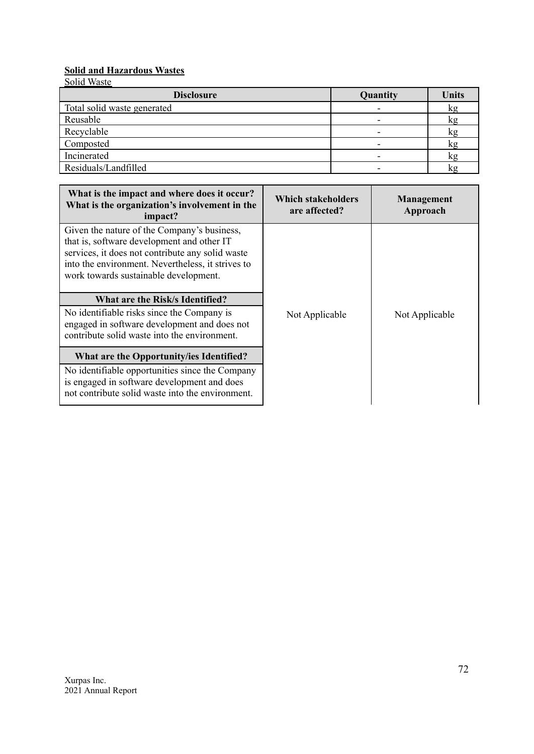**Solid and Hazardous Wastes**

Solid Waste

| Disclosure | Quantity | Units |
|---|---|---|
| Total solid waste generated | - | kg |
| Reusable | - | kg |
| Recyclable | - | kg |
| Composted | - | kg |
| Incinerated | - | kg |
| Residuals/Landfilled | - | kg |

| What is the impact and where does it occur? What is the organization's involvement in the impact? | Which stakeholders are affected? | Management Approach |
|---|---|---|
| Given the nature of the Company's business, that is, software development and other IT services, it does not contribute any solid waste into the environment. Nevertheless, it strives to work towards sustainable development. | Not Applicable | Not Applicable |
| **What are the Risk/s Identified?** | | |
| No identifiable risks since the Company is engaged in software development and does not contribute solid waste into the environment. | | |
| **What are the Opportunity/ies Identified?** | | |
| No identifiable opportunities since the Company is engaged in software development and does not contribute solid waste into the environment. | | |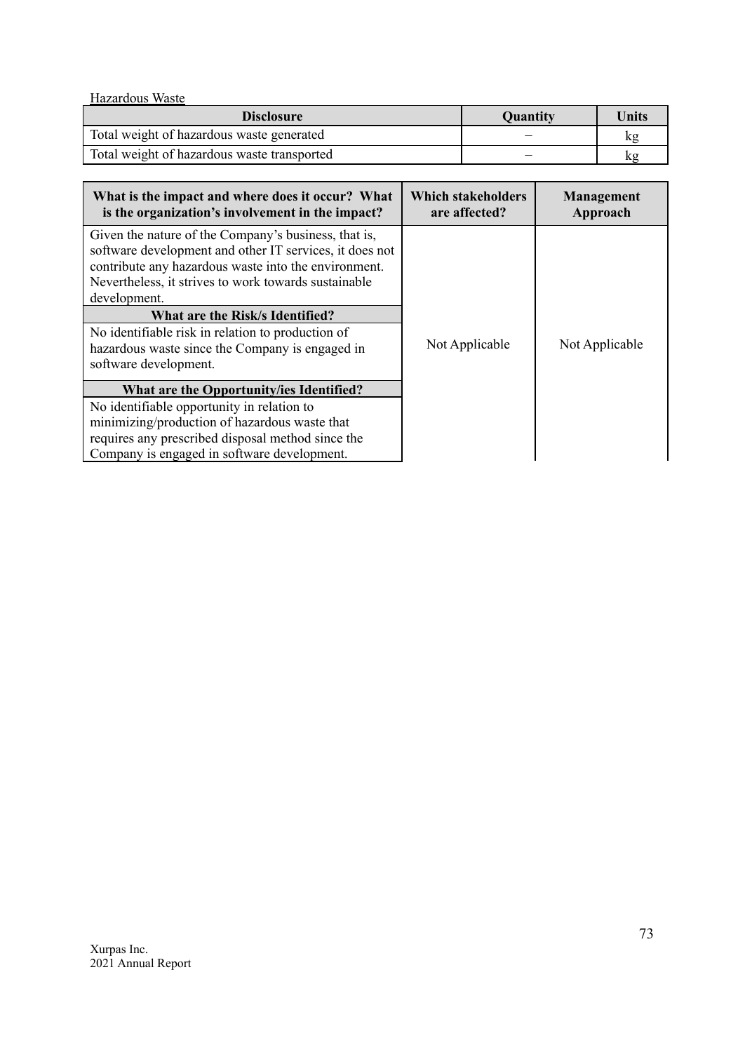Hazardous Waste

| Disclosure | Quantity | Units |
|---|---|---|
| Total weight of hazardous waste generated | – | kg |
| Total weight of hazardous waste transported | – | kg |

| What is the impact and where does it occur? What is the organization's involvement in the impact? | Which stakeholders are affected? | Management Approach |
|---|---|---|
| Given the nature of the Company's business, that is, software development and other IT services, it does not contribute any hazardous waste into the environment. Nevertheless, it strives to work towards sustainable development. | Not Applicable | Not Applicable |
| **What are the Risk/s Identified?** | | |
| No identifiable risk in relation to production of hazardous waste since the Company is engaged in software development. | | |
| **What are the Opportunity/ies Identified?** | | |
| No identifiable opportunity in relation to minimizing/production of hazardous waste that requires any prescribed disposal method since the Company is engaged in software development. | | |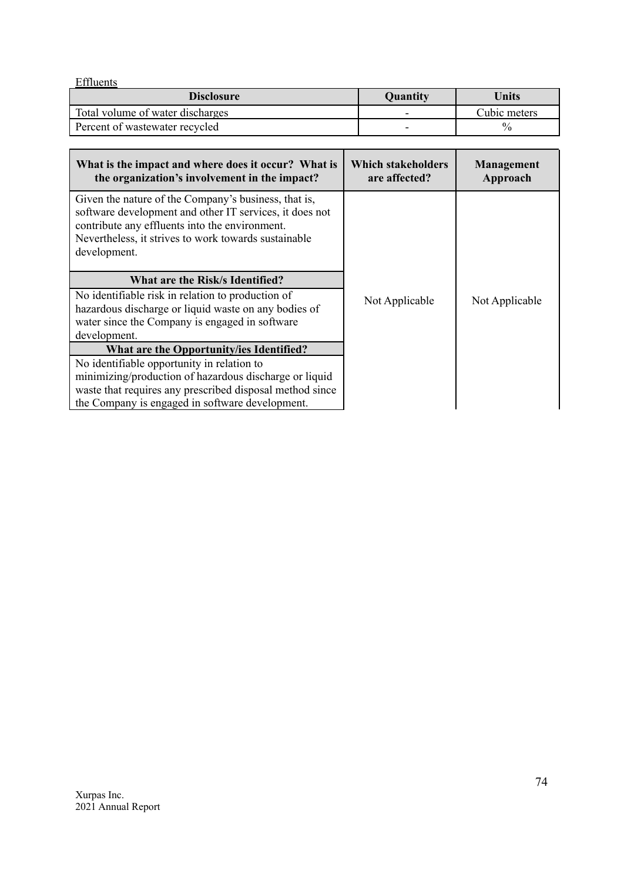Effluents

| Disclosure | Quantity | Units |
|---|---|---|
| Total volume of water discharges | - | Cubic meters |
| Percent of wastewater recycled | - | % |

| What is the impact and where does it occur? What is the organization's involvement in the impact? | Which stakeholders are affected? | Management Approach |
|---|---|---|
| Given the nature of the Company's business, that is, software development and other IT services, it does not contribute any effluents into the environment. Nevertheless, it strives to work towards sustainable development. | Not Applicable | Not Applicable |
| **What are the Risk/s Identified?** | | |
| No identifiable risk in relation to production of hazardous discharge or liquid waste on any bodies of water since the Company is engaged in software development. | | |
| **What are the Opportunity/ies Identified?** | | |
| No identifiable opportunity in relation to minimizing/production of hazardous discharge or liquid waste that requires any prescribed disposal method since the Company is engaged in software development. | | |

Xurpas Inc.
2021 Annual Report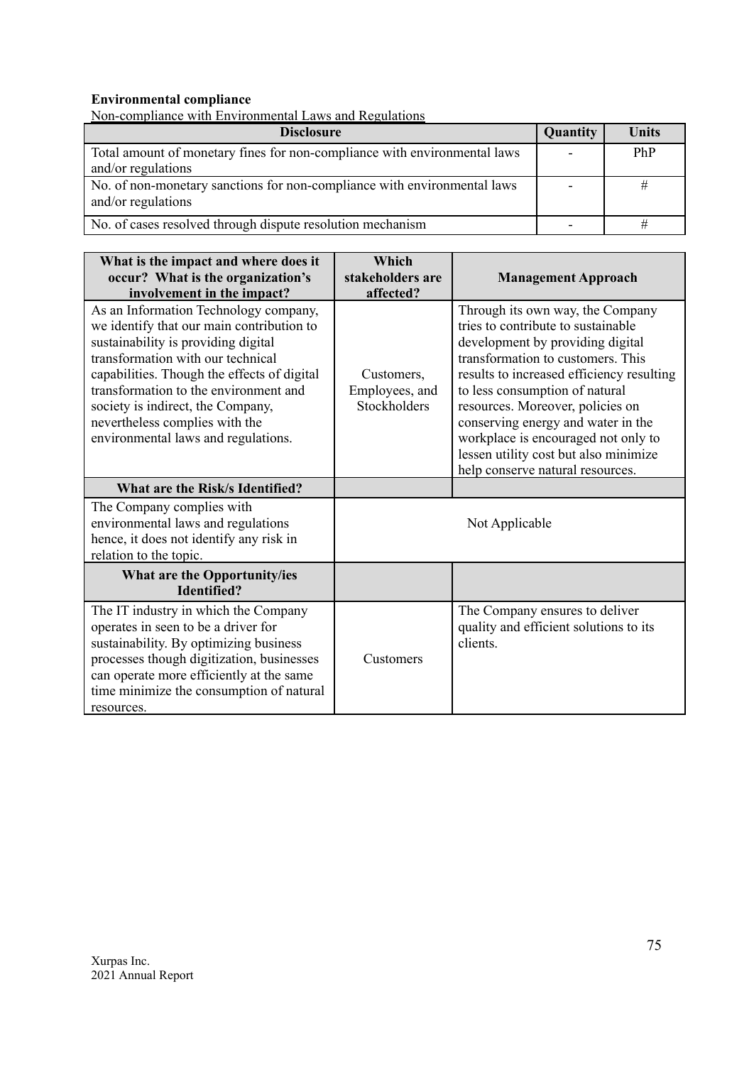**Environmental compliance**

Non-compliance with Environmental Laws and Regulations

| Disclosure | Quantity | Units |
|---|---|---|
| Total amount of monetary fines for non-compliance with environmental laws and/or regulations | - | PhP |
| No. of non-monetary sanctions for non-compliance with environmental laws and/or regulations | - | # |
| No. of cases resolved through dispute resolution mechanism | - | # |

| What is the impact and where does it occur? What is the organization's involvement in the impact? | Which stakeholders are affected? | Management Approach |
|---|---|---|
| As an Information Technology company, we identify that our main contribution to sustainability is providing digital transformation with our technical capabilities. Though the effects of digital transformation to the environment and society is indirect, the Company, nevertheless complies with the environmental laws and regulations. | Customers, Employees, and Stockholders | Through its own way, the Company tries to contribute to sustainable development by providing digital transformation to customers. This results to increased efficiency resulting to less consumption of natural resources. Moreover, policies on conserving energy and water in the workplace is encouraged not only to lessen utility cost but also minimize help conserve natural resources. |
| **What are the Risk/s Identified?** | | |
| The Company complies with environmental laws and regulations hence, it does not identify any risk in relation to the topic. | Not Applicable | |
| **What are the Opportunity/ies Identified?** | | |
| The IT industry in which the Company operates in seen to be a driver for sustainability. By optimizing business processes though digitization, businesses can operate more efficiently at the same time minimize the consumption of natural resources. | Customers | The Company ensures to deliver quality and efficient solutions to its clients. |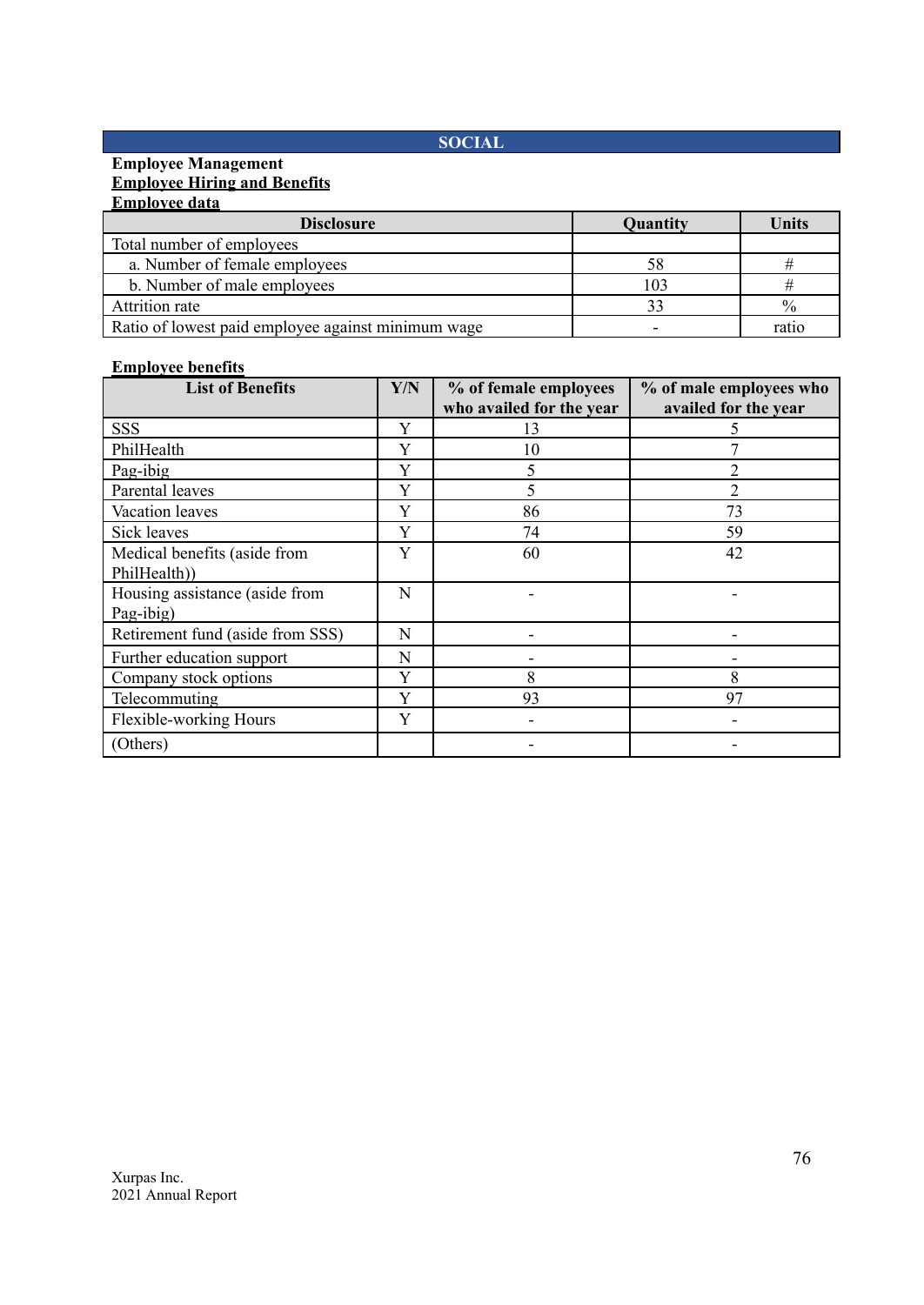## SOCIAL

**Employee Management**

**Employee Hiring and Benefits**

**Employee data**

| Disclosure | Quantity | Units |
|---|---|---|
| Total number of employees | | |
| a. Number of female employees | 58 | # |
| b. Number of male employees | 103 | # |
| Attrition rate | 33 | % |
| Ratio of lowest paid employee against minimum wage | - | ratio |

**Employee benefits**

| List of Benefits | Y/N | % of female employees who availed for the year | % of male employees who availed for the year |
|---|---|---|---|
| SSS | Y | 13 | 5 |
| PhilHealth | Y | 10 | 7 |
| Pag-ibig | Y | 5 | 2 |
| Parental leaves | Y | 5 | 2 |
| Vacation leaves | Y | 86 | 73 |
| Sick leaves | Y | 74 | 59 |
| Medical benefits (aside from PhilHealth)) | Y | 60 | 42 |
| Housing assistance (aside from Pag-ibig) | N | - | - |
| Retirement fund (aside from SSS) | N | - | - |
| Further education support | N | - | - |
| Company stock options | Y | 8 | 8 |
| Telecommuting | Y | 93 | 97 |
| Flexible-working Hours | Y | - | - |
| (Others) | | - | - |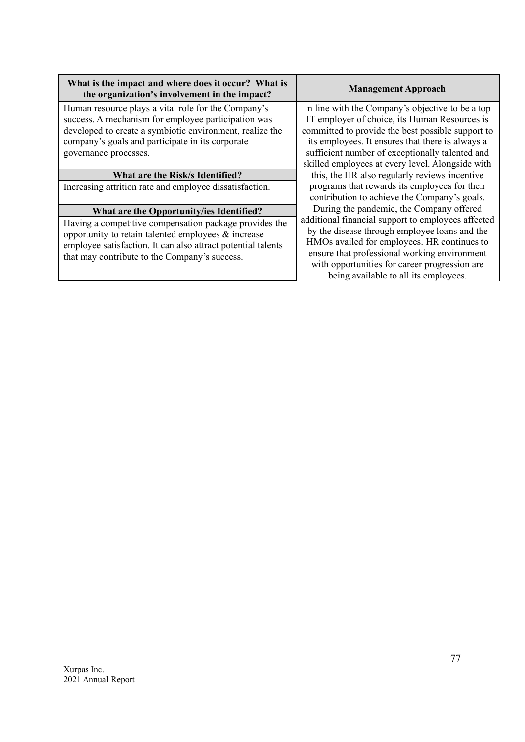| What is the impact and where does it occur? What is the organization's involvement in the impact? | Management Approach |
|---|---|
| Human resource plays a vital role for the Company's success. A mechanism for employee participation was developed to create a symbiotic environment, realize the company's goals and participate in its corporate governance processes. | In line with the Company's objective to be a top IT employer of choice, its Human Resources is committed to provide the best possible support to its employees. It ensures that there is always a sufficient number of exceptionally talented and skilled employees at every level. Alongside with this, the HR also regularly reviews incentive programs that rewards its employees for their contribution to achieve the Company's goals. During the pandemic, the Company offered additional financial support to employees affected by the disease through employee loans and the HMOs availed for employees. HR continues to ensure that professional working environment with opportunities for career progression are being available to all its employees. |
| **What are the Risk/s Identified?** | |
| Increasing attrition rate and employee dissatisfaction. | |
| **What are the Opportunity/ies Identified?** | |
| Having a competitive compensation package provides the opportunity to retain talented employees & increase employee satisfaction. It can also attract potential talents that may contribute to the Company's success. | |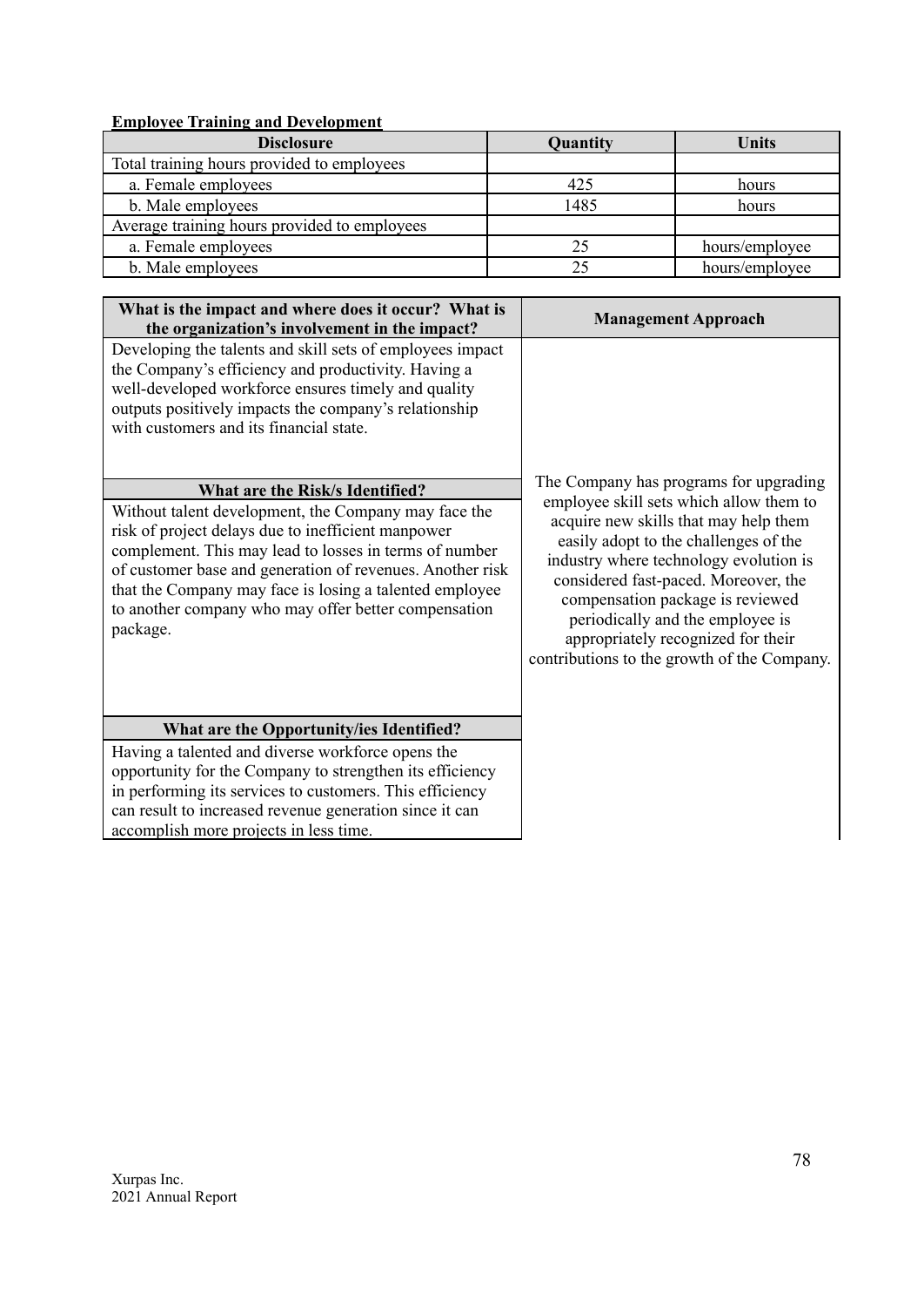**Employee Training and Development**

| Disclosure | Quantity | Units |
|---|---|---|
| Total training hours provided to employees | | |
| a. Female employees | 425 | hours |
| b. Male employees | 1485 | hours |
| Average training hours provided to employees | | |
| a. Female employees | 25 | hours/employee |
| b. Male employees | 25 | hours/employee |

| What is the impact and where does it occur? What is the organization's involvement in the impact? | Management Approach |
|---|---|
| Developing the talents and skill sets of employees impact the Company's efficiency and productivity. Having a well-developed workforce ensures timely and quality outputs positively impacts the company's relationship with customers and its financial state. | The Company has programs for upgrading employee skill sets which allow them to acquire new skills that may help them easily adopt to the challenges of the industry where technology evolution is considered fast-paced. Moreover, the compensation package is reviewed periodically and the employee is appropriately recognized for their contributions to the growth of the Company. |
| **What are the Risk/s Identified?** | |
| Without talent development, the Company may face the risk of project delays due to inefficient manpower complement. This may lead to losses in terms of number of customer base and generation of revenues. Another risk that the Company may face is losing a talented employee to another company who may offer better compensation package. | |
| **What are the Opportunity/ies Identified?** | |
| Having a talented and diverse workforce opens the opportunity for the Company to strengthen its efficiency in performing its services to customers. This efficiency can result to increased revenue generation since it can accomplish more projects in less time. | |

Xurpas Inc.
2021 Annual Report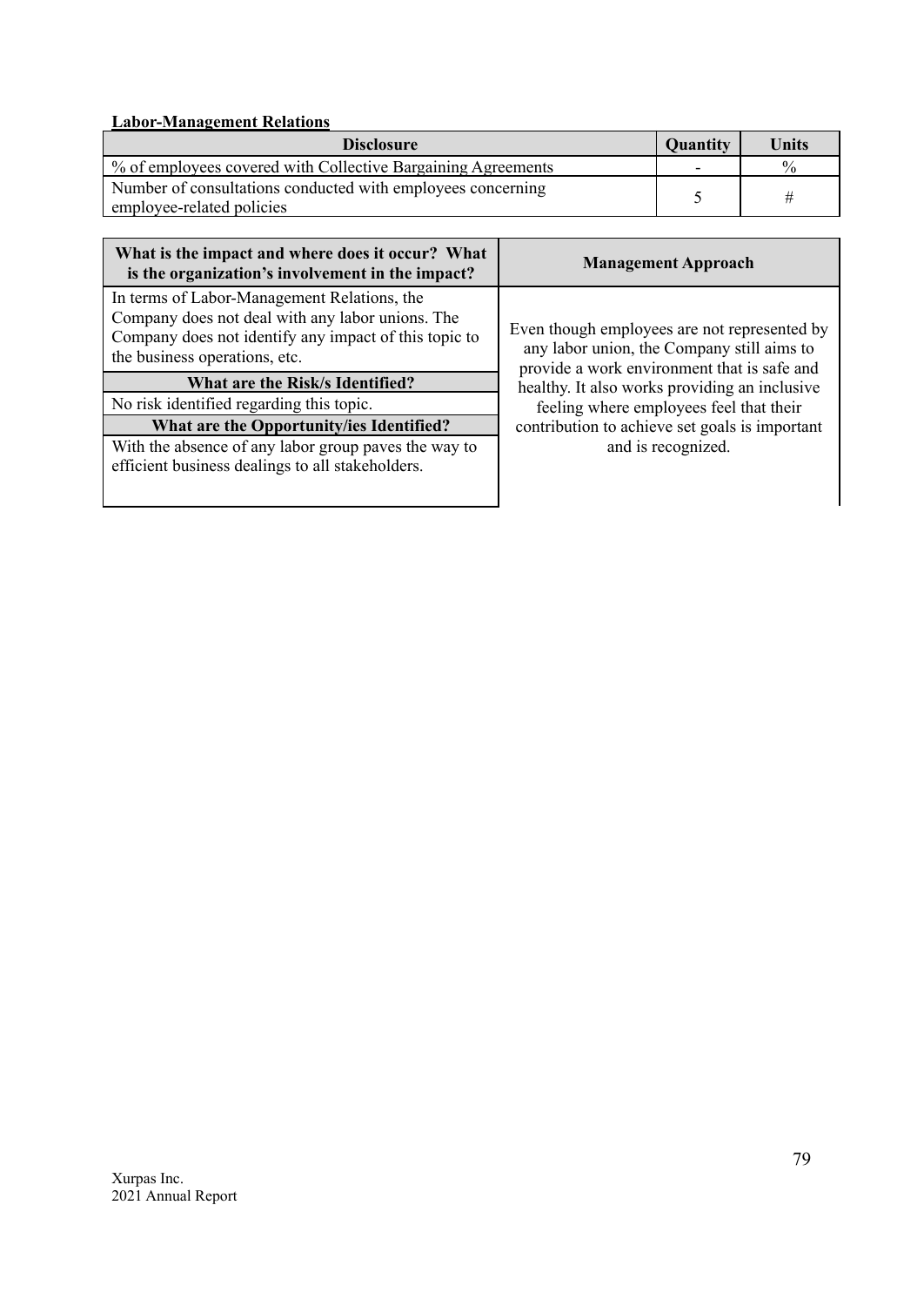**Labor-Management Relations**

| Disclosure | Quantity | Units |
|---|---|---|
| % of employees covered with Collective Bargaining Agreements | - | % |
| Number of consultations conducted with employees concerning employee-related policies | 5 | # |

| What is the impact and where does it occur? What is the organization's involvement in the impact? | Management Approach |
|---|---|
| In terms of Labor-Management Relations, the Company does not deal with any labor unions. The Company does not identify any impact of this topic to the business operations, etc. | Even though employees are not represented by any labor union, the Company still aims to provide a work environment that is safe and healthy. It also works providing an inclusive feeling where employees feel that their contribution to achieve set goals is important and is recognized. |
| **What are the Risk/s Identified?** | |
| No risk identified regarding this topic. | |
| **What are the Opportunity/ies Identified?** | |
| With the absence of any labor group paves the way to efficient business dealings to all stakeholders. | |

Xurpas Inc.
2021 Annual Report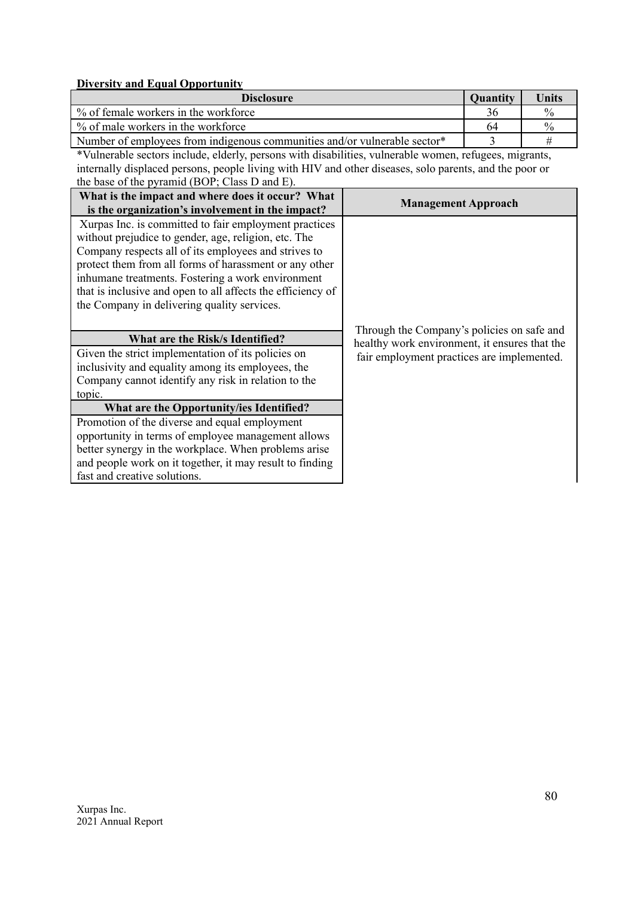**Diversity and Equal Opportunity**

| Disclosure | Quantity | Units |
|---|---|---|
| % of female workers in the workforce | 36 | % |
| % of male workers in the workforce | 64 | % |
| Number of employees from indigenous communities and/or vulnerable sector* | 3 | # |

*Vulnerable sectors include, elderly, persons with disabilities, vulnerable women, refugees, migrants, internally displaced persons, people living with HIV and other diseases, solo parents, and the poor or the base of the pyramid (BOP; Class D and E).

| What is the impact and where does it occur? What is the organization's involvement in the impact? | Management Approach |
|---|---|
| Xurpas Inc. is committed to fair employment practices without prejudice to gender, age, religion, etc. The Company respects all of its employees and strives to protect them from all forms of harassment or any other inhumane treatments. Fostering a work environment that is inclusive and open to all affects the efficiency of the Company in delivering quality services. | Through the Company's policies on safe and healthy work environment, it ensures that the fair employment practices are implemented. |
| **What are the Risk/s Identified?** | |
| Given the strict implementation of its policies on inclusivity and equality among its employees, the Company cannot identify any risk in relation to the topic. | |
| **What are the Opportunity/ies Identified?** | |
| Promotion of the diverse and equal employment opportunity in terms of employee management allows better synergy in the workplace. When problems arise and people work on it together, it may result to finding fast and creative solutions. | |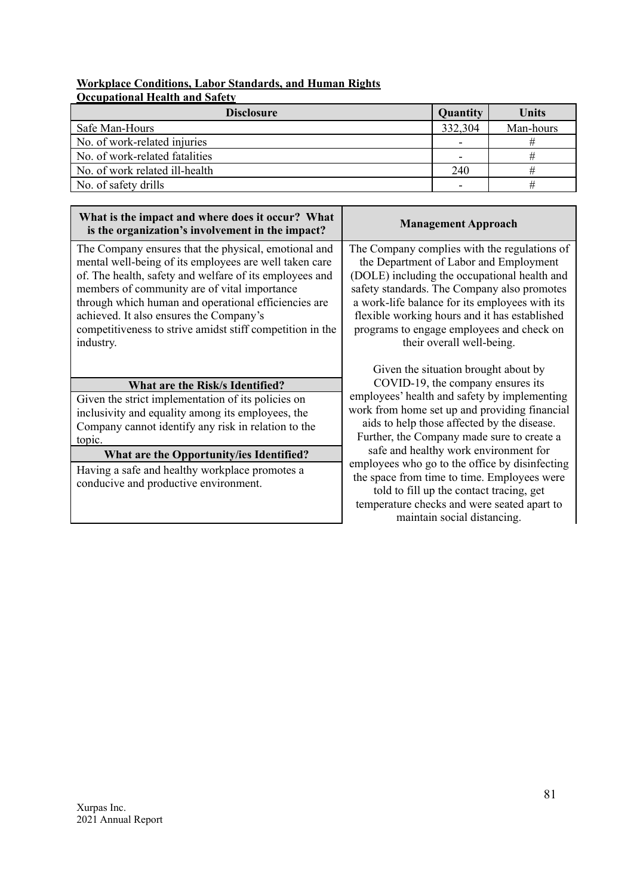**Workplace Conditions, Labor Standards, and Human Rights**

**Occupational Health and Safety**

| Disclosure | Quantity | Units |
|---|---|---|
| Safe Man-Hours | 332,304 | Man-hours |
| No. of work-related injuries | - | # |
| No. of work-related fatalities | - | # |
| No. of work related ill-health | 240 | # |
| No. of safety drills | - | # |

| What is the impact and where does it occur? What is the organization's involvement in the impact? | Management Approach |
|---|---|
| The Company ensures that the physical, emotional and mental well-being of its employees are well taken care of. The health, safety and welfare of its employees and members of community are of vital importance through which human and operational efficiencies are achieved. It also ensures the Company's competitiveness to strive amidst stiff competition in the industry. | The Company complies with the regulations of the Department of Labor and Employment (DOLE) including the occupational health and safety standards. The Company also promotes a work-life balance for its employees with its flexible working hours and it has established programs to engage employees and check on their overall well-being.<br><br>Given the situation brought about by COVID-19, the company ensures its employees' health and safety by implementing work from home set up and providing financial aids to help those affected by the disease. Further, the Company made sure to create a safe and healthy work environment for employees who go to the office by disinfecting the space from time to time. Employees were told to fill up the contact tracing, get temperature checks and were seated apart to maintain social distancing. |
| **What are the Risk/s Identified?** | |
| Given the strict implementation of its policies on inclusivity and equality among its employees, the Company cannot identify any risk in relation to the topic. | |
| **What are the Opportunity/ies Identified?** | |
| Having a safe and healthy workplace promotes a conducive and productive environment. | |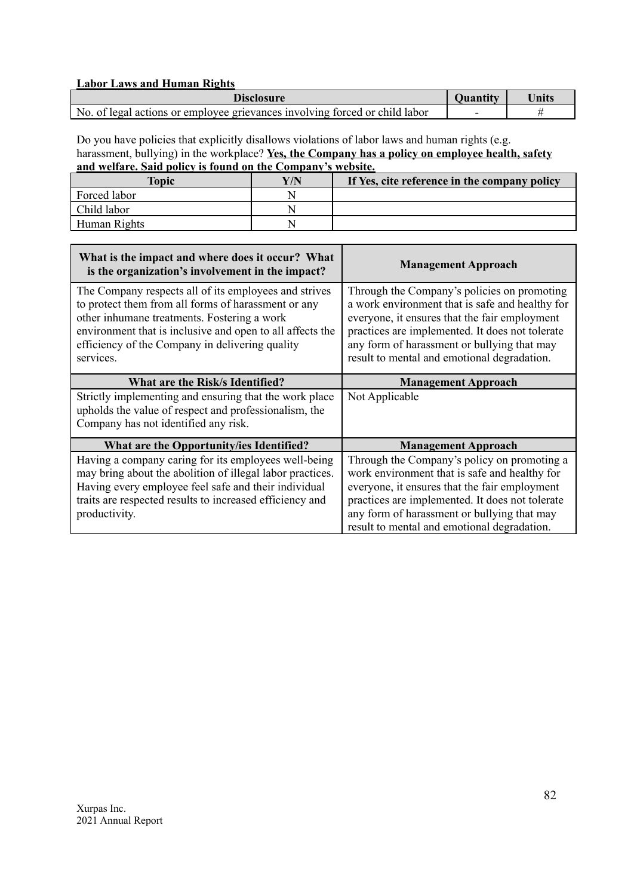**Labor Laws and Human Rights**

| Disclosure | Quantity | Units |
| --- | --- | --- |
| No. of legal actions or employee grievances involving forced or child labor | - | # |

Do you have policies that explicitly disallows violations of labor laws and human rights (e.g. harassment, bullying) in the workplace? **Yes, the Company has a policy on employee health, safety and welfare. Said policy is found on the Company's website.**

| Topic | Y/N | If Yes, cite reference in the company policy |
| --- | --- | --- |
| Forced labor | N | |
| Child labor | N | |
| Human Rights | N | |

| What is the impact and where does it occur? What is the organization's involvement in the impact? | Management Approach |
| --- | --- |
| The Company respects all of its employees and strives to protect them from all forms of harassment or any other inhumane treatments. Fostering a work environment that is inclusive and open to all affects the efficiency of the Company in delivering quality services. | Through the Company's policies on promoting a work environment that is safe and healthy for everyone, it ensures that the fair employment practices are implemented. It does not tolerate any form of harassment or bullying that may result to mental and emotional degradation. |
| **What are the Risk/s Identified?** | **Management Approach** |
| Strictly implementing and ensuring that the work place upholds the value of respect and professionalism, the Company has not identified any risk. | Not Applicable |
| **What are the Opportunity/ies Identified?** | **Management Approach** |
| Having a company caring for its employees well-being may bring about the abolition of illegal labor practices. Having every employee feel safe and their individual traits are respected results to increased efficiency and productivity. | Through the Company's policy on promoting a work environment that is safe and healthy for everyone, it ensures that the fair employment practices are implemented. It does not tolerate any form of harassment or bullying that may result to mental and emotional degradation. |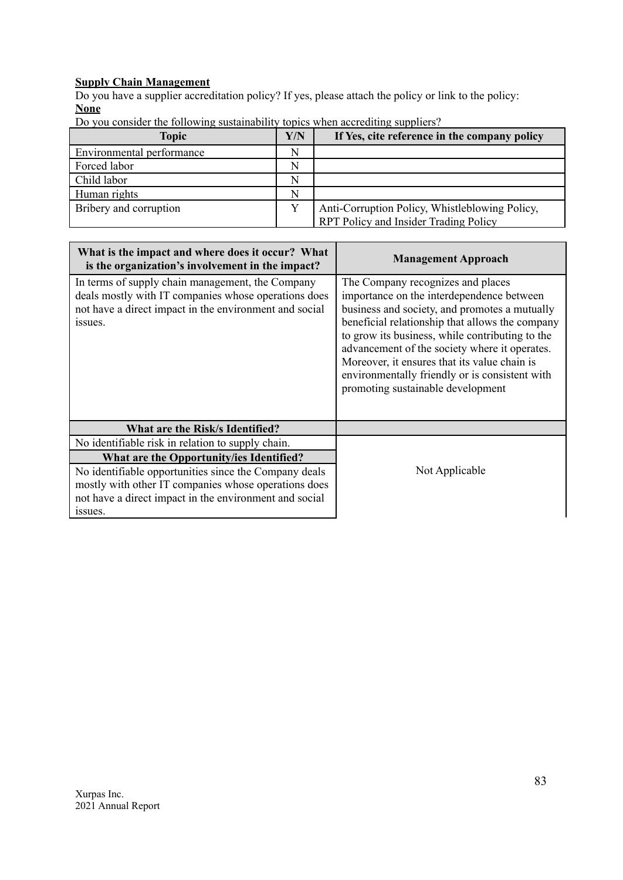**Supply Chain Management**

Do you have a supplier accreditation policy? If yes, please attach the policy or link to the policy:

**None**

Do you consider the following sustainability topics when accrediting suppliers?

| Topic | Y/N | If Yes, cite reference in the company policy |
|---|---|---|
| Environmental performance | N | |
| Forced labor | N | |
| Child labor | N | |
| Human rights | N | |
| Bribery and corruption | Y | Anti-Corruption Policy, Whistleblowing Policy, RPT Policy and Insider Trading Policy |

| What is the impact and where does it occur? What is the organization's involvement in the impact? | Management Approach |
|---|---|
| In terms of supply chain management, the Company deals mostly with IT companies whose operations does not have a direct impact in the environment and social issues. | The Company recognizes and places importance on the interdependence between business and society, and promotes a mutually beneficial relationship that allows the company to grow its business, while contributing to the advancement of the society where it operates. Moreover, it ensures that its value chain is environmentally friendly or is consistent with promoting sustainable development |
| **What are the Risk/s Identified?** | |
| No identifiable risk in relation to supply chain. | Not Applicable |
| **What are the Opportunity/ies Identified?** | |
| No identifiable opportunities since the Company deals mostly with other IT companies whose operations does not have a direct impact in the environment and social issues. | |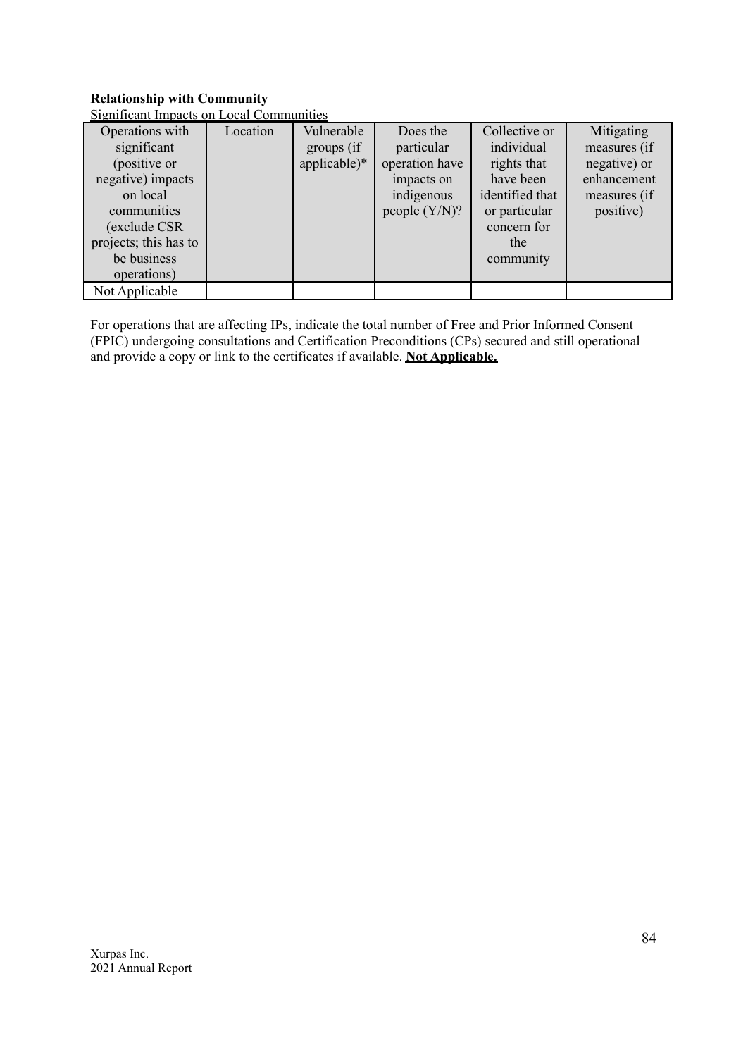**Relationship with Community**

Significant Impacts on Local Communities

| Operations with significant (positive or negative) impacts on local communities (exclude CSR projects; this has to be business operations) | Location | Vulnerable groups (if applicable)* | Does the particular operation have impacts on indigenous people (Y/N)? | Collective or individual rights that have been identified that or particular concern for the community | Mitigating measures (if negative) or enhancement measures (if positive) |
|---|---|---|---|---|---|
| Not Applicable | | | | | |

For operations that are affecting IPs, indicate the total number of Free and Prior Informed Consent (FPIC) undergoing consultations and Certification Preconditions (CPs) secured and still operational and provide a copy or link to the certificates if available. **Not Applicable.**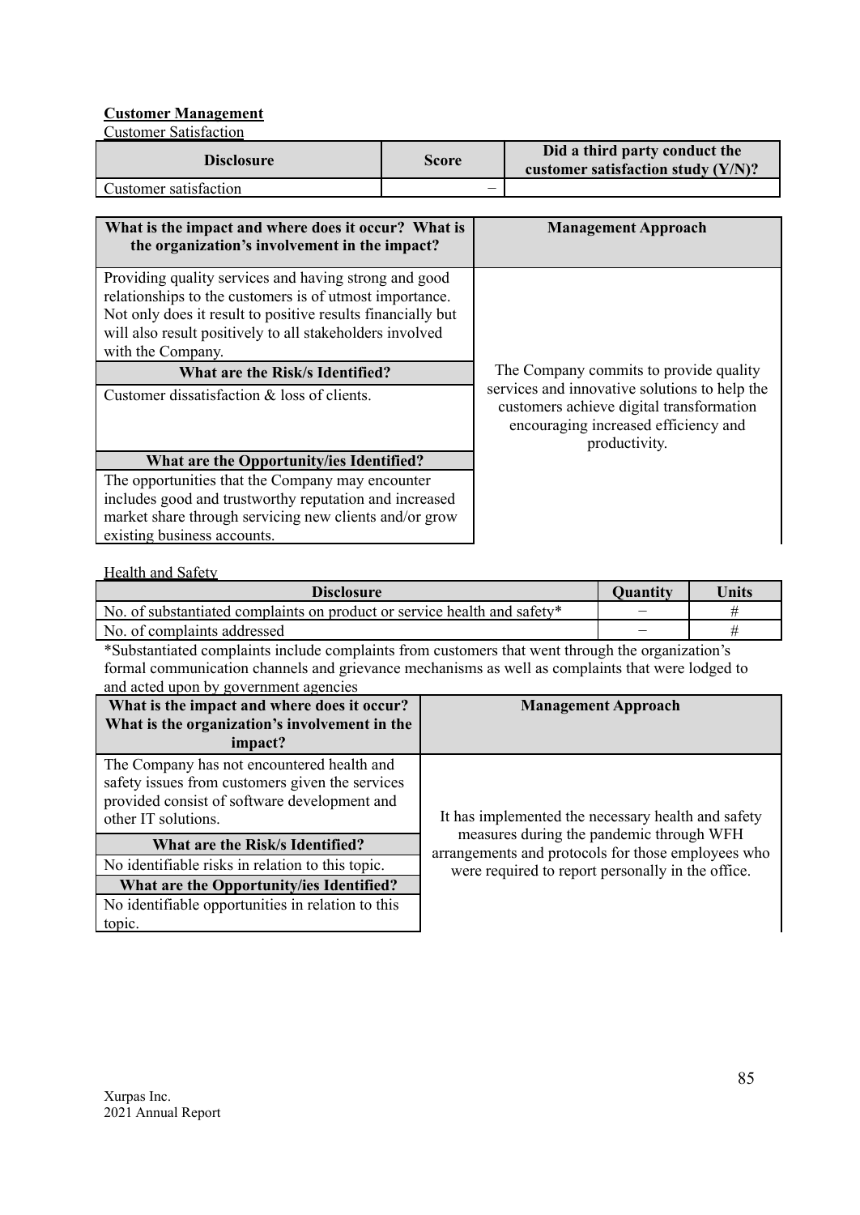**Customer Management**

Customer Satisfaction

| Disclosure | Score | Did a third party conduct the customer satisfaction study (Y/N)? |
|---|---|---|
| Customer satisfaction | – | |

| What is the impact and where does it occur? What is the organization's involvement in the impact? | Management Approach |
|---|---|
| Providing quality services and having strong and good relationships to the customers is of utmost importance. Not only does it result to positive results financially but will also result positively to all stakeholders involved with the Company. | The Company commits to provide quality services and innovative solutions to help the customers achieve digital transformation encouraging increased efficiency and productivity. |
| **What are the Risk/s Identified?** | |
| Customer dissatisfaction & loss of clients. | |
| **What are the Opportunity/ies Identified?** | |
| The opportunities that the Company may encounter includes good and trustworthy reputation and increased market share through servicing new clients and/or grow existing business accounts. | |

Health and Safety

| Disclosure | Quantity | Units |
|---|---|---|
| No. of substantiated complaints on product or service health and safety* | – | # |
| No. of complaints addressed | – | # |

*Substantiated complaints include complaints from customers that went through the organization's formal communication channels and grievance mechanisms as well as complaints that were lodged to and acted upon by government agencies

| What is the impact and where does it occur? What is the organization's involvement in the impact? | Management Approach |
|---|---|
| The Company has not encountered health and safety issues from customers given the services provided consist of software development and other IT solutions. | It has implemented the necessary health and safety measures during the pandemic through WFH arrangements and protocols for those employees who were required to report personally in the office. |
| **What are the Risk/s Identified?** | |
| No identifiable risks in relation to this topic. | |
| **What are the Opportunity/ies Identified?** | |
| No identifiable opportunities in relation to this topic. | |

Xurpas Inc.
2021 Annual Report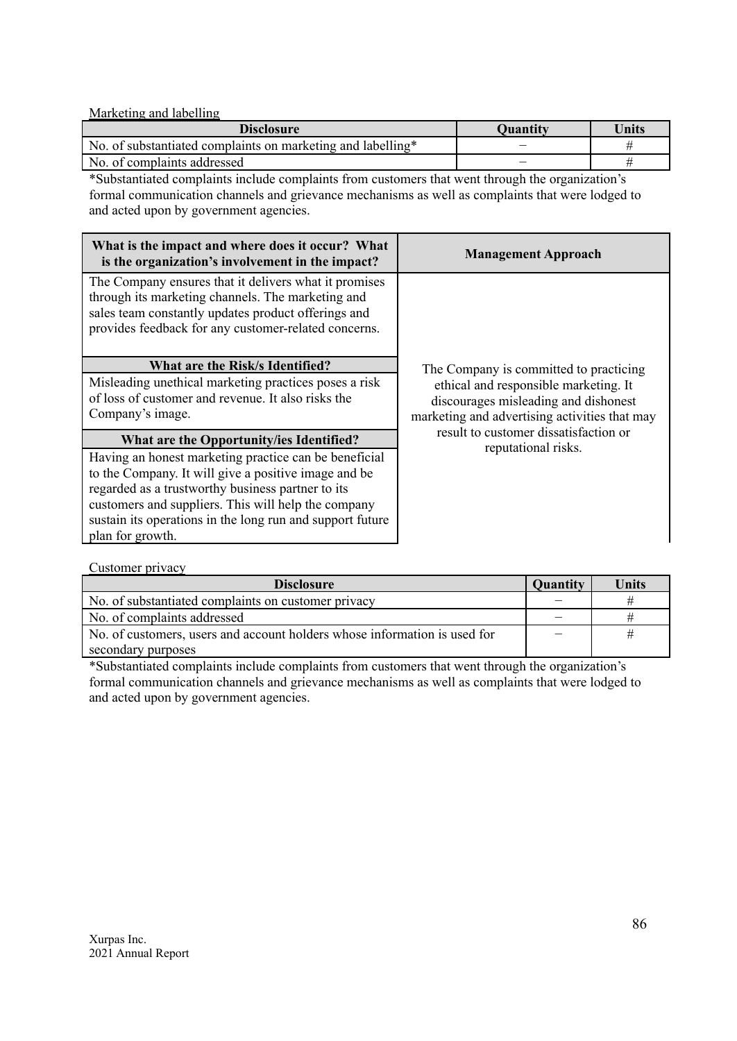Marketing and labelling

| Disclosure | Quantity | Units |
| --- | --- | --- |
| No. of substantiated complaints on marketing and labelling* | – | # |
| No. of complaints addressed | – | # |

*Substantiated complaints include complaints from customers that went through the organization's formal communication channels and grievance mechanisms as well as complaints that were lodged to and acted upon by government agencies.

| What is the impact and where does it occur? What is the organization's involvement in the impact? | Management Approach |
| --- | --- |
| The Company ensures that it delivers what it promises through its marketing channels. The marketing and sales team constantly updates product offerings and provides feedback for any customer-related concerns. | The Company is committed to practicing ethical and responsible marketing. It discourages misleading and dishonest marketing and advertising activities that may result to customer dissatisfaction or reputational risks. |
| **What are the Risk/s Identified?** | |
| Misleading unethical marketing practices poses a risk of loss of customer and revenue. It also risks the Company's image. | |
| **What are the Opportunity/ies Identified?** | |
| Having an honest marketing practice can be beneficial to the Company. It will give a positive image and be regarded as a trustworthy business partner to its customers and suppliers. This will help the company sustain its operations in the long run and support future plan for growth. | |

Customer privacy

| Disclosure | Quantity | Units |
| --- | --- | --- |
| No. of substantiated complaints on customer privacy | – | # |
| No. of complaints addressed | – | # |
| No. of customers, users and account holders whose information is used for secondary purposes | – | # |

*Substantiated complaints include complaints from customers that went through the organization's formal communication channels and grievance mechanisms as well as complaints that were lodged to and acted upon by government agencies.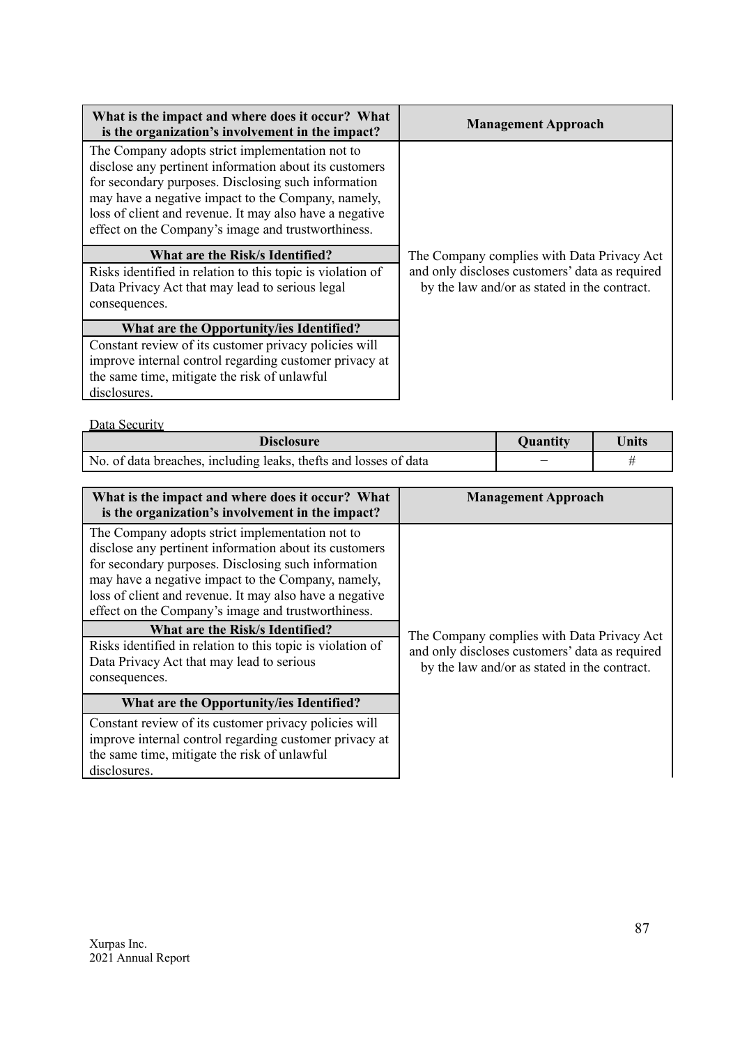| What is the impact and where does it occur? What is the organization's involvement in the impact? | Management Approach |
|---|---|
| The Company adopts strict implementation not to disclose any pertinent information about its customers for secondary purposes. Disclosing such information may have a negative impact to the Company, namely, loss of client and revenue. It may also have a negative effect on the Company's image and trustworthiness. | The Company complies with Data Privacy Act and only discloses customers' data as required by the law and/or as stated in the contract. |
| **What are the Risk/s Identified?** | |
| Risks identified in relation to this topic is violation of Data Privacy Act that may lead to serious legal consequences. | |
| **What are the Opportunity/ies Identified?** | |
| Constant review of its customer privacy policies will improve internal control regarding customer privacy at the same time, mitigate the risk of unlawful disclosures. | |

Data Security

| Disclosure | Quantity | Units |
|---|---|---|
| No. of data breaches, including leaks, thefts and losses of data | – | # |

| What is the impact and where does it occur? What is the organization's involvement in the impact? | Management Approach |
|---|---|
| The Company adopts strict implementation not to disclose any pertinent information about its customers for secondary purposes. Disclosing such information may have a negative impact to the Company, namely, loss of client and revenue. It may also have a negative effect on the Company's image and trustworthiness. | The Company complies with Data Privacy Act and only discloses customers' data as required by the law and/or as stated in the contract. |
| **What are the Risk/s Identified?** | |
| Risks identified in relation to this topic is violation of Data Privacy Act that may lead to serious consequences. | |
| **What are the Opportunity/ies Identified?** | |
| Constant review of its customer privacy policies will improve internal control regarding customer privacy at the same time, mitigate the risk of unlawful disclosures. | |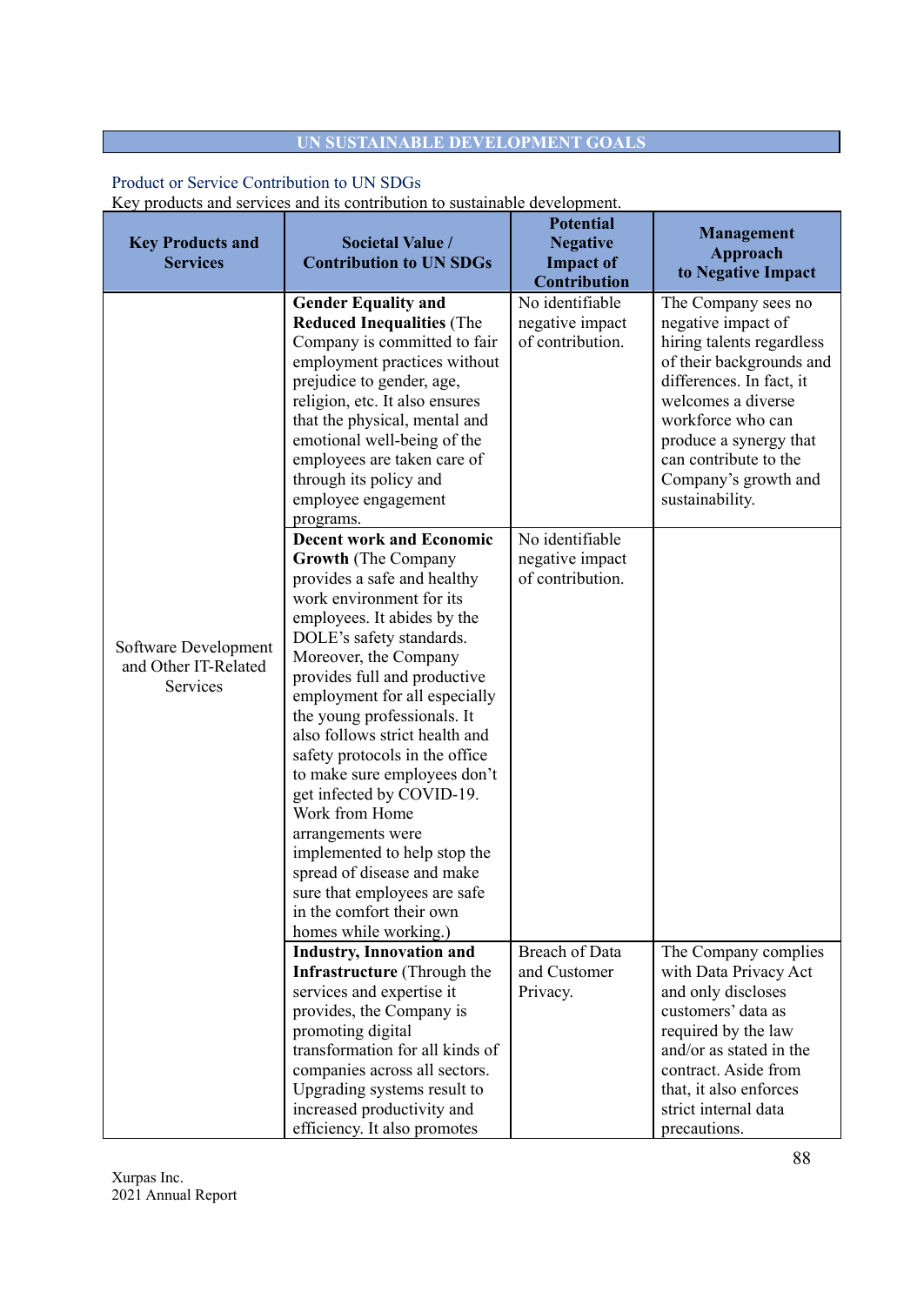## UN SUSTAINABLE DEVELOPMENT GOALS

### Product or Service Contribution to UN SDGs

Key products and services and its contribution to sustainable development.

| Key Products and Services | Societal Value / Contribution to UN SDGs | Potential Negative Impact of Contribution | Management Approach to Negative Impact |
|---|---|---|---|
| Software Development and Other IT-Related Services | **Gender Equality and Reduced Inequalities** (The Company is committed to fair employment practices without prejudice to gender, age, religion, etc. It also ensures that the physical, mental and emotional well-being of the employees are taken care of through its policy and employee engagement programs. | No identifiable negative impact of contribution. | The Company sees no negative impact of hiring talents regardless of their backgrounds and differences. In fact, it welcomes a diverse workforce who can produce a synergy that can contribute to the Company's growth and sustainability. |
| | **Decent work and Economic Growth** (The Company provides a safe and healthy work environment for its employees. It abides by the DOLE's safety standards. Moreover, the Company provides full and productive employment for all especially the young professionals. It also follows strict health and safety protocols in the office to make sure employees don't get infected by COVID-19. Work from Home arrangements were implemented to help stop the spread of disease and make sure that employees are safe in the comfort their own homes while working.) | No identifiable negative impact of contribution. | |
| | **Industry, Innovation and Infrastructure** (Through the services and expertise it provides, the Company is promoting digital transformation for all kinds of companies across all sectors. Upgrading systems result to increased productivity and efficiency. It also promotes | Breach of Data and Customer Privacy. | The Company complies with Data Privacy Act and only discloses customers' data as required by the law and/or as stated in the contract. Aside from that, it also enforces strict internal data precautions. |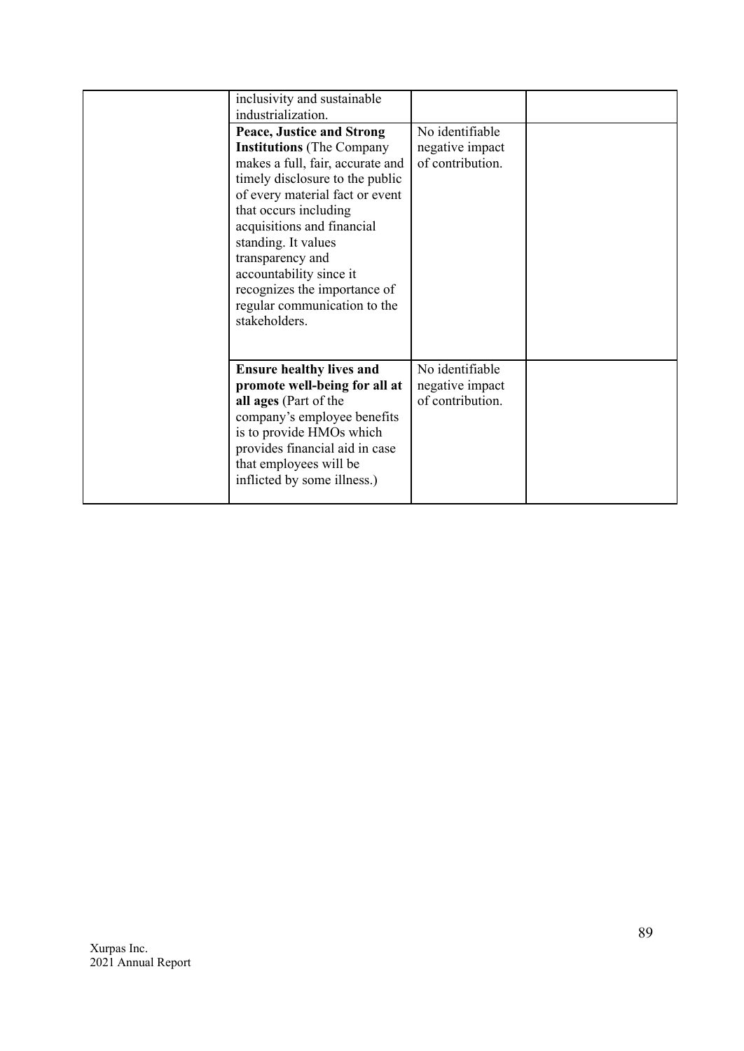| | | | |
|---|---|---|---|
| | inclusivity and sustainable industrialization. | | |
| | **Peace, Justice and Strong Institutions** (The Company makes a full, fair, accurate and timely disclosure to the public of every material fact or event that occurs including acquisitions and financial standing. It values transparency and accountability since it recognizes the importance of regular communication to the stakeholders. | No identifiable negative impact of contribution. | |
| | **Ensure healthy lives and promote well-being for all at all ages** (Part of the company's employee benefits is to provide HMOs which provides financial aid in case that employees will be inflicted by some illness.) | No identifiable negative impact of contribution. | |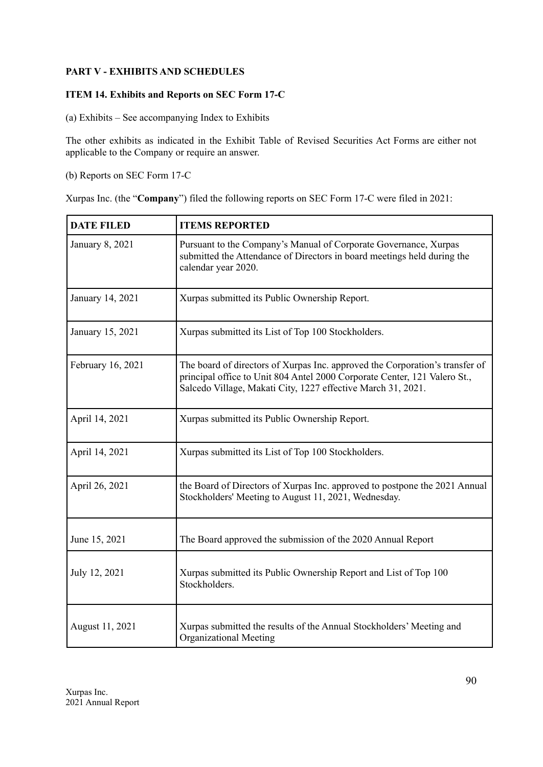**PART V - EXHIBITS AND SCHEDULES**

**ITEM 14. Exhibits and Reports on SEC Form 17-C**

(a) Exhibits – See accompanying Index to Exhibits

The other exhibits as indicated in the Exhibit Table of Revised Securities Act Forms are either not applicable to the Company or require an answer.

(b) Reports on SEC Form 17-C

Xurpas Inc. (the "**Company**") filed the following reports on SEC Form 17-C were filed in 2021:

| DATE FILED | ITEMS REPORTED |
|---|---|
| January 8, 2021 | Pursuant to the Company's Manual of Corporate Governance, Xurpas submitted the Attendance of Directors in board meetings held during the calendar year 2020. |
| January 14, 2021 | Xurpas submitted its Public Ownership Report. |
| January 15, 2021 | Xurpas submitted its List of Top 100 Stockholders. |
| February 16, 2021 | The board of directors of Xurpas Inc. approved the Corporation's transfer of principal office to Unit 804 Antel 2000 Corporate Center, 121 Valero St., Salcedo Village, Makati City, 1227 effective March 31, 2021. |
| April 14, 2021 | Xurpas submitted its Public Ownership Report. |
| April 14, 2021 | Xurpas submitted its List of Top 100 Stockholders. |
| April 26, 2021 | the Board of Directors of Xurpas Inc. approved to postpone the 2021 Annual Stockholders' Meeting to August 11, 2021, Wednesday. |
| June 15, 2021 | The Board approved the submission of the 2020 Annual Report |
| July 12, 2021 | Xurpas submitted its Public Ownership Report and List of Top 100 Stockholders. |
| August 11, 2021 | Xurpas submitted the results of the Annual Stockholders' Meeting and Organizational Meeting |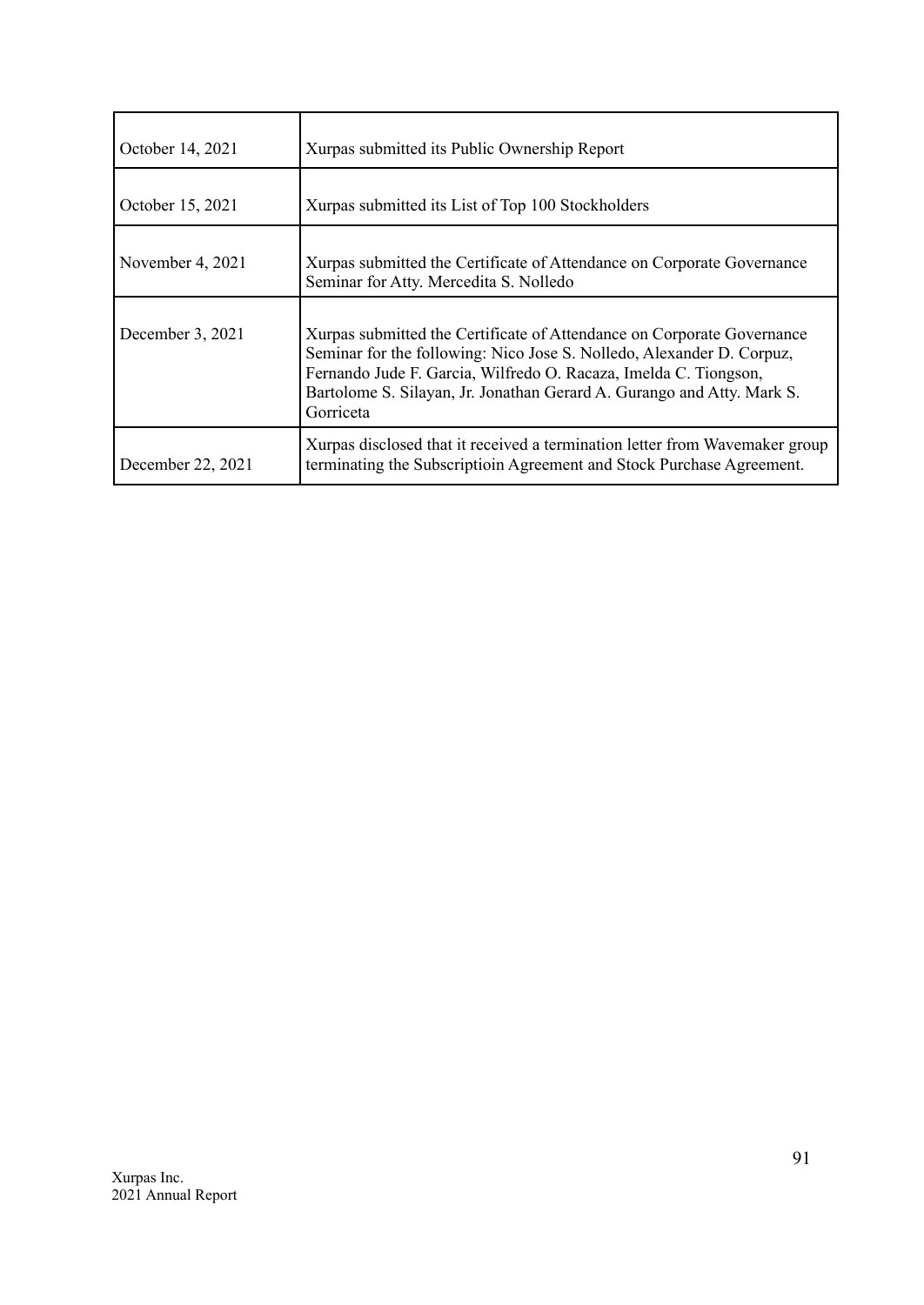| October 14, 2021 | Xurpas submitted its Public Ownership Report |
|---|---|
| October 15, 2021 | Xurpas submitted its List of Top 100 Stockholders |
| November 4, 2021 | Xurpas submitted the Certificate of Attendance on Corporate Governance Seminar for Atty. Mercedita S. Nolledo |
| December 3, 2021 | Xurpas submitted the Certificate of Attendance on Corporate Governance Seminar for the following: Nico Jose S. Nolledo, Alexander D. Corpuz, Fernando Jude F. Garcia, Wilfredo O. Racaza, Imelda C. Tiongson, Bartolome S. Silayan, Jr. Jonathan Gerard A. Gurango and Atty. Mark S. Gorriceta |
| December 22, 2021 | Xurpas disclosed that it received a termination letter from Wavemaker group terminating the Subscriptioin Agreement and Stock Purchase Agreement. |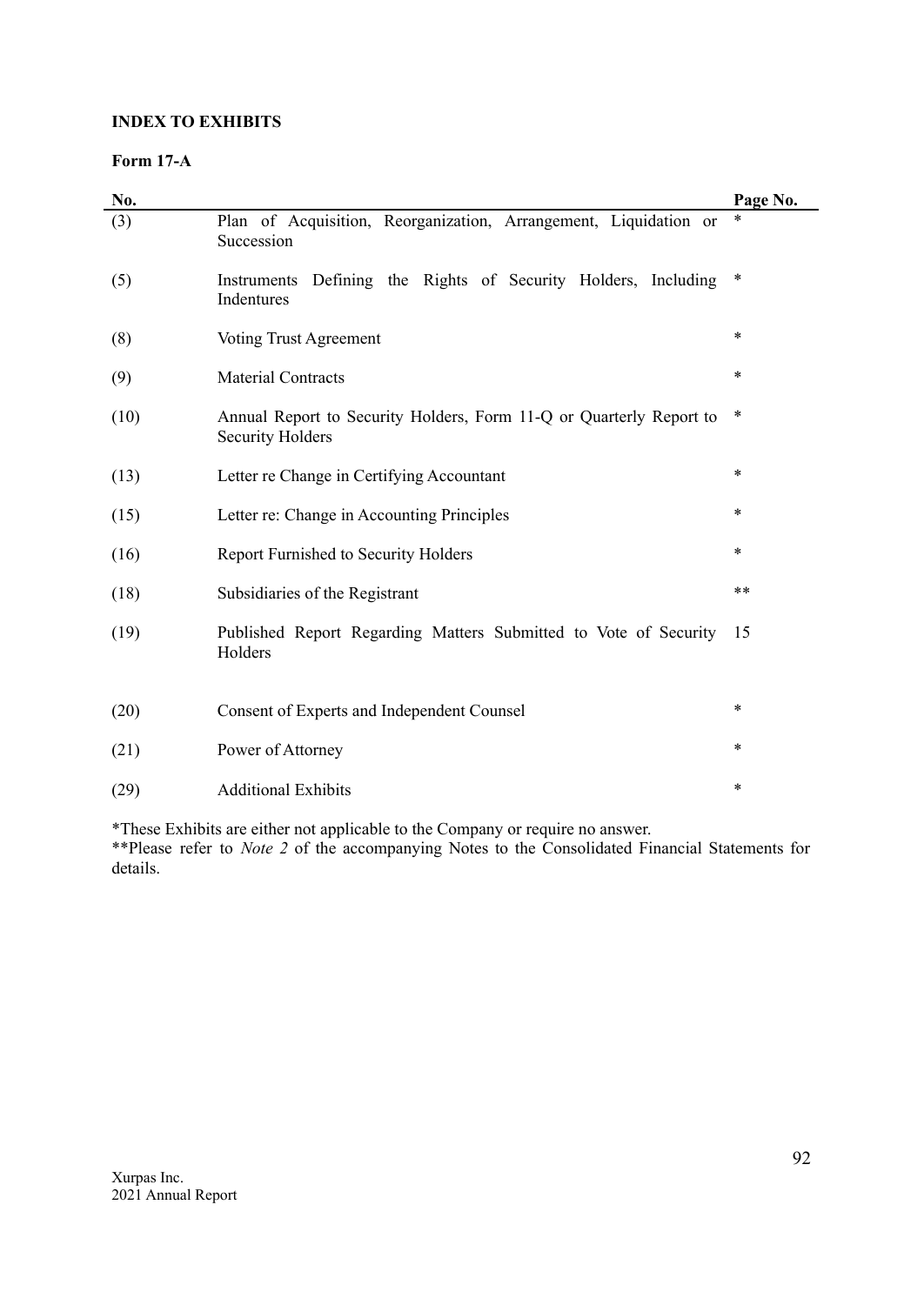**INDEX TO EXHIBITS**

**Form 17-A**

| No. | | Page No. |
|---|---|---|
| (3) | Plan of Acquisition, Reorganization, Arrangement, Liquidation or Succession | * |
| (5) | Instruments Defining the Rights of Security Holders, Including Indentures | * |
| (8) | Voting Trust Agreement | * |
| (9) | Material Contracts | * |
| (10) | Annual Report to Security Holders, Form 11-Q or Quarterly Report to Security Holders | * |
| (13) | Letter re Change in Certifying Accountant | * |
| (15) | Letter re: Change in Accounting Principles | * |
| (16) | Report Furnished to Security Holders | * |
| (18) | Subsidiaries of the Registrant | ** |
| (19) | Published Report Regarding Matters Submitted to Vote of Security Holders | 15 |
| (20) | Consent of Experts and Independent Counsel | * |
| (21) | Power of Attorney | * |
| (29) | Additional Exhibits | * |

*These Exhibits are either not applicable to the Company or require no answer.
**Please refer to *Note 2* of the accompanying Notes to the Consolidated Financial Statements for details.